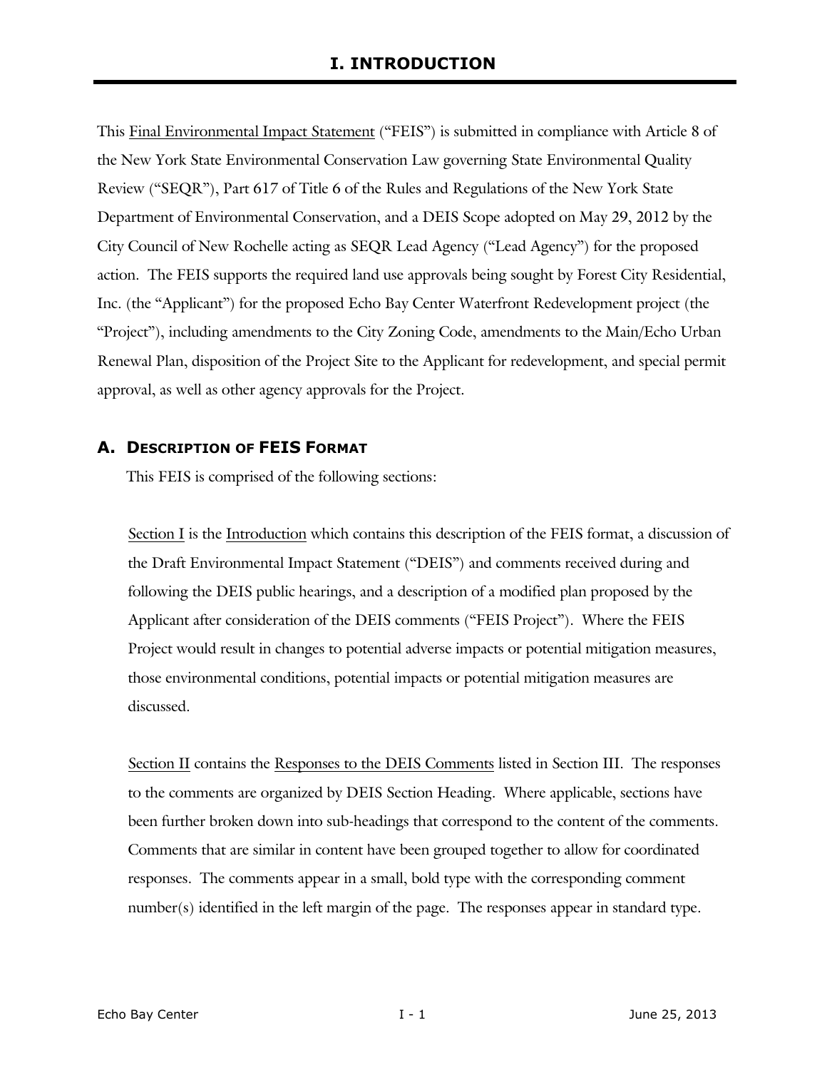# I. INTRODUCTION

This Final Environmental Impact Statement ("FEIS") is submitted in compliance with Article 8 of the New York State Environmental Conservation Law governing State Environmental Quality Review ("SEQR"), Part 617 of Title 6 of the Rules and Regulations of the New York State Department of Environmental Conservation, and a DEIS Scope adopted on May 29, 2012 by the City Council of New Rochelle acting as SEQR Lead Agency ("Lead Agency") for the proposed action. The FEIS supports the required land use approvals being sought by Forest City Residential, Inc. (the "Applicant") for the proposed Echo Bay Center Waterfront Redevelopment project (the "Project"), including amendments to the City Zoning Code, amendments to the Main/Echo Urban Renewal Plan, disposition of the Project Site to the Applicant for redevelopment, and special permit approval, as well as other agency approvals for the Project.

## A. DESCRIPTION OF FEIS FORMAT

This FEIS is comprised of the following sections:

Section I is the Introduction which contains this description of the FEIS format, a discussion of the Draft Environmental Impact Statement ("DEIS") and comments received during and following the DEIS public hearings, and a description of a modified plan proposed by the Applicant after consideration of the DEIS comments ("FEIS Project"). Where the FEIS Project would result in changes to potential adverse impacts or potential mitigation measures, those environmental conditions, potential impacts or potential mitigation measures are discussed.

Section II contains the Responses to the DEIS Comments listed in Section III. The responses to the comments are organized by DEIS Section Heading. Where applicable, sections have been further broken down into sub-headings that correspond to the content of the comments. Comments that are similar in content have been grouped together to allow for coordinated responses. The comments appear in a small, bold type with the corresponding comment number(s) identified in the left margin of the page. The responses appear in standard type.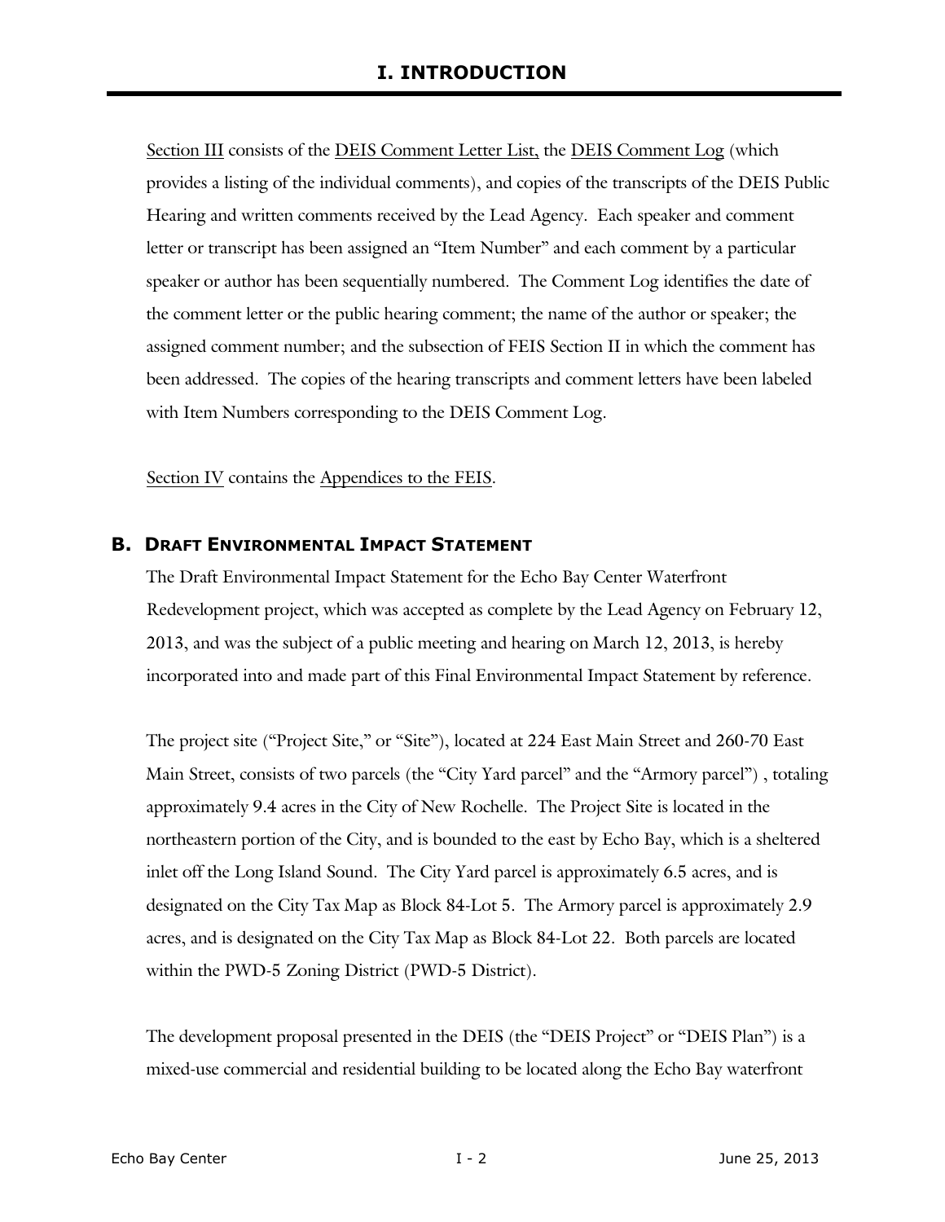# I. INTRODUCTION

Section III consists of the DEIS Comment Letter List, the DEIS Comment Log (which provides a listing of the individual comments), and copies of the transcripts of the DEIS Public Hearing and written comments received by the Lead Agency. Each speaker and comment letter or transcript has been assigned an "Item Number" and each comment by a particular speaker or author has been sequentially numbered. The Comment Log identifies the date of the comment letter or the public hearing comment; the name of the author or speaker; the assigned comment number; and the subsection of FEIS Section II in which the comment has been addressed. The copies of the hearing transcripts and comment letters have been labeled with Item Numbers corresponding to the DEIS Comment Log.

Section IV contains the Appendices to the FEIS.

## B. DRAFT ENVIRONMENTAL IMPACT STATEMENT

The Draft Environmental Impact Statement for the Echo Bay Center Waterfront Redevelopment project, which was accepted as complete by the Lead Agency on February 12, 2013, and was the subject of a public meeting and hearing on March 12, 2013, is hereby incorporated into and made part of this Final Environmental Impact Statement by reference.

The project site ("Project Site," or "Site"), located at 224 East Main Street and 260-70 East Main Street, consists of two parcels (the "City Yard parcel" and the "Armory parcel") , totaling approximately 9.4 acres in the City of New Rochelle. The Project Site is located in the northeastern portion of the City, and is bounded to the east by Echo Bay, which is a sheltered inlet off the Long Island Sound. The City Yard parcel is approximately 6.5 acres, and is designated on the City Tax Map as Block 84-Lot 5. The Armory parcel is approximately 2.9 acres, and is designated on the City Tax Map as Block 84-Lot 22. Both parcels are located within the PWD-5 Zoning District (PWD-5 District).

The development proposal presented in the DEIS (the "DEIS Project" or "DEIS Plan") is a mixed-use commercial and residential building to be located along the Echo Bay waterfront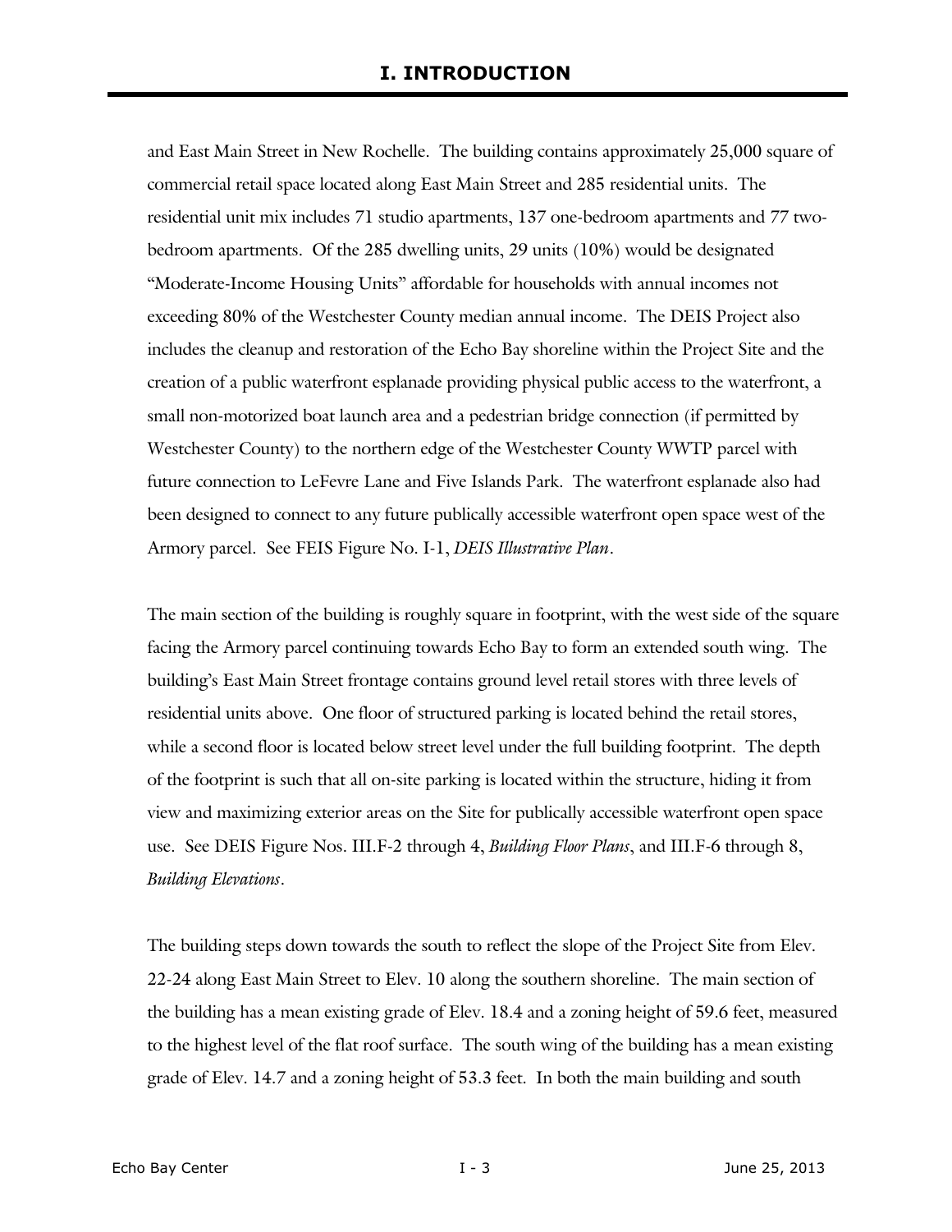and East Main Street in New Rochelle. The building contains approximately 25,000 square of commercial retail space located along East Main Street and 285 residential units. The residential unit mix includes 71 studio apartments, 137 one-bedroom apartments and 77 two-bedroom apartments. Of the 285 dwelling units, 29 units (10%) would be designated "Moderate-Income Housing Units" affordable for households with annual incomes not exceeding 80% of the Westchester County median annual income. The DEIS Project also includes the cleanup and restoration of the Echo Bay shoreline within the Project Site and the creation of a public waterfront esplanade providing physical public access to the waterfront, a small non-motorized boat launch area and a pedestrian bridge connection (if permitted by Westchester County) to the northern edge of the Westchester County WWTP parcel with future connection to LeFevre Lane and Five Islands Park. The waterfront esplanade also had been designed to connect to any future publically accessible waterfront open space west of the Armory parcel. See FEIS Figure No. I-1, *DEIS Illustrative Plan*.

The main section of the building is roughly square in footprint, with the west side of the square facing the Armory parcel continuing towards Echo Bay to form an extended south wing. The building's East Main Street frontage contains ground level retail stores with three levels of residential units above. One floor of structured parking is located behind the retail stores, while a second floor is located below street level under the full building footprint. The depth of the footprint is such that all on-site parking is located within the structure, hiding it from view and maximizing exterior areas on the Site for publically accessible waterfront open space use. See DEIS Figure Nos. III.F-2 through 4, *Building Floor Plans*, and III.F-6 through 8, *Building Elevations*.

The building steps down towards the south to reflect the slope of the Project Site from Elev. 22-24 along East Main Street to Elev. 10 along the southern shoreline. The main section of the building has a mean existing grade of Elev. 18.4 and a zoning height of 59.6 feet, measured to the highest level of the flat roof surface. The south wing of the building has a mean existing grade of Elev. 14.7 and a zoning height of 53.3 feet. In both the main building and south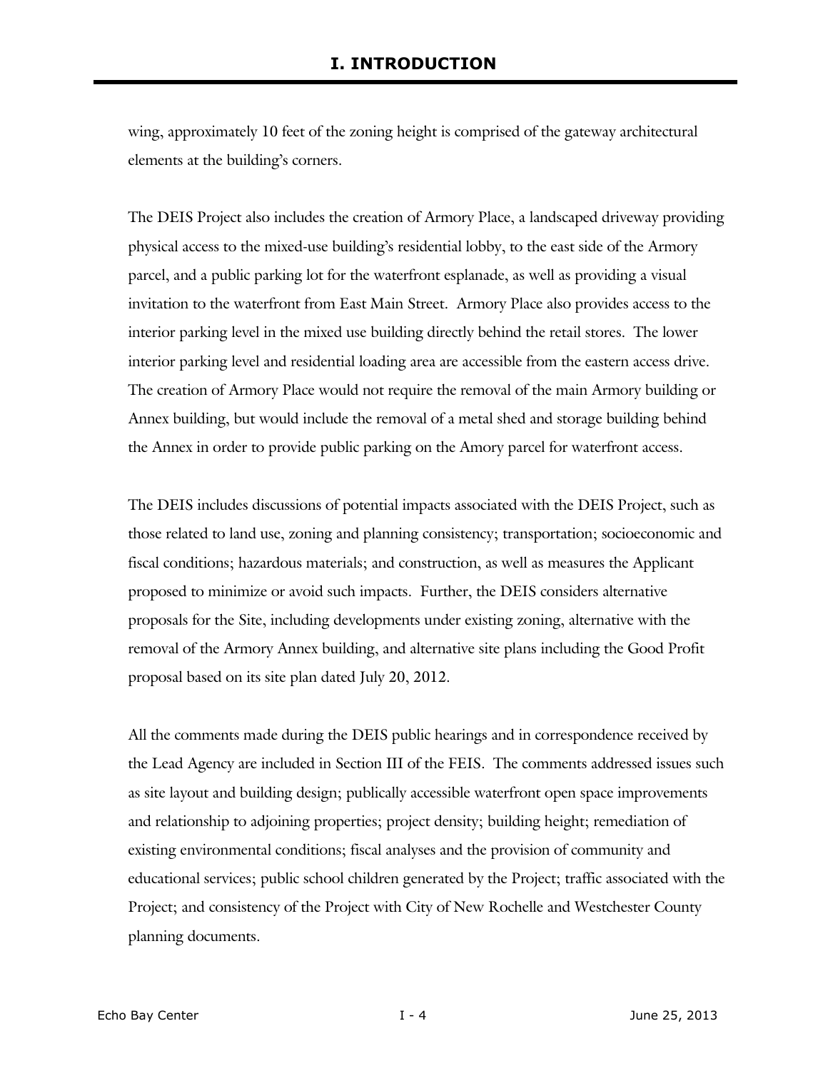# I. INTRODUCTION

wing, approximately 10 feet of the zoning height is comprised of the gateway architectural elements at the building's corners.

The DEIS Project also includes the creation of Armory Place, a landscaped driveway providing physical access to the mixed-use building's residential lobby, to the east side of the Armory parcel, and a public parking lot for the waterfront esplanade, as well as providing a visual invitation to the waterfront from East Main Street. Armory Place also provides access to the interior parking level in the mixed use building directly behind the retail stores. The lower interior parking level and residential loading area are accessible from the eastern access drive. The creation of Armory Place would not require the removal of the main Armory building or Annex building, but would include the removal of a metal shed and storage building behind the Annex in order to provide public parking on the Amory parcel for waterfront access.

The DEIS includes discussions of potential impacts associated with the DEIS Project, such as those related to land use, zoning and planning consistency; transportation; socioeconomic and fiscal conditions; hazardous materials; and construction, as well as measures the Applicant proposed to minimize or avoid such impacts. Further, the DEIS considers alternative proposals for the Site, including developments under existing zoning, alternative with the removal of the Armory Annex building, and alternative site plans including the Good Profit proposal based on its site plan dated July 20, 2012.

All the comments made during the DEIS public hearings and in correspondence received by the Lead Agency are included in Section III of the FEIS. The comments addressed issues such as site layout and building design; publically accessible waterfront open space improvements and relationship to adjoining properties; project density; building height; remediation of existing environmental conditions; fiscal analyses and the provision of community and educational services; public school children generated by the Project; traffic associated with the Project; and consistency of the Project with City of New Rochelle and Westchester County planning documents.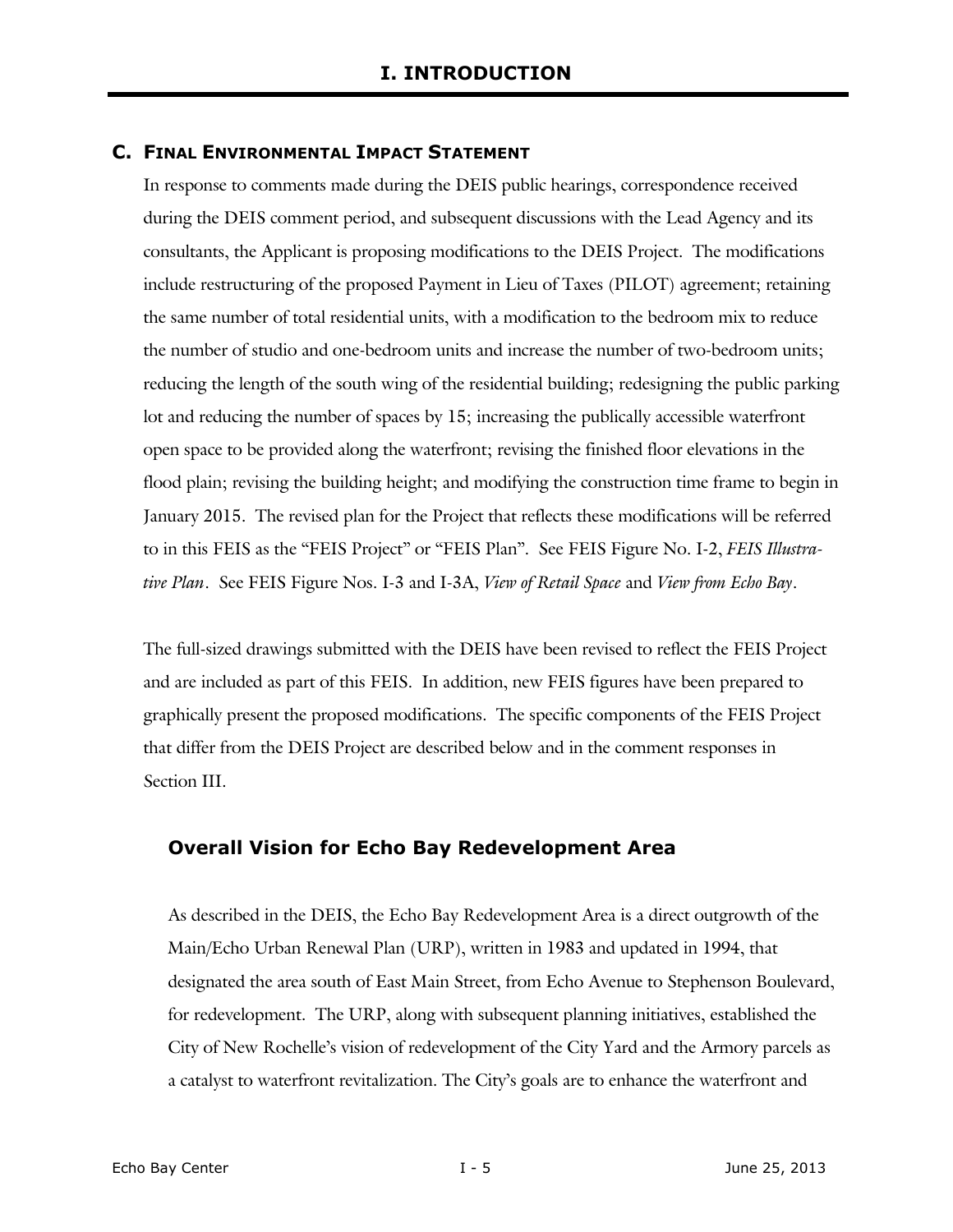# I. INTRODUCTION

## C. FINAL ENVIRONMENTAL IMPACT STATEMENT

In response to comments made during the DEIS public hearings, correspondence received during the DEIS comment period, and subsequent discussions with the Lead Agency and its consultants, the Applicant is proposing modifications to the DEIS Project. The modifications include restructuring of the proposed Payment in Lieu of Taxes (PILOT) agreement; retaining the same number of total residential units, with a modification to the bedroom mix to reduce the number of studio and one-bedroom units and increase the number of two-bedroom units; reducing the length of the south wing of the residential building; redesigning the public parking lot and reducing the number of spaces by 15; increasing the publically accessible waterfront open space to be provided along the waterfront; revising the finished floor elevations in the flood plain; revising the building height; and modifying the construction time frame to begin in January 2015. The revised plan for the Project that reflects these modifications will be referred to in this FEIS as the "FEIS Project" or "FEIS Plan". See FEIS Figure No. I-2, *FEIS Illustrative Plan*. See FEIS Figure Nos. I-3 and I-3A, *View of Retail Space* and *View from Echo Bay*.

The full-sized drawings submitted with the DEIS have been revised to reflect the FEIS Project and are included as part of this FEIS. In addition, new FEIS figures have been prepared to graphically present the proposed modifications. The specific components of the FEIS Project that differ from the DEIS Project are described below and in the comment responses in Section III.

### Overall Vision for Echo Bay Redevelopment Area

As described in the DEIS, the Echo Bay Redevelopment Area is a direct outgrowth of the Main/Echo Urban Renewal Plan (URP), written in 1983 and updated in 1994, that designated the area south of East Main Street, from Echo Avenue to Stephenson Boulevard, for redevelopment. The URP, along with subsequent planning initiatives, established the City of New Rochelle's vision of redevelopment of the City Yard and the Armory parcels as a catalyst to waterfront revitalization. The City's goals are to enhance the waterfront and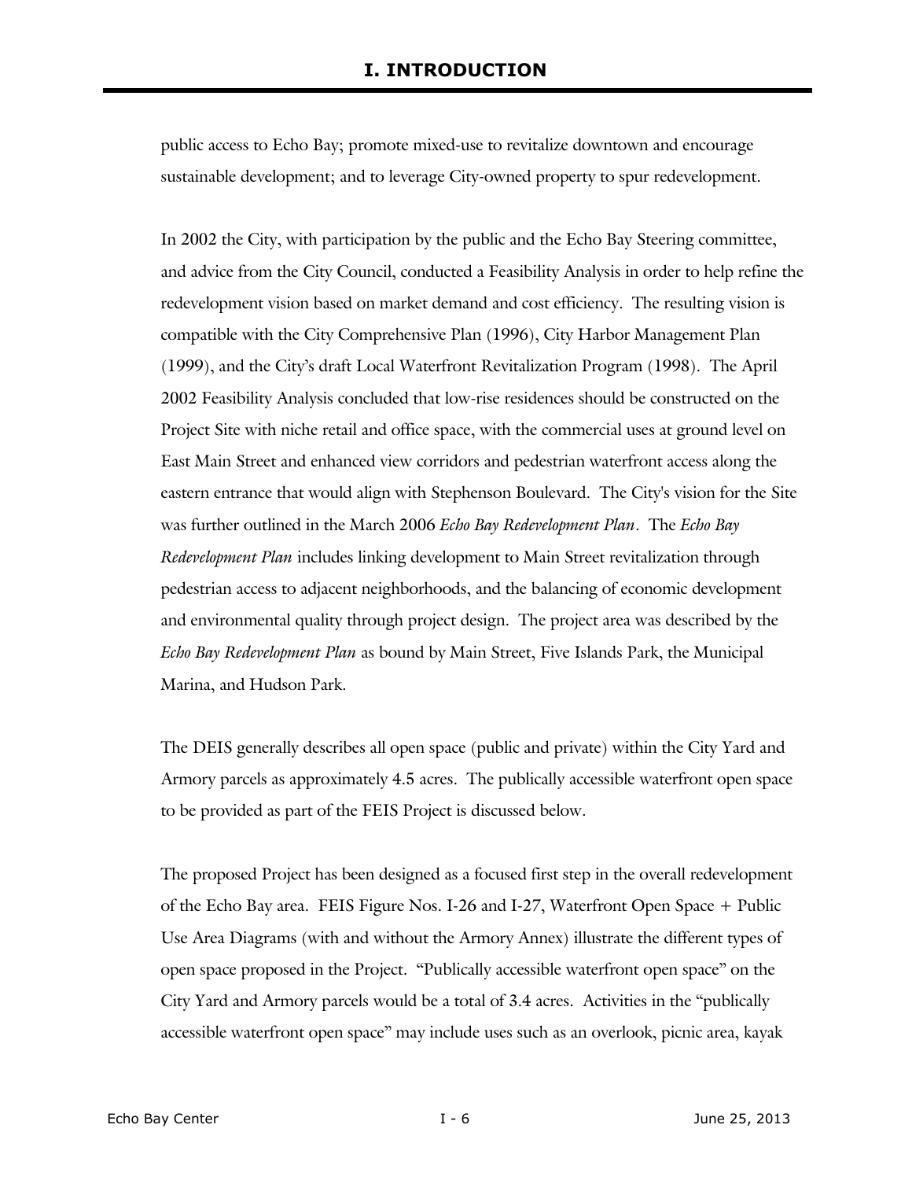public access to Echo Bay; promote mixed-use to revitalize downtown and encourage sustainable development; and to leverage City-owned property to spur redevelopment.

In 2002 the City, with participation by the public and the Echo Bay Steering committee, and advice from the City Council, conducted a Feasibility Analysis in order to help refine the redevelopment vision based on market demand and cost efficiency. The resulting vision is compatible with the City Comprehensive Plan (1996), City Harbor Management Plan (1999), and the City's draft Local Waterfront Revitalization Program (1998). The April 2002 Feasibility Analysis concluded that low-rise residences should be constructed on the Project Site with niche retail and office space, with the commercial uses at ground level on East Main Street and enhanced view corridors and pedestrian waterfront access along the eastern entrance that would align with Stephenson Boulevard. The City's vision for the Site was further outlined in the March 2006 *Echo Bay Redevelopment Plan*. The *Echo Bay Redevelopment Plan* includes linking development to Main Street revitalization through pedestrian access to adjacent neighborhoods, and the balancing of economic development and environmental quality through project design. The project area was described by the *Echo Bay Redevelopment Plan* as bound by Main Street, Five Islands Park, the Municipal Marina, and Hudson Park.

The DEIS generally describes all open space (public and private) within the City Yard and Armory parcels as approximately 4.5 acres. The publically accessible waterfront open space to be provided as part of the FEIS Project is discussed below.

The proposed Project has been designed as a focused first step in the overall redevelopment of the Echo Bay area. FEIS Figure Nos. I-26 and I-27, Waterfront Open Space + Public Use Area Diagrams (with and without the Armory Annex) illustrate the different types of open space proposed in the Project. "Publically accessible waterfront open space" on the City Yard and Armory parcels would be a total of 3.4 acres. Activities in the "publically accessible waterfront open space" may include uses such as an overlook, picnic area, kayak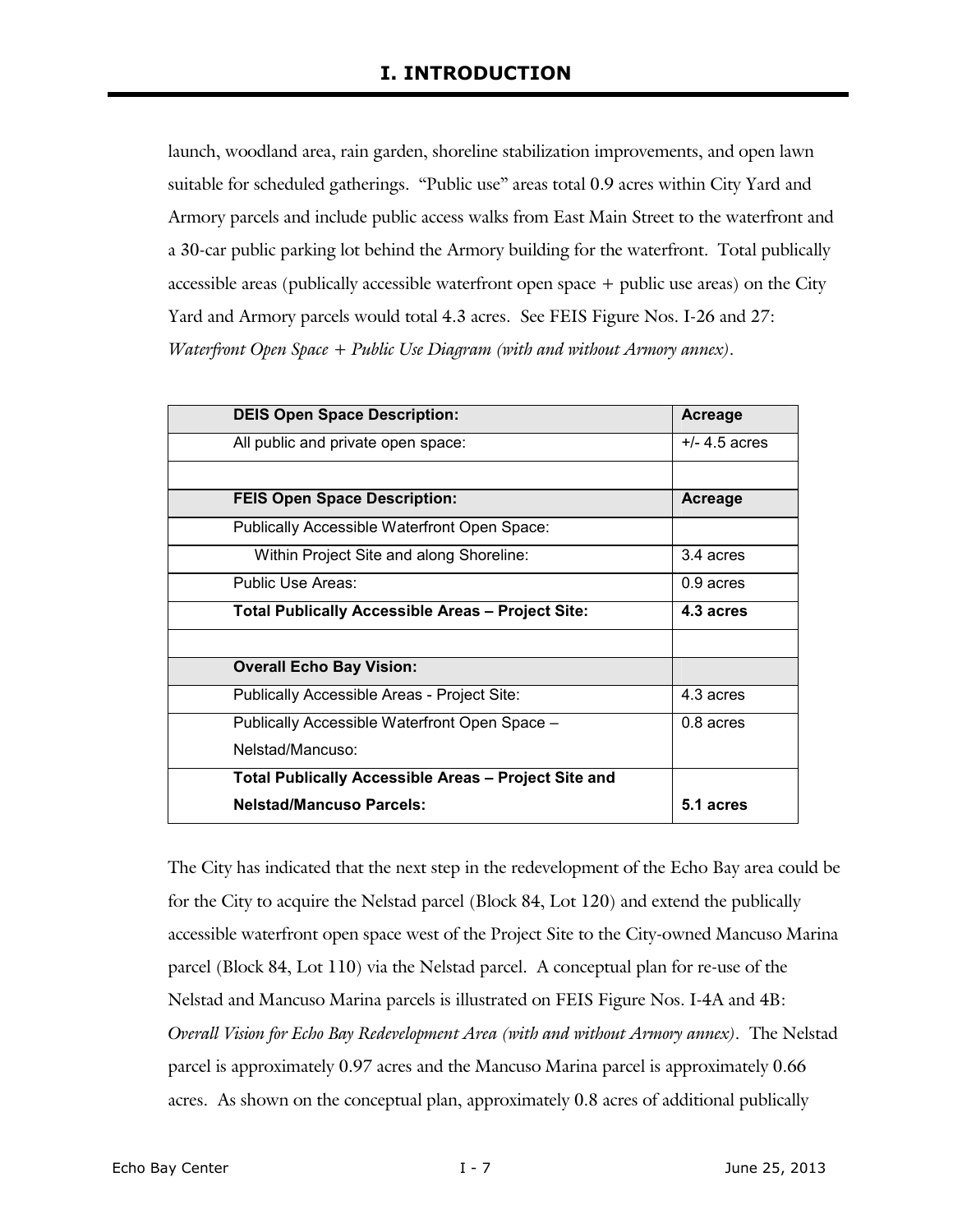launch, woodland area, rain garden, shoreline stabilization improvements, and open lawn suitable for scheduled gatherings. "Public use" areas total 0.9 acres within City Yard and Armory parcels and include public access walks from East Main Street to the waterfront and a 30-car public parking lot behind the Armory building for the waterfront. Total publically accessible areas (publically accessible waterfront open space + public use areas) on the City Yard and Armory parcels would total 4.3 acres. See FEIS Figure Nos. I-26 and 27: *Waterfront Open Space + Public Use Diagram (with and without Armory annex)*.

| **DEIS Open Space Description:** | **Acreage** |
|---|---|
| All public and private open space: | +/- 4.5 acres |
| | |
| **FEIS Open Space Description:** | **Acreage** |
| Publically Accessible Waterfront Open Space: | |
| Within Project Site and along Shoreline: | 3.4 acres |
| Public Use Areas: | 0.9 acres |
| **Total Publically Accessible Areas – Project Site:** | **4.3 acres** |
| | |
| **Overall Echo Bay Vision:** | |
| Publically Accessible Areas - Project Site: | 4.3 acres |
| Publically Accessible Waterfront Open Space – Nelstad/Mancuso: | 0.8 acres |
| **Total Publically Accessible Areas – Project Site and Nelstad/Mancuso Parcels:** | **5.1 acres** |

The City has indicated that the next step in the redevelopment of the Echo Bay area could be for the City to acquire the Nelstad parcel (Block 84, Lot 120) and extend the publically accessible waterfront open space west of the Project Site to the City-owned Mancuso Marina parcel (Block 84, Lot 110) via the Nelstad parcel. A conceptual plan for re-use of the Nelstad and Mancuso Marina parcels is illustrated on FEIS Figure Nos. I-4A and 4B: *Overall Vision for Echo Bay Redevelopment Area (with and without Armory annex)*. The Nelstad parcel is approximately 0.97 acres and the Mancuso Marina parcel is approximately 0.66 acres. As shown on the conceptual plan, approximately 0.8 acres of additional publically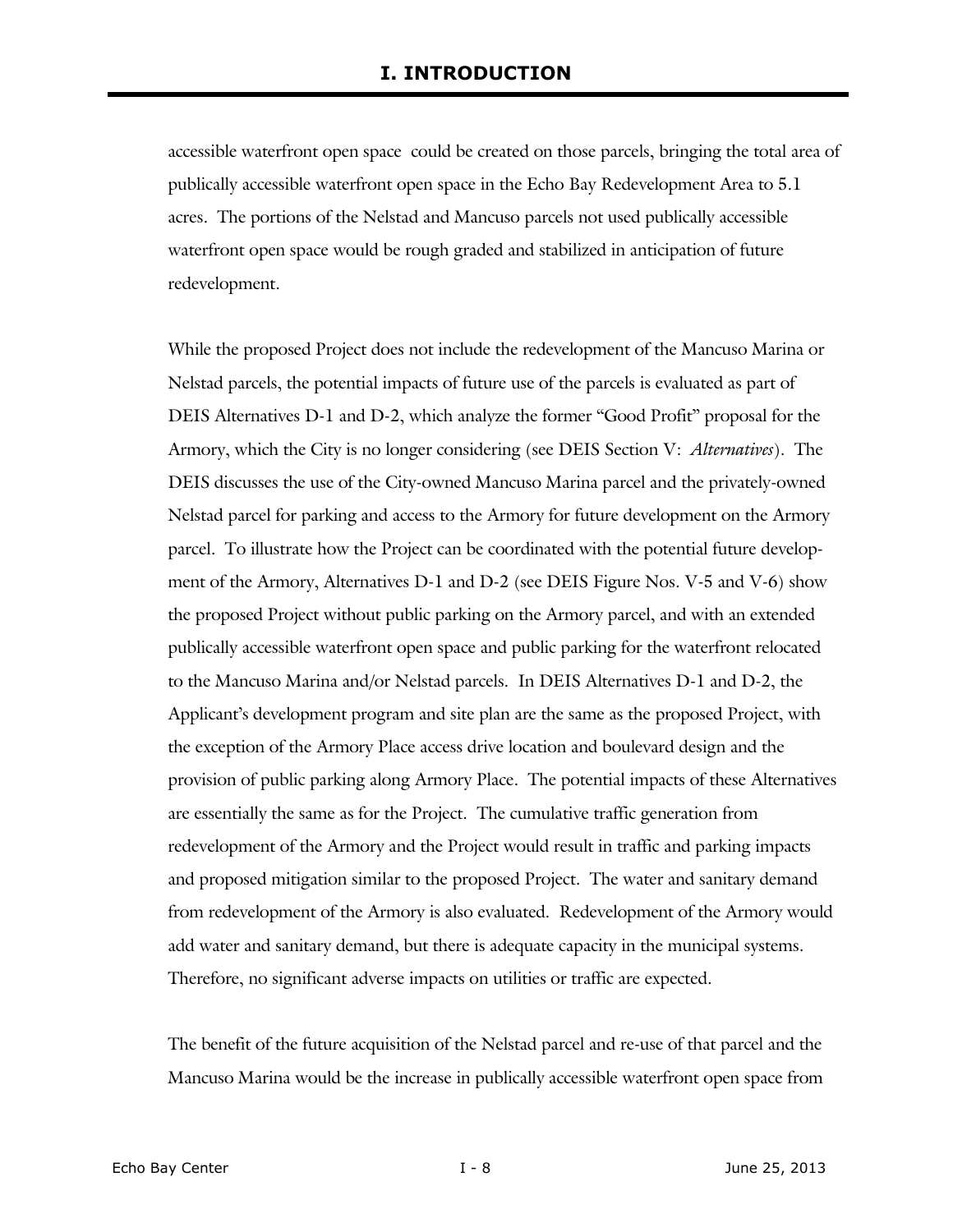accessible waterfront open space could be created on those parcels, bringing the total area of publically accessible waterfront open space in the Echo Bay Redevelopment Area to 5.1 acres. The portions of the Nelstad and Mancuso parcels not used publically accessible waterfront open space would be rough graded and stabilized in anticipation of future redevelopment.

While the proposed Project does not include the redevelopment of the Mancuso Marina or Nelstad parcels, the potential impacts of future use of the parcels is evaluated as part of DEIS Alternatives D-1 and D-2, which analyze the former "Good Profit" proposal for the Armory, which the City is no longer considering (see DEIS Section V: *Alternatives*). The DEIS discusses the use of the City-owned Mancuso Marina parcel and the privately-owned Nelstad parcel for parking and access to the Armory for future development on the Armory parcel. To illustrate how the Project can be coordinated with the potential future development of the Armory, Alternatives D-1 and D-2 (see DEIS Figure Nos. V-5 and V-6) show the proposed Project without public parking on the Armory parcel, and with an extended publically accessible waterfront open space and public parking for the waterfront relocated to the Mancuso Marina and/or Nelstad parcels. In DEIS Alternatives D-1 and D-2, the Applicant's development program and site plan are the same as the proposed Project, with the exception of the Armory Place access drive location and boulevard design and the provision of public parking along Armory Place. The potential impacts of these Alternatives are essentially the same as for the Project. The cumulative traffic generation from redevelopment of the Armory and the Project would result in traffic and parking impacts and proposed mitigation similar to the proposed Project. The water and sanitary demand from redevelopment of the Armory is also evaluated. Redevelopment of the Armory would add water and sanitary demand, but there is adequate capacity in the municipal systems. Therefore, no significant adverse impacts on utilities or traffic are expected.

The benefit of the future acquisition of the Nelstad parcel and re-use of that parcel and the Mancuso Marina would be the increase in publically accessible waterfront open space from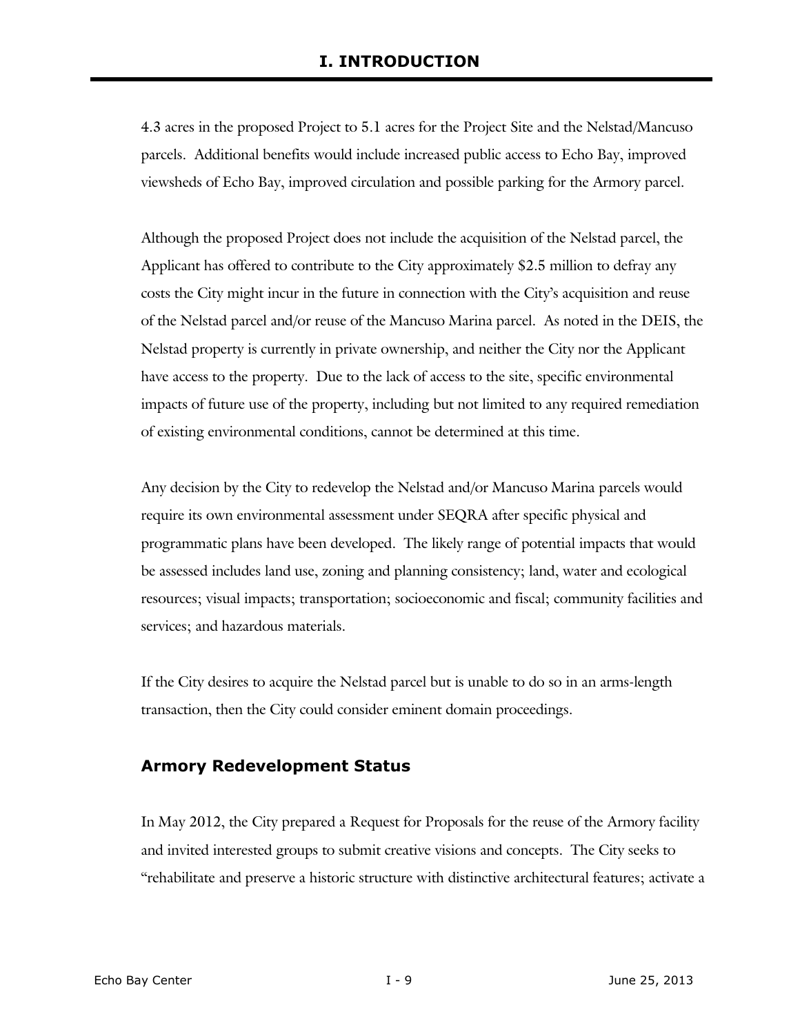4.3 acres in the proposed Project to 5.1 acres for the Project Site and the Nelstad/Mancuso parcels. Additional benefits would include increased public access to Echo Bay, improved viewsheds of Echo Bay, improved circulation and possible parking for the Armory parcel.

Although the proposed Project does not include the acquisition of the Nelstad parcel, the Applicant has offered to contribute to the City approximately $2.5 million to defray any costs the City might incur in the future in connection with the City's acquisition and reuse of the Nelstad parcel and/or reuse of the Mancuso Marina parcel. As noted in the DEIS, the Nelstad property is currently in private ownership, and neither the City nor the Applicant have access to the property. Due to the lack of access to the site, specific environmental impacts of future use of the property, including but not limited to any required remediation of existing environmental conditions, cannot be determined at this time.

Any decision by the City to redevelop the Nelstad and/or Mancuso Marina parcels would require its own environmental assessment under SEQRA after specific physical and programmatic plans have been developed. The likely range of potential impacts that would be assessed includes land use, zoning and planning consistency; land, water and ecological resources; visual impacts; transportation; socioeconomic and fiscal; community facilities and services; and hazardous materials.

If the City desires to acquire the Nelstad parcel but is unable to do so in an arms-length transaction, then the City could consider eminent domain proceedings.

## Armory Redevelopment Status

In May 2012, the City prepared a Request for Proposals for the reuse of the Armory facility and invited interested groups to submit creative visions and concepts. The City seeks to "rehabilitate and preserve a historic structure with distinctive architectural features; activate a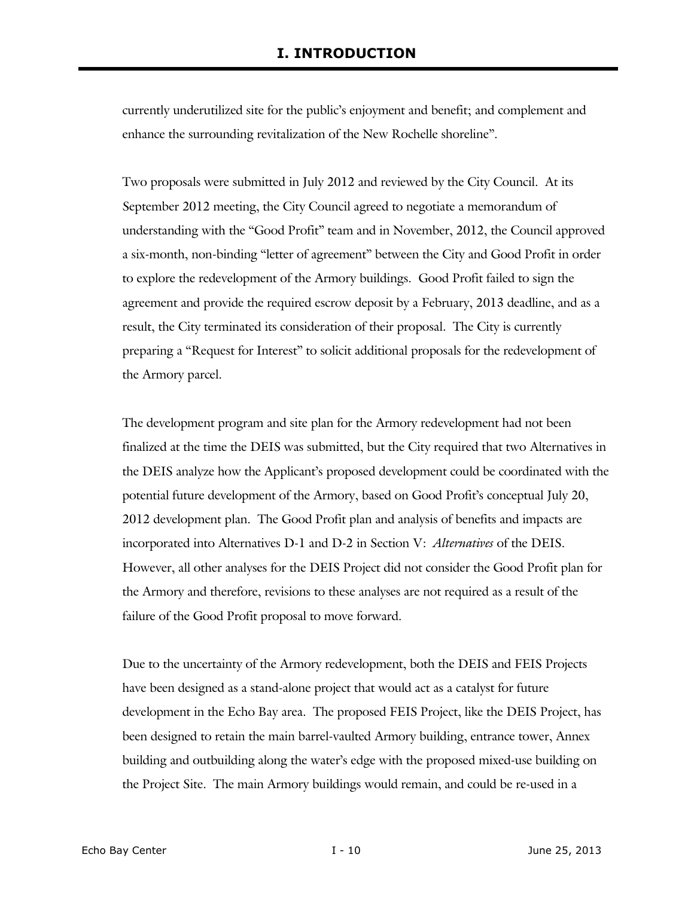currently underutilized site for the public's enjoyment and benefit; and complement and enhance the surrounding revitalization of the New Rochelle shoreline".

Two proposals were submitted in July 2012 and reviewed by the City Council. At its September 2012 meeting, the City Council agreed to negotiate a memorandum of understanding with the "Good Profit" team and in November, 2012, the Council approved a six-month, non-binding "letter of agreement" between the City and Good Profit in order to explore the redevelopment of the Armory buildings. Good Profit failed to sign the agreement and provide the required escrow deposit by a February, 2013 deadline, and as a result, the City terminated its consideration of their proposal. The City is currently preparing a "Request for Interest" to solicit additional proposals for the redevelopment of the Armory parcel.

The development program and site plan for the Armory redevelopment had not been finalized at the time the DEIS was submitted, but the City required that two Alternatives in the DEIS analyze how the Applicant's proposed development could be coordinated with the potential future development of the Armory, based on Good Profit's conceptual July 20, 2012 development plan. The Good Profit plan and analysis of benefits and impacts are incorporated into Alternatives D-1 and D-2 in Section V: *Alternatives* of the DEIS. However, all other analyses for the DEIS Project did not consider the Good Profit plan for the Armory and therefore, revisions to these analyses are not required as a result of the failure of the Good Profit proposal to move forward.

Due to the uncertainty of the Armory redevelopment, both the DEIS and FEIS Projects have been designed as a stand-alone project that would act as a catalyst for future development in the Echo Bay area. The proposed FEIS Project, like the DEIS Project, has been designed to retain the main barrel-vaulted Armory building, entrance tower, Annex building and outbuilding along the water's edge with the proposed mixed-use building on the Project Site. The main Armory buildings would remain, and could be re-used in a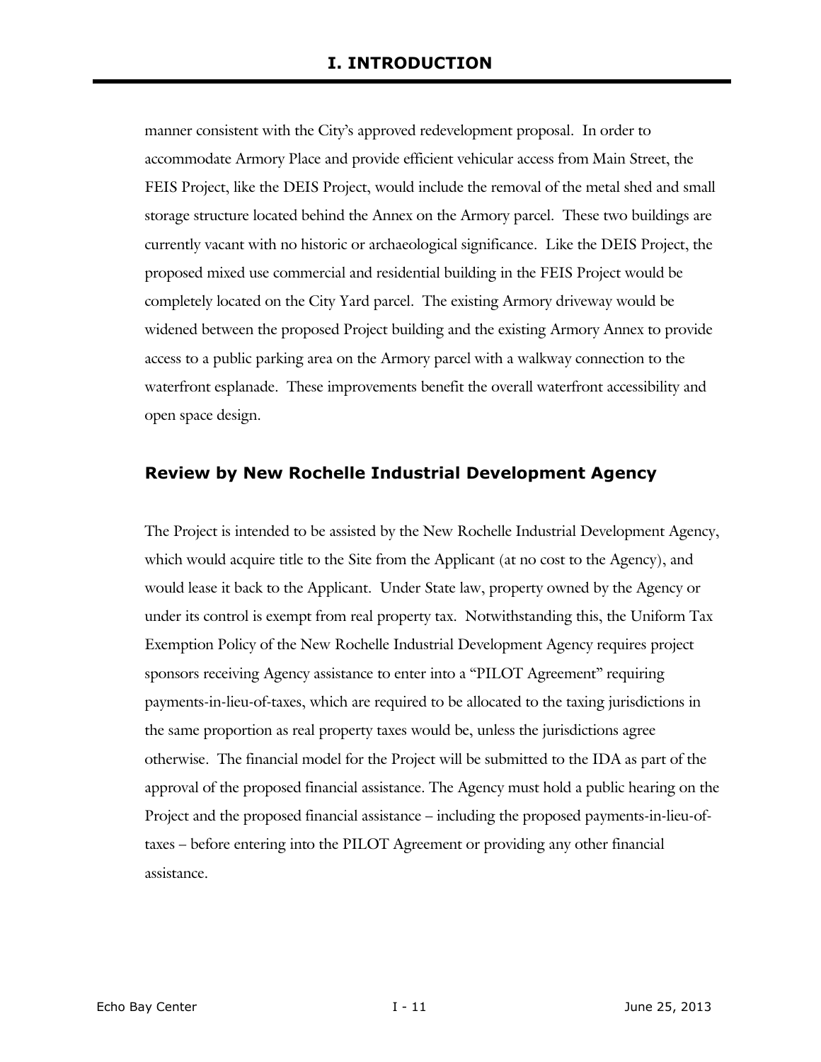manner consistent with the City's approved redevelopment proposal. In order to accommodate Armory Place and provide efficient vehicular access from Main Street, the FEIS Project, like the DEIS Project, would include the removal of the metal shed and small storage structure located behind the Annex on the Armory parcel. These two buildings are currently vacant with no historic or archaeological significance. Like the DEIS Project, the proposed mixed use commercial and residential building in the FEIS Project would be completely located on the City Yard parcel. The existing Armory driveway would be widened between the proposed Project building and the existing Armory Annex to provide access to a public parking area on the Armory parcel with a walkway connection to the waterfront esplanade. These improvements benefit the overall waterfront accessibility and open space design.

### Review by New Rochelle Industrial Development Agency

The Project is intended to be assisted by the New Rochelle Industrial Development Agency, which would acquire title to the Site from the Applicant (at no cost to the Agency), and would lease it back to the Applicant. Under State law, property owned by the Agency or under its control is exempt from real property tax. Notwithstanding this, the Uniform Tax Exemption Policy of the New Rochelle Industrial Development Agency requires project sponsors receiving Agency assistance to enter into a "PILOT Agreement" requiring payments-in-lieu-of-taxes, which are required to be allocated to the taxing jurisdictions in the same proportion as real property taxes would be, unless the jurisdictions agree otherwise. The financial model for the Project will be submitted to the IDA as part of the approval of the proposed financial assistance. The Agency must hold a public hearing on the Project and the proposed financial assistance – including the proposed payments-in-lieu-of-taxes – before entering into the PILOT Agreement or providing any other financial assistance.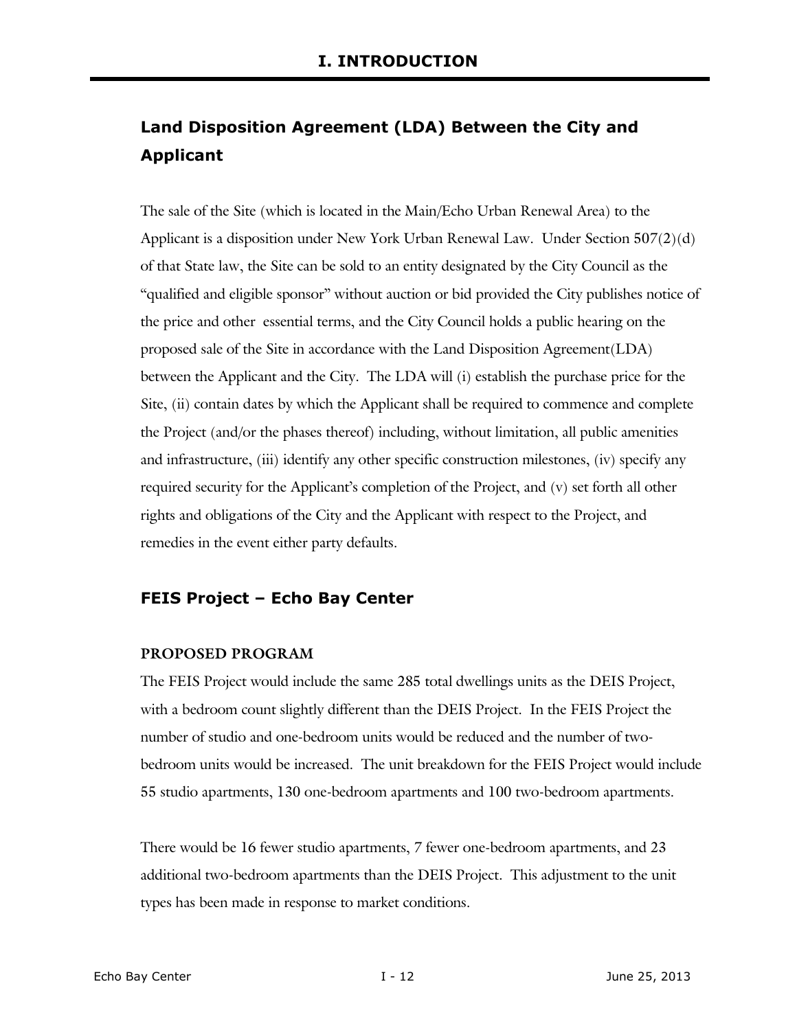# I. INTRODUCTION

## Land Disposition Agreement (LDA) Between the City and Applicant

The sale of the Site (which is located in the Main/Echo Urban Renewal Area) to the Applicant is a disposition under New York Urban Renewal Law. Under Section 507(2)(d) of that State law, the Site can be sold to an entity designated by the City Council as the "qualified and eligible sponsor" without auction or bid provided the City publishes notice of the price and other essential terms, and the City Council holds a public hearing on the proposed sale of the Site in accordance with the Land Disposition Agreement(LDA) between the Applicant and the City. The LDA will (i) establish the purchase price for the Site, (ii) contain dates by which the Applicant shall be required to commence and complete the Project (and/or the phases thereof) including, without limitation, all public amenities and infrastructure, (iii) identify any other specific construction milestones, (iv) specify any required security for the Applicant's completion of the Project, and (v) set forth all other rights and obligations of the City and the Applicant with respect to the Project, and remedies in the event either party defaults.

## FEIS Project – Echo Bay Center

### PROPOSED PROGRAM

The FEIS Project would include the same 285 total dwellings units as the DEIS Project, with a bedroom count slightly different than the DEIS Project. In the FEIS Project the number of studio and one-bedroom units would be reduced and the number of two-bedroom units would be increased. The unit breakdown for the FEIS Project would include 55 studio apartments, 130 one-bedroom apartments and 100 two-bedroom apartments.

There would be 16 fewer studio apartments, 7 fewer one-bedroom apartments, and 23 additional two-bedroom apartments than the DEIS Project. This adjustment to the unit types has been made in response to market conditions.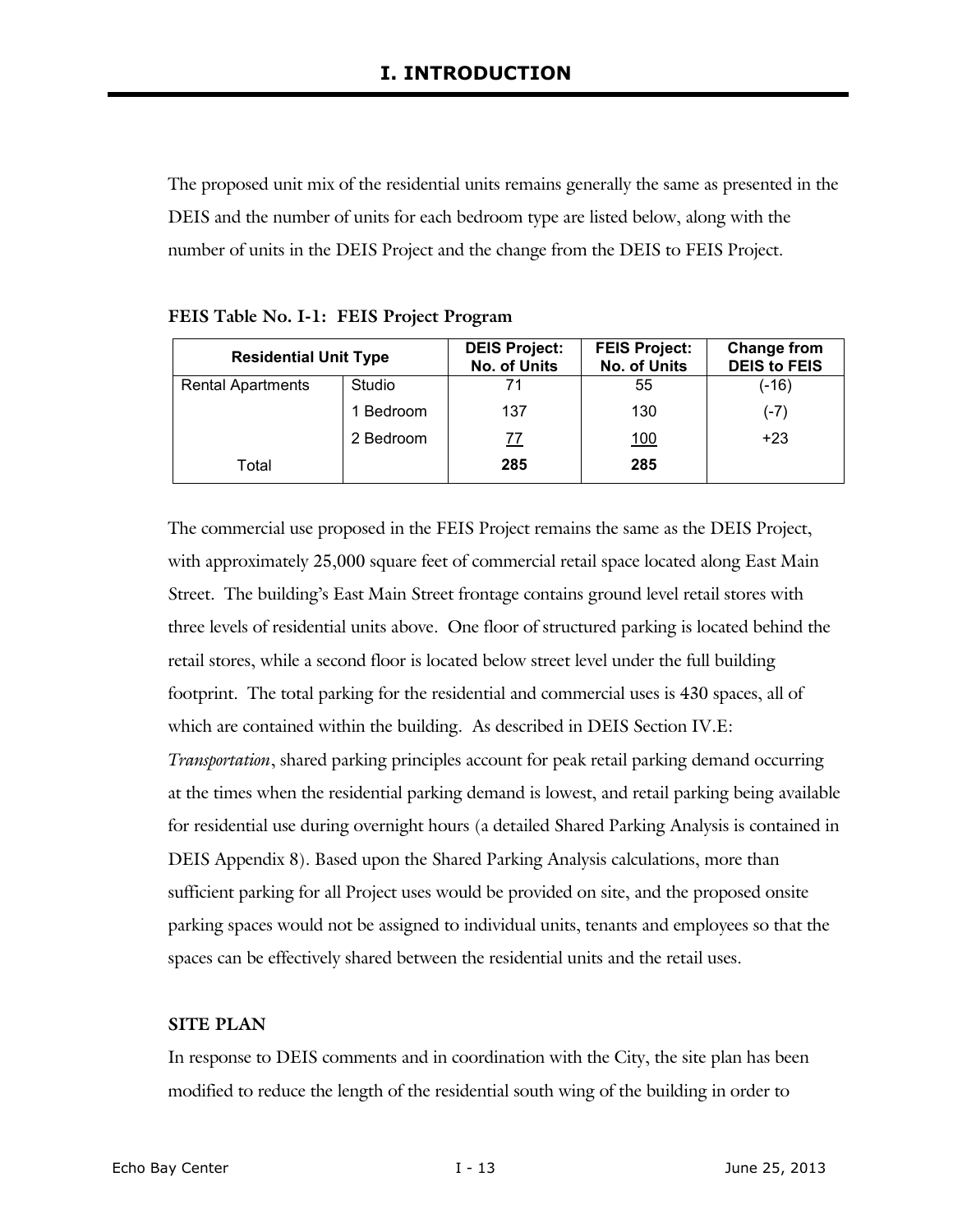# I. INTRODUCTION

The proposed unit mix of the residential units remains generally the same as presented in the DEIS and the number of units for each bedroom type are listed below, along with the number of units in the DEIS Project and the change from the DEIS to FEIS Project.

**FEIS Table No. I-1: FEIS Project Program**

| Residential Unit Type | | DEIS Project: No. of Units | FEIS Project: No. of Units | Change from DEIS to FEIS |
|---|---|---|---|---|
| Rental Apartments | Studio | 71 | 55 | (-16) |
| | 1 Bedroom | 137 | 130 | (-7) |
| | 2 Bedroom | 77 | 100 | +23 |
| Total | | **285** | **285** | |

The commercial use proposed in the FEIS Project remains the same as the DEIS Project, with approximately 25,000 square feet of commercial retail space located along East Main Street. The building's East Main Street frontage contains ground level retail stores with three levels of residential units above. One floor of structured parking is located behind the retail stores, while a second floor is located below street level under the full building footprint. The total parking for the residential and commercial uses is 430 spaces, all of which are contained within the building. As described in DEIS Section IV.E: *Transportation*, shared parking principles account for peak retail parking demand occurring at the times when the residential parking demand is lowest, and retail parking being available for residential use during overnight hours (a detailed Shared Parking Analysis is contained in DEIS Appendix 8). Based upon the Shared Parking Analysis calculations, more than sufficient parking for all Project uses would be provided on site, and the proposed onsite parking spaces would not be assigned to individual units, tenants and employees so that the spaces can be effectively shared between the residential units and the retail uses.

**SITE PLAN**

In response to DEIS comments and in coordination with the City, the site plan has been modified to reduce the length of the residential south wing of the building in order to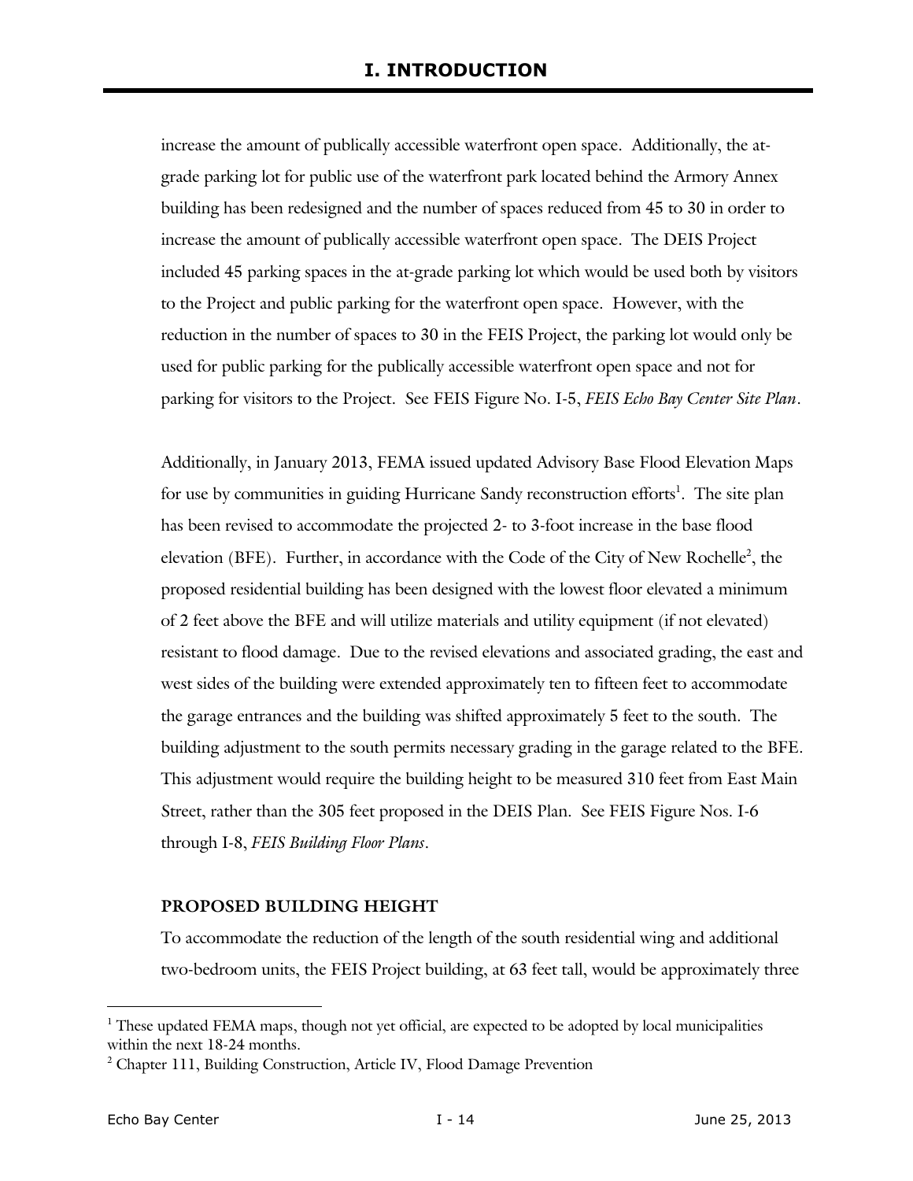increase the amount of publically accessible waterfront open space. Additionally, the at-grade parking lot for public use of the waterfront park located behind the Armory Annex building has been redesigned and the number of spaces reduced from 45 to 30 in order to increase the amount of publically accessible waterfront open space. The DEIS Project included 45 parking spaces in the at-grade parking lot which would be used both by visitors to the Project and public parking for the waterfront open space. However, with the reduction in the number of spaces to 30 in the FEIS Project, the parking lot would only be used for public parking for the publically accessible waterfront open space and not for parking for visitors to the Project. See FEIS Figure No. I-5, *FEIS Echo Bay Center Site Plan*.

Additionally, in January 2013, FEMA issued updated Advisory Base Flood Elevation Maps for use by communities in guiding Hurricane Sandy reconstruction efforts[1]. The site plan has been revised to accommodate the projected 2- to 3-foot increase in the base flood elevation (BFE). Further, in accordance with the Code of the City of New Rochelle[2], the proposed residential building has been designed with the lowest floor elevated a minimum of 2 feet above the BFE and will utilize materials and utility equipment (if not elevated) resistant to flood damage. Due to the revised elevations and associated grading, the east and west sides of the building were extended approximately ten to fifteen feet to accommodate the garage entrances and the building was shifted approximately 5 feet to the south. The building adjustment to the south permits necessary grading in the garage related to the BFE. This adjustment would require the building height to be measured 310 feet from East Main Street, rather than the 305 feet proposed in the DEIS Plan. See FEIS Figure Nos. I-6 through I-8, *FEIS Building Floor Plans*.

**PROPOSED BUILDING HEIGHT**

To accommodate the reduction of the length of the south residential wing and additional two-bedroom units, the FEIS Project building, at 63 feet tall, would be approximately three

---

[1] These updated FEMA maps, though not yet official, are expected to be adopted by local municipalities within the next 18-24 months.

[2] Chapter 111, Building Construction, Article IV, Flood Damage Prevention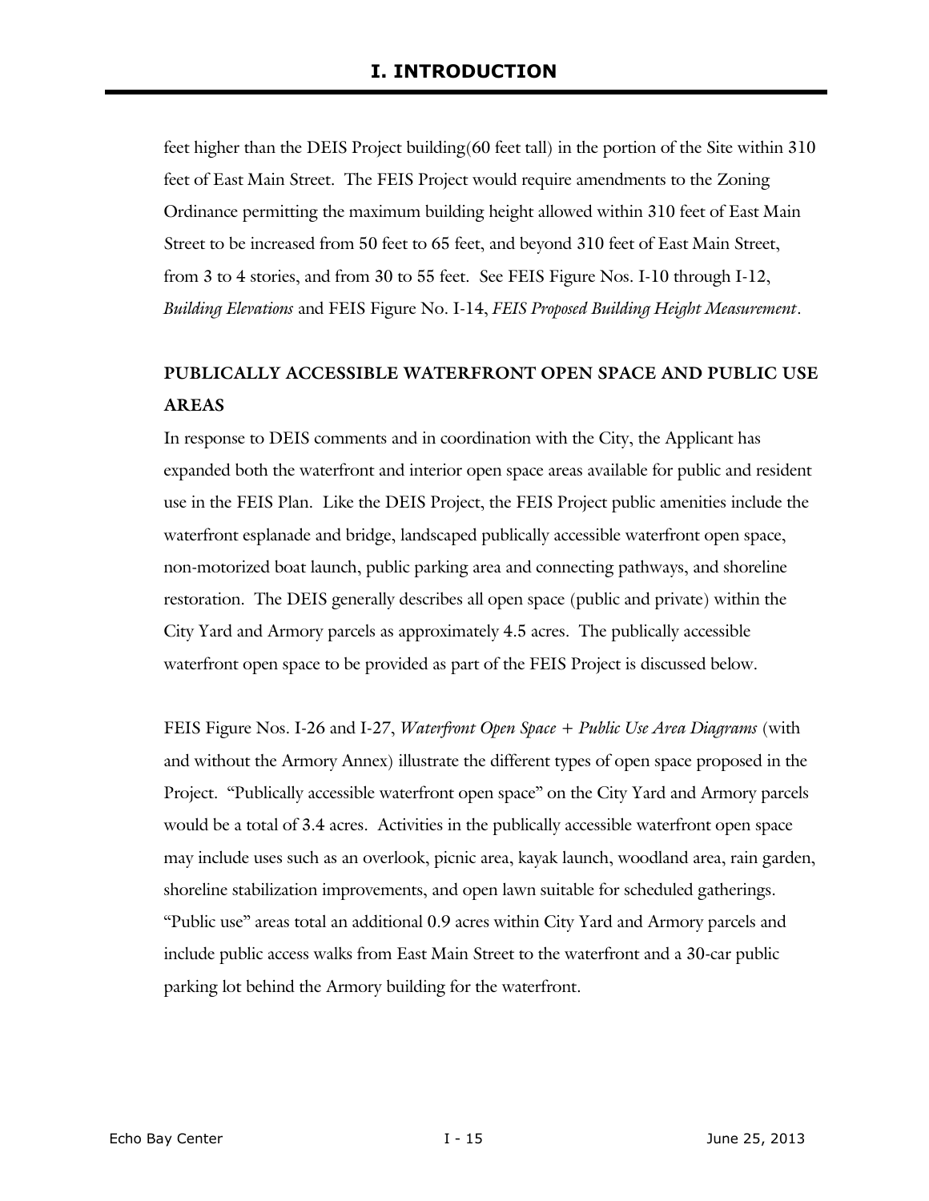feet higher than the DEIS Project building(60 feet tall) in the portion of the Site within 310 feet of East Main Street. The FEIS Project would require amendments to the Zoning Ordinance permitting the maximum building height allowed within 310 feet of East Main Street to be increased from 50 feet to 65 feet, and beyond 310 feet of East Main Street, from 3 to 4 stories, and from 30 to 55 feet. See FEIS Figure Nos. I-10 through I-12, *Building Elevations* and FEIS Figure No. I-14, *FEIS Proposed Building Height Measurement*.

## PUBLICALLY ACCESSIBLE WATERFRONT OPEN SPACE AND PUBLIC USE AREAS

In response to DEIS comments and in coordination with the City, the Applicant has expanded both the waterfront and interior open space areas available for public and resident use in the FEIS Plan. Like the DEIS Project, the FEIS Project public amenities include the waterfront esplanade and bridge, landscaped publically accessible waterfront open space, non-motorized boat launch, public parking area and connecting pathways, and shoreline restoration. The DEIS generally describes all open space (public and private) within the City Yard and Armory parcels as approximately 4.5 acres. The publically accessible waterfront open space to be provided as part of the FEIS Project is discussed below.

FEIS Figure Nos. I-26 and I-27, *Waterfront Open Space + Public Use Area Diagrams* (with and without the Armory Annex) illustrate the different types of open space proposed in the Project. "Publically accessible waterfront open space" on the City Yard and Armory parcels would be a total of 3.4 acres. Activities in the publically accessible waterfront open space may include uses such as an overlook, picnic area, kayak launch, woodland area, rain garden, shoreline stabilization improvements, and open lawn suitable for scheduled gatherings. "Public use" areas total an additional 0.9 acres within City Yard and Armory parcels and include public access walks from East Main Street to the waterfront and a 30-car public parking lot behind the Armory building for the waterfront.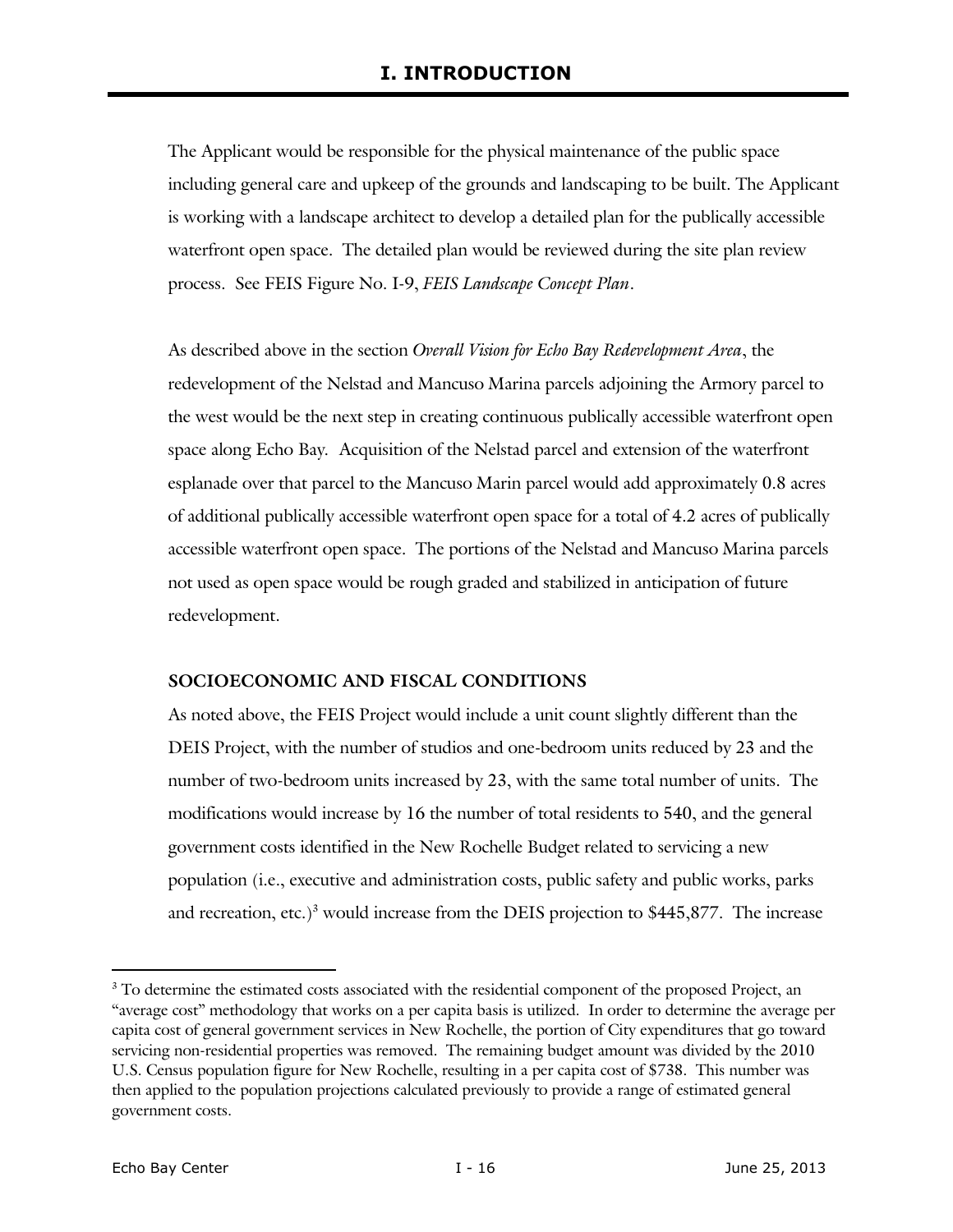The Applicant would be responsible for the physical maintenance of the public space including general care and upkeep of the grounds and landscaping to be built. The Applicant is working with a landscape architect to develop a detailed plan for the publically accessible waterfront open space. The detailed plan would be reviewed during the site plan review process. See FEIS Figure No. I-9, *FEIS Landscape Concept Plan*.

As described above in the section *Overall Vision for Echo Bay Redevelopment Area*, the redevelopment of the Nelstad and Mancuso Marina parcels adjoining the Armory parcel to the west would be the next step in creating continuous publically accessible waterfront open space along Echo Bay. Acquisition of the Nelstad parcel and extension of the waterfront esplanade over that parcel to the Mancuso Marin parcel would add approximately 0.8 acres of additional publically accessible waterfront open space for a total of 4.2 acres of publically accessible waterfront open space. The portions of the Nelstad and Mancuso Marina parcels not used as open space would be rough graded and stabilized in anticipation of future redevelopment.

## SOCIOECONOMIC AND FISCAL CONDITIONS

As noted above, the FEIS Project would include a unit count slightly different than the DEIS Project, with the number of studios and one-bedroom units reduced by 23 and the number of two-bedroom units increased by 23, with the same total number of units. The modifications would increase by 16 the number of total residents to 540, and the general government costs identified in the New Rochelle Budget related to servicing a new population (i.e., executive and administration costs, public safety and public works, parks and recreation, etc.)[3] would increase from the DEIS projection to $445,877. The increase

[3] To determine the estimated costs associated with the residential component of the proposed Project, an "average cost" methodology that works on a per capita basis is utilized. In order to determine the average per capita cost of general government services in New Rochelle, the portion of City expenditures that go toward servicing non-residential properties was removed. The remaining budget amount was divided by the 2010 U.S. Census population figure for New Rochelle, resulting in a per capita cost of $738. This number was then applied to the population projections calculated previously to provide a range of estimated general government costs.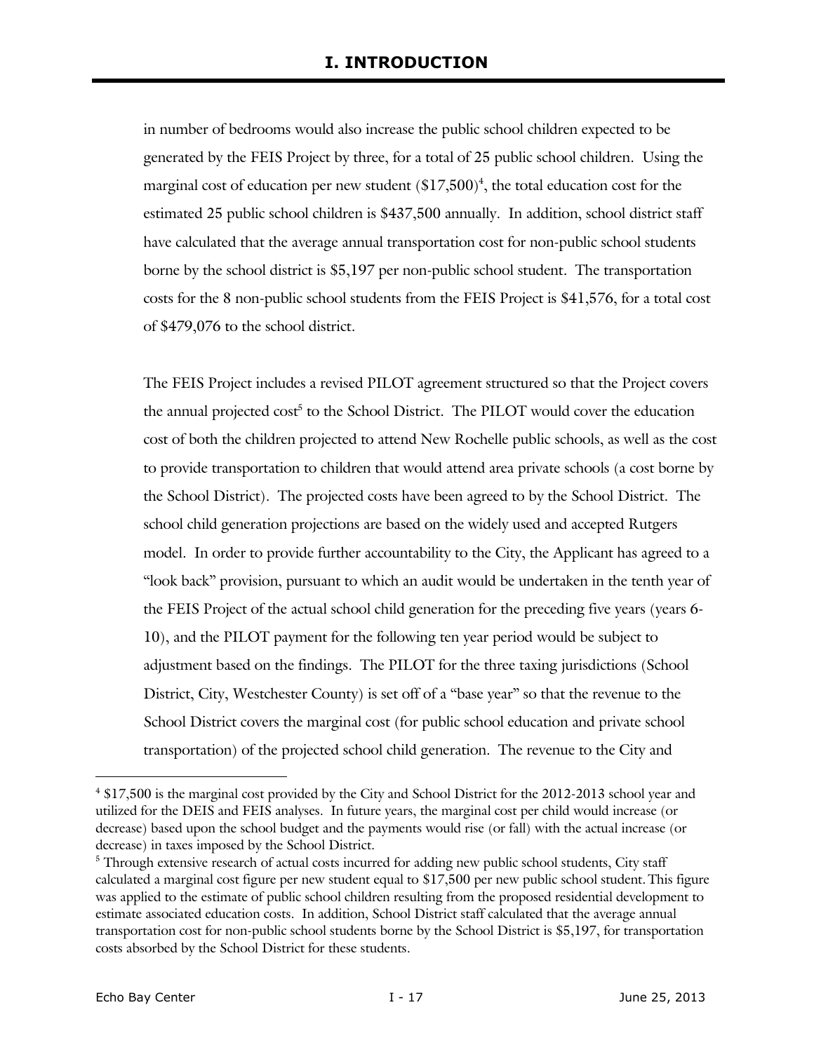# I. INTRODUCTION

in number of bedrooms would also increase the public school children expected to be generated by the FEIS Project by three, for a total of 25 public school children. Using the marginal cost of education per new student ($17,500)[4], the total education cost for the estimated 25 public school children is $437,500 annually. In addition, school district staff have calculated that the average annual transportation cost for non-public school students borne by the school district is $5,197 per non-public school student. The transportation costs for the 8 non-public school students from the FEIS Project is $41,576, for a total cost of $479,076 to the school district.

The FEIS Project includes a revised PILOT agreement structured so that the Project covers the annual projected cost[5] to the School District. The PILOT would cover the education cost of both the children projected to attend New Rochelle public schools, as well as the cost to provide transportation to children that would attend area private schools (a cost borne by the School District). The projected costs have been agreed to by the School District. The school child generation projections are based on the widely used and accepted Rutgers model. In order to provide further accountability to the City, the Applicant has agreed to a "look back" provision, pursuant to which an audit would be undertaken in the tenth year of the FEIS Project of the actual school child generation for the preceding five years (years 6-10), and the PILOT payment for the following ten year period would be subject to adjustment based on the findings. The PILOT for the three taxing jurisdictions (School District, City, Westchester County) is set off of a "base year" so that the revenue to the School District covers the marginal cost (for public school education and private school transportation) of the projected school child generation. The revenue to the City and

---

[4] $17,500 is the marginal cost provided by the City and School District for the 2012-2013 school year and utilized for the DEIS and FEIS analyses. In future years, the marginal cost per child would increase (or decrease) based upon the school budget and the payments would rise (or fall) with the actual increase (or decrease) in taxes imposed by the School District.

[5] Through extensive research of actual costs incurred for adding new public school students, City staff calculated a marginal cost figure per new student equal to $17,500 per new public school student. This figure was applied to the estimate of public school children resulting from the proposed residential development to estimate associated education costs. In addition, School District staff calculated that the average annual transportation cost for non-public school students borne by the School District is $5,197, for transportation costs absorbed by the School District for these students.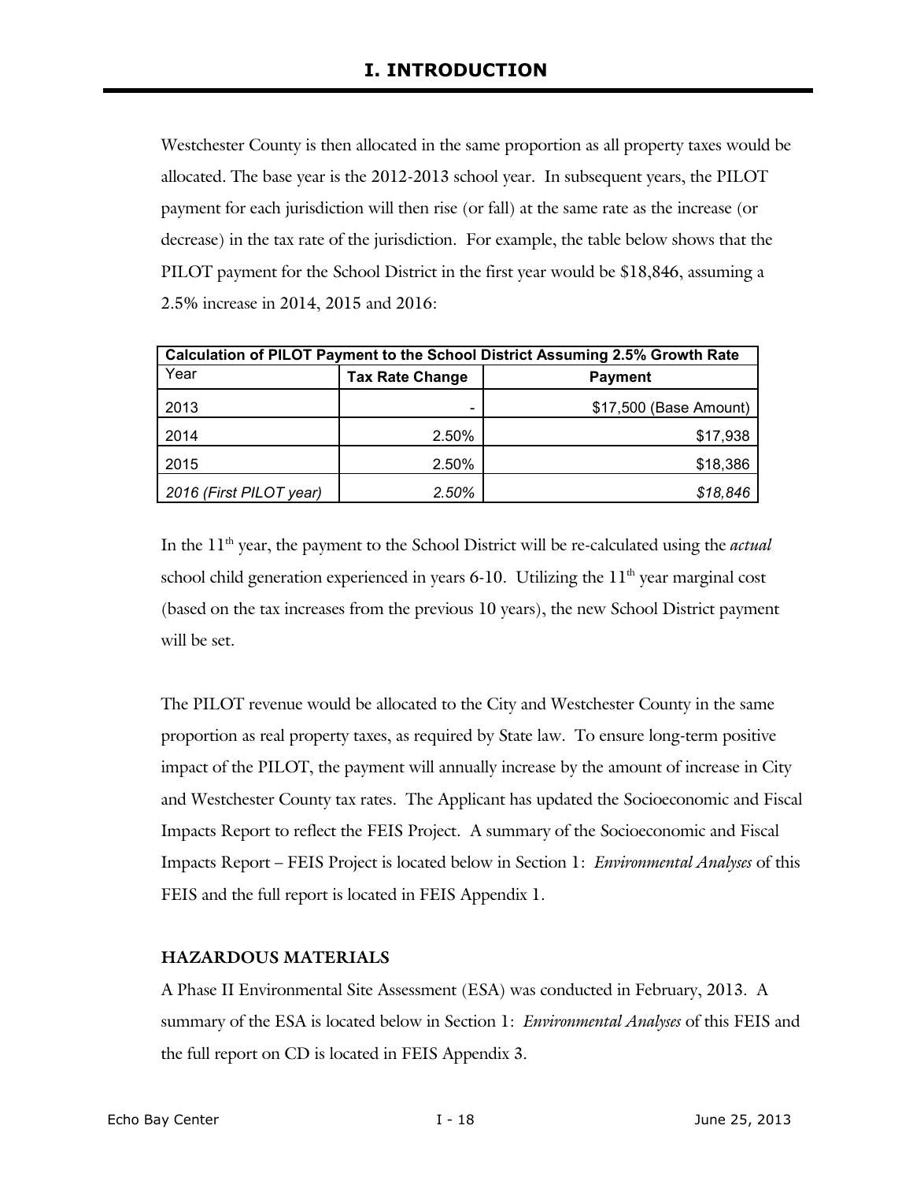# I. INTRODUCTION

Westchester County is then allocated in the same proportion as all property taxes would be allocated. The base year is the 2012-2013 school year. In subsequent years, the PILOT payment for each jurisdiction will then rise (or fall) at the same rate as the increase (or decrease) in the tax rate of the jurisdiction. For example, the table below shows that the PILOT payment for the School District in the first year would be $18,846, assuming a 2.5% increase in 2014, 2015 and 2016:

| **Calculation of PILOT Payment to the School District Assuming 2.5% Growth Rate** | | |
|---|---|---|
| Year | **Tax Rate Change** | **Payment** |
| 2013 | - | $17,500 (Base Amount) |
| 2014 | 2.50% | $17,938 |
| 2015 | 2.50% | $18,386 |
| *2016 (First PILOT year)* | *2.50%* | *$18,846* |

In the 11th year, the payment to the School District will be re-calculated using the *actual* school child generation experienced in years 6-10. Utilizing the 11th year marginal cost (based on the tax increases from the previous 10 years), the new School District payment will be set.

The PILOT revenue would be allocated to the City and Westchester County in the same proportion as real property taxes, as required by State law. To ensure long-term positive impact of the PILOT, the payment will annually increase by the amount of increase in City and Westchester County tax rates. The Applicant has updated the Socioeconomic and Fiscal Impacts Report to reflect the FEIS Project. A summary of the Socioeconomic and Fiscal Impacts Report – FEIS Project is located below in Section 1: *Environmental Analyses* of this FEIS and the full report is located in FEIS Appendix 1.

### HAZARDOUS MATERIALS

A Phase II Environmental Site Assessment (ESA) was conducted in February, 2013. A summary of the ESA is located below in Section 1: *Environmental Analyses* of this FEIS and the full report on CD is located in FEIS Appendix 3.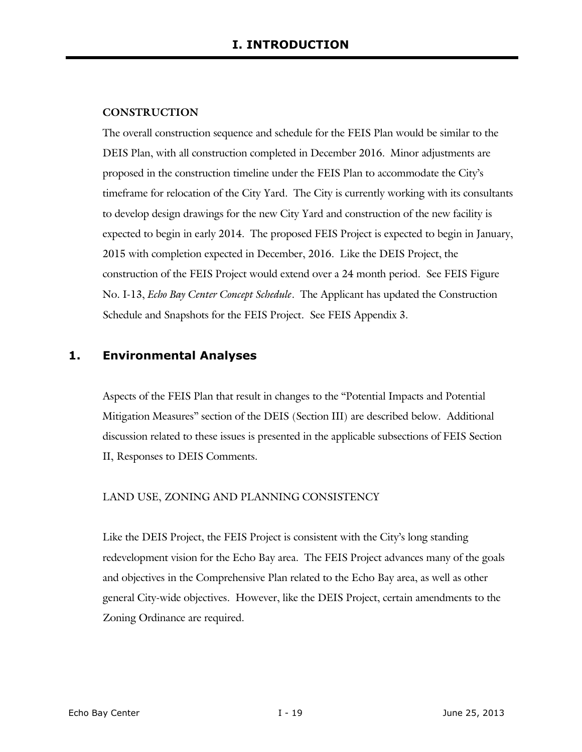**CONSTRUCTION**

The overall construction sequence and schedule for the FEIS Plan would be similar to the DEIS Plan, with all construction completed in December 2016. Minor adjustments are proposed in the construction timeline under the FEIS Plan to accommodate the City's timeframe for relocation of the City Yard. The City is currently working with its consultants to develop design drawings for the new City Yard and construction of the new facility is expected to begin in early 2014. The proposed FEIS Project is expected to begin in January, 2015 with completion expected in December, 2016. Like the DEIS Project, the construction of the FEIS Project would extend over a 24 month period. See FEIS Figure No. I-13, *Echo Bay Center Concept Schedule*. The Applicant has updated the Construction Schedule and Snapshots for the FEIS Project. See FEIS Appendix 3.

## 1. Environmental Analyses

Aspects of the FEIS Plan that result in changes to the "Potential Impacts and Potential Mitigation Measures" section of the DEIS (Section III) are described below. Additional discussion related to these issues is presented in the applicable subsections of FEIS Section II, Responses to DEIS Comments.

LAND USE, ZONING AND PLANNING CONSISTENCY

Like the DEIS Project, the FEIS Project is consistent with the City's long standing redevelopment vision for the Echo Bay area. The FEIS Project advances many of the goals and objectives in the Comprehensive Plan related to the Echo Bay area, as well as other general City-wide objectives. However, like the DEIS Project, certain amendments to the Zoning Ordinance are required.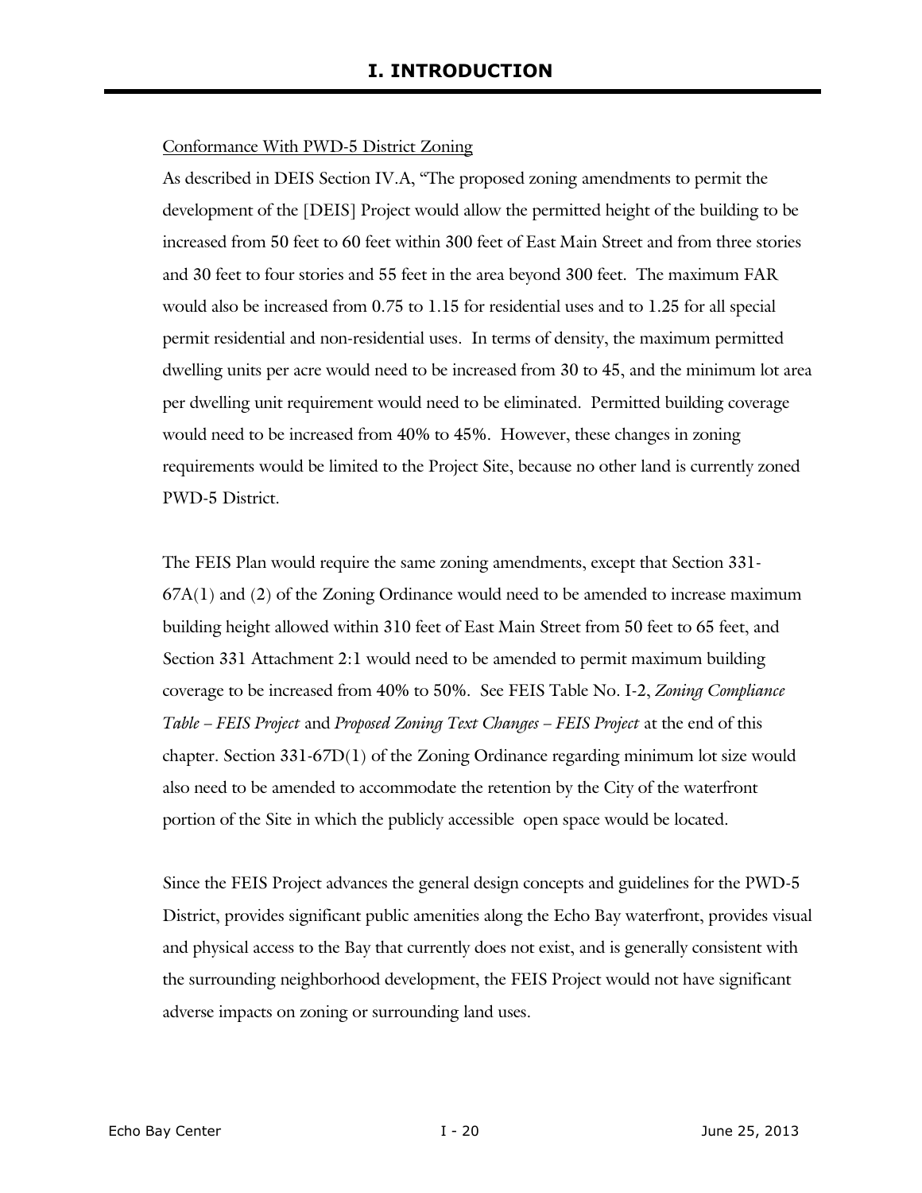# I. INTRODUCTION

Conformance With PWD-5 District Zoning

As described in DEIS Section IV.A, "The proposed zoning amendments to permit the development of the [DEIS] Project would allow the permitted height of the building to be increased from 50 feet to 60 feet within 300 feet of East Main Street and from three stories and 30 feet to four stories and 55 feet in the area beyond 300 feet. The maximum FAR would also be increased from 0.75 to 1.15 for residential uses and to 1.25 for all special permit residential and non-residential uses. In terms of density, the maximum permitted dwelling units per acre would need to be increased from 30 to 45, and the minimum lot area per dwelling unit requirement would need to be eliminated. Permitted building coverage would need to be increased from 40% to 45%. However, these changes in zoning requirements would be limited to the Project Site, because no other land is currently zoned PWD-5 District.

The FEIS Plan would require the same zoning amendments, except that Section 331-67A(1) and (2) of the Zoning Ordinance would need to be amended to increase maximum building height allowed within 310 feet of East Main Street from 50 feet to 65 feet, and Section 331 Attachment 2:1 would need to be amended to permit maximum building coverage to be increased from 40% to 50%. See FEIS Table No. I-2, *Zoning Compliance Table – FEIS Project* and *Proposed Zoning Text Changes – FEIS Project* at the end of this chapter. Section 331-67D(1) of the Zoning Ordinance regarding minimum lot size would also need to be amended to accommodate the retention by the City of the waterfront portion of the Site in which the publicly accessible open space would be located.

Since the FEIS Project advances the general design concepts and guidelines for the PWD-5 District, provides significant public amenities along the Echo Bay waterfront, provides visual and physical access to the Bay that currently does not exist, and is generally consistent with the surrounding neighborhood development, the FEIS Project would not have significant adverse impacts on zoning or surrounding land uses.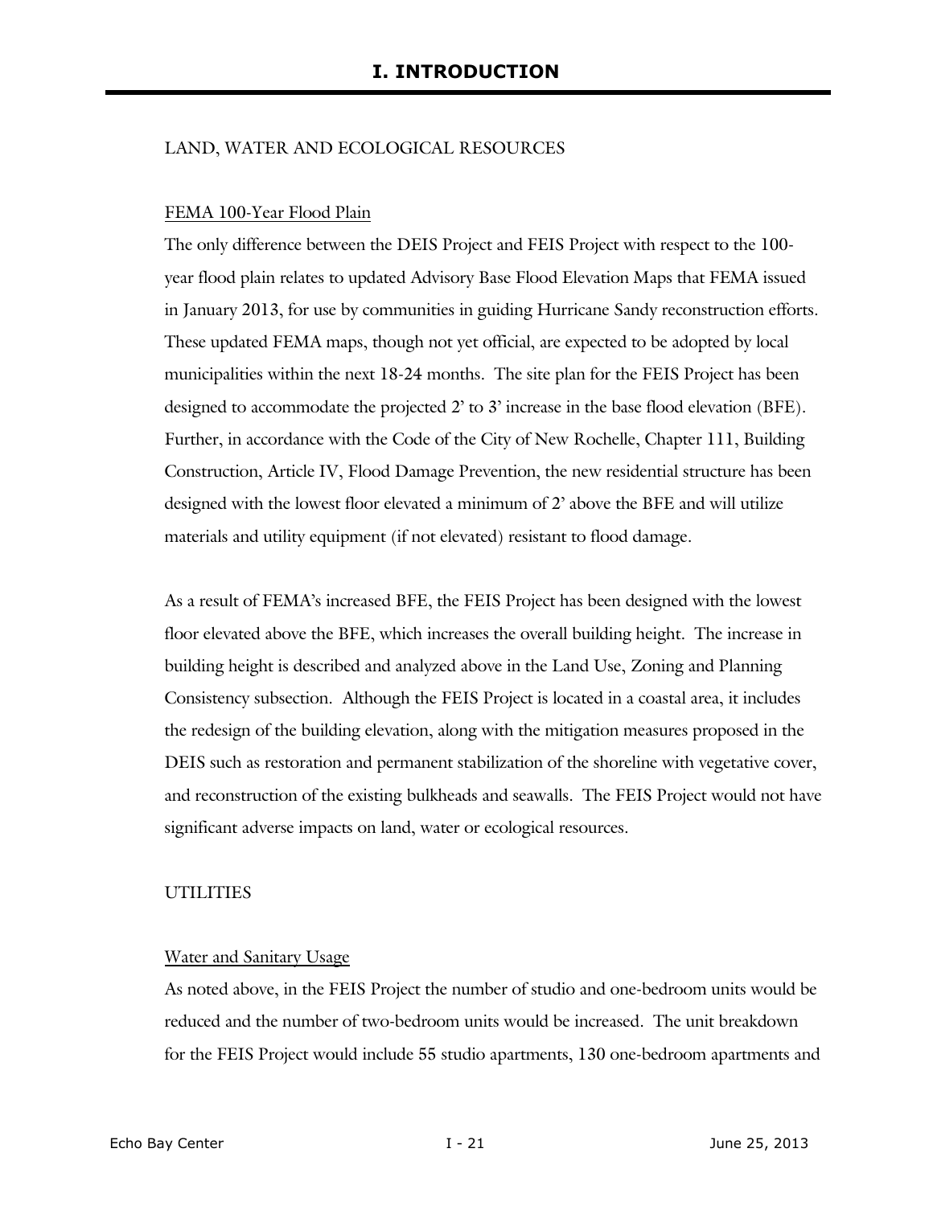LAND, WATER AND ECOLOGICAL RESOURCES

FEMA 100-Year Flood Plain

The only difference between the DEIS Project and FEIS Project with respect to the 100-year flood plain relates to updated Advisory Base Flood Elevation Maps that FEMA issued in January 2013, for use by communities in guiding Hurricane Sandy reconstruction efforts. These updated FEMA maps, though not yet official, are expected to be adopted by local municipalities within the next 18-24 months. The site plan for the FEIS Project has been designed to accommodate the projected 2' to 3' increase in the base flood elevation (BFE). Further, in accordance with the Code of the City of New Rochelle, Chapter 111, Building Construction, Article IV, Flood Damage Prevention, the new residential structure has been designed with the lowest floor elevated a minimum of 2' above the BFE and will utilize materials and utility equipment (if not elevated) resistant to flood damage.

As a result of FEMA's increased BFE, the FEIS Project has been designed with the lowest floor elevated above the BFE, which increases the overall building height. The increase in building height is described and analyzed above in the Land Use, Zoning and Planning Consistency subsection. Although the FEIS Project is located in a coastal area, it includes the redesign of the building elevation, along with the mitigation measures proposed in the DEIS such as restoration and permanent stabilization of the shoreline with vegetative cover, and reconstruction of the existing bulkheads and seawalls. The FEIS Project would not have significant adverse impacts on land, water or ecological resources.

UTILITIES

Water and Sanitary Usage

As noted above, in the FEIS Project the number of studio and one-bedroom units would be reduced and the number of two-bedroom units would be increased. The unit breakdown for the FEIS Project would include 55 studio apartments, 130 one-bedroom apartments and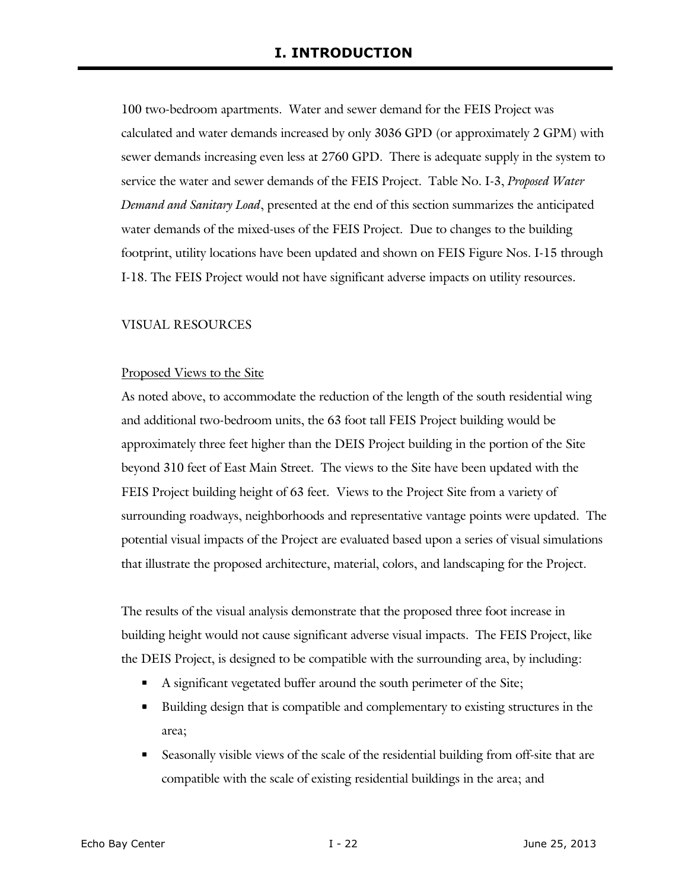100 two-bedroom apartments. Water and sewer demand for the FEIS Project was calculated and water demands increased by only 3036 GPD (or approximately 2 GPM) with sewer demands increasing even less at 2760 GPD. There is adequate supply in the system to service the water and sewer demands of the FEIS Project. Table No. I-3, *Proposed Water Demand and Sanitary Load*, presented at the end of this section summarizes the anticipated water demands of the mixed-uses of the FEIS Project. Due to changes to the building footprint, utility locations have been updated and shown on FEIS Figure Nos. I-15 through I-18. The FEIS Project would not have significant adverse impacts on utility resources.

VISUAL RESOURCES

Proposed Views to the Site

As noted above, to accommodate the reduction of the length of the south residential wing and additional two-bedroom units, the 63 foot tall FEIS Project building would be approximately three feet higher than the DEIS Project building in the portion of the Site beyond 310 feet of East Main Street. The views to the Site have been updated with the FEIS Project building height of 63 feet. Views to the Project Site from a variety of surrounding roadways, neighborhoods and representative vantage points were updated. The potential visual impacts of the Project are evaluated based upon a series of visual simulations that illustrate the proposed architecture, material, colors, and landscaping for the Project.

The results of the visual analysis demonstrate that the proposed three foot increase in building height would not cause significant adverse visual impacts. The FEIS Project, like the DEIS Project, is designed to be compatible with the surrounding area, by including:

- A significant vegetated buffer around the south perimeter of the Site;
- Building design that is compatible and complementary to existing structures in the area;
- Seasonally visible views of the scale of the residential building from off-site that are compatible with the scale of existing residential buildings in the area; and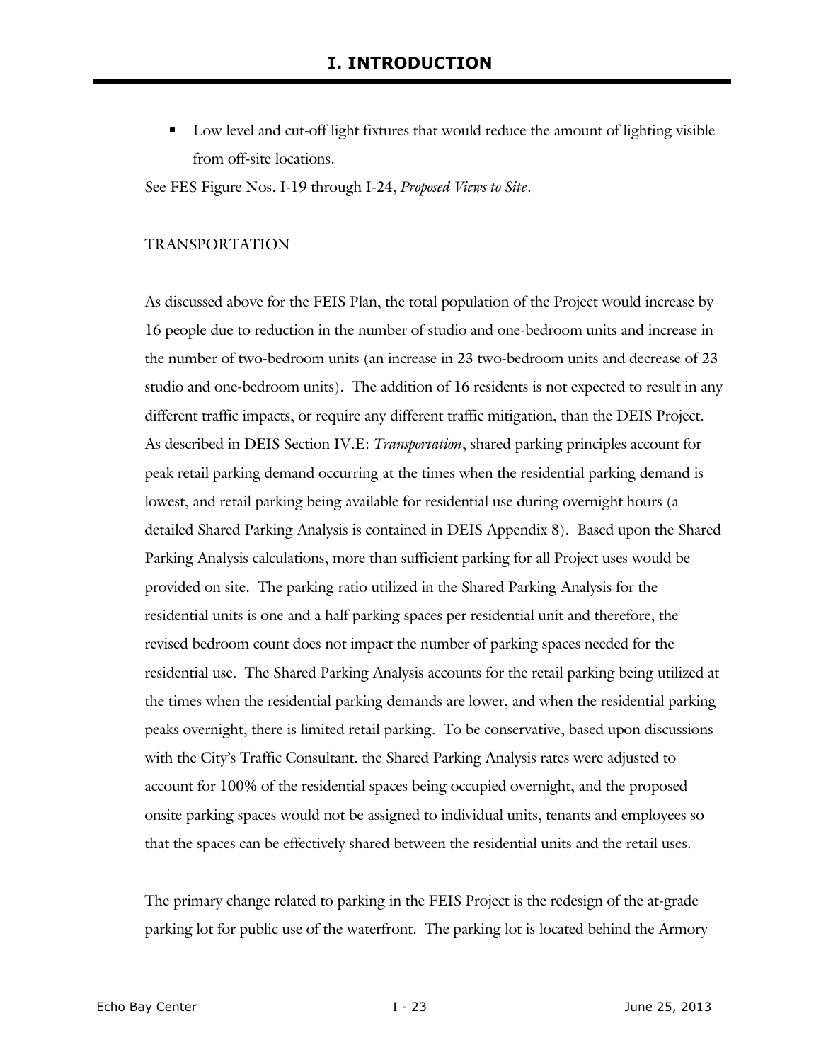- Low level and cut-off light fixtures that would reduce the amount of lighting visible from off-site locations.

See FES Figure Nos. I-19 through I-24, *Proposed Views to Site*.

TRANSPORTATION

As discussed above for the FEIS Plan, the total population of the Project would increase by 16 people due to reduction in the number of studio and one-bedroom units and increase in the number of two-bedroom units (an increase in 23 two-bedroom units and decrease of 23 studio and one-bedroom units). The addition of 16 residents is not expected to result in any different traffic impacts, or require any different traffic mitigation, than the DEIS Project. As described in DEIS Section IV.E: *Transportation*, shared parking principles account for peak retail parking demand occurring at the times when the residential parking demand is lowest, and retail parking being available for residential use during overnight hours (a detailed Shared Parking Analysis is contained in DEIS Appendix 8). Based upon the Shared Parking Analysis calculations, more than sufficient parking for all Project uses would be provided on site. The parking ratio utilized in the Shared Parking Analysis for the residential units is one and a half parking spaces per residential unit and therefore, the revised bedroom count does not impact the number of parking spaces needed for the residential use. The Shared Parking Analysis accounts for the retail parking being utilized at the times when the residential parking demands are lower, and when the residential parking peaks overnight, there is limited retail parking. To be conservative, based upon discussions with the City's Traffic Consultant, the Shared Parking Analysis rates were adjusted to account for 100% of the residential spaces being occupied overnight, and the proposed onsite parking spaces would not be assigned to individual units, tenants and employees so that the spaces can be effectively shared between the residential units and the retail uses.

The primary change related to parking in the FEIS Project is the redesign of the at-grade parking lot for public use of the waterfront. The parking lot is located behind the Armory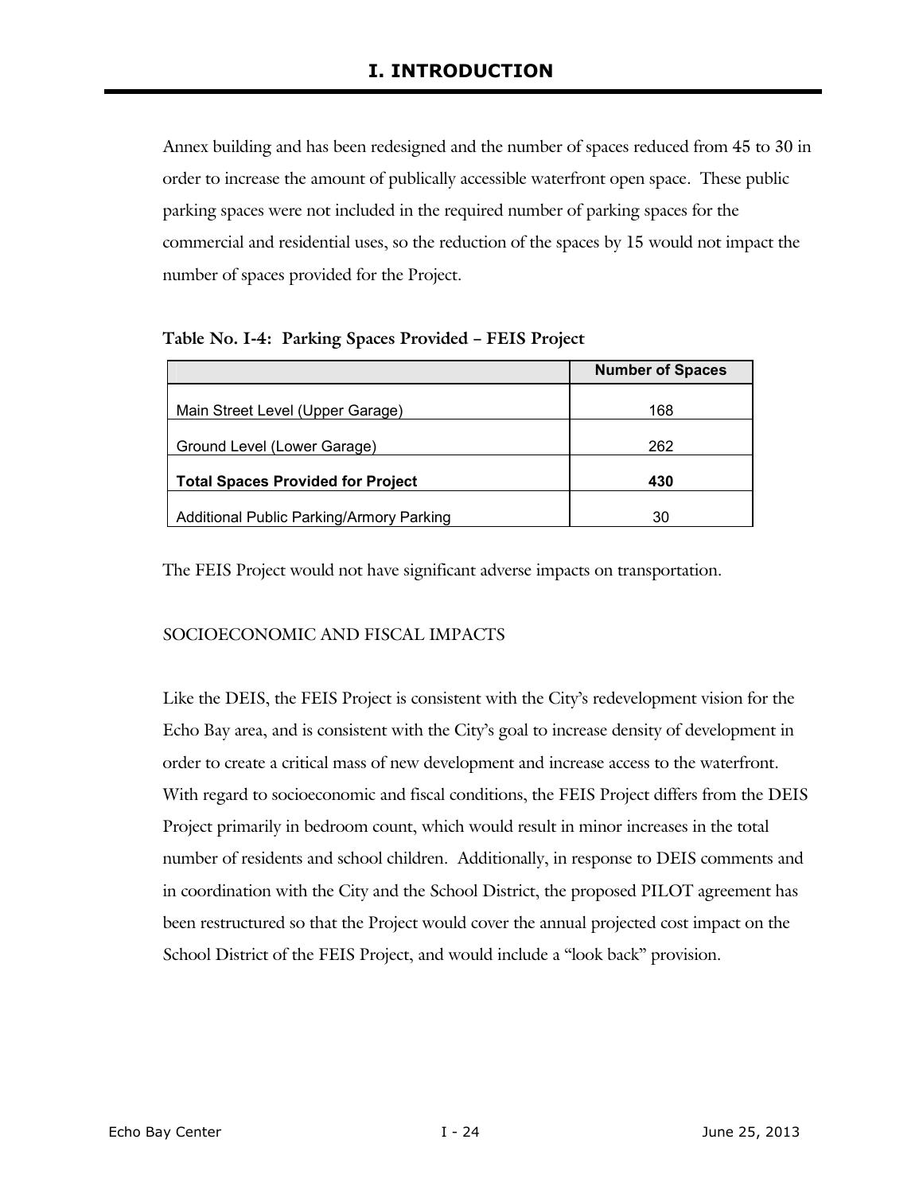Annex building and has been redesigned and the number of spaces reduced from 45 to 30 in order to increase the amount of publically accessible waterfront open space. These public parking spaces were not included in the required number of parking spaces for the commercial and residential uses, so the reduction of the spaces by 15 would not impact the number of spaces provided for the Project.

**Table No. I-4: Parking Spaces Provided – FEIS Project**

| | **Number of Spaces** |
|---|---|
| Main Street Level (Upper Garage) | 168 |
| Ground Level (Lower Garage) | 262 |
| **Total Spaces Provided for Project** | **430** |
| Additional Public Parking/Armory Parking | 30 |

The FEIS Project would not have significant adverse impacts on transportation.

SOCIOECONOMIC AND FISCAL IMPACTS

Like the DEIS, the FEIS Project is consistent with the City's redevelopment vision for the Echo Bay area, and is consistent with the City's goal to increase density of development in order to create a critical mass of new development and increase access to the waterfront. With regard to socioeconomic and fiscal conditions, the FEIS Project differs from the DEIS Project primarily in bedroom count, which would result in minor increases in the total number of residents and school children. Additionally, in response to DEIS comments and in coordination with the City and the School District, the proposed PILOT agreement has been restructured so that the Project would cover the annual projected cost impact on the School District of the FEIS Project, and would include a "look back" provision.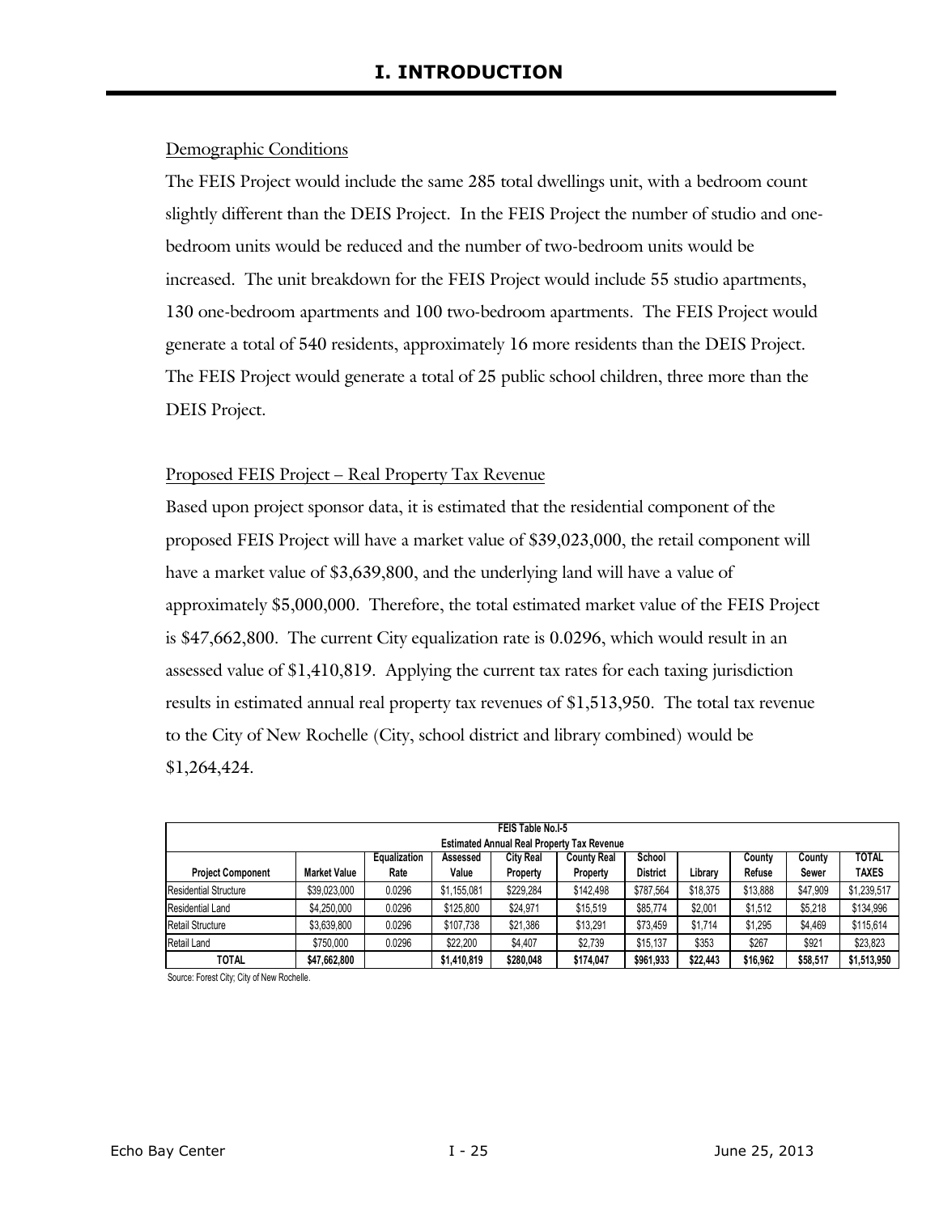# I. INTRODUCTION

Demographic Conditions

The FEIS Project would include the same 285 total dwellings unit, with a bedroom count slightly different than the DEIS Project. In the FEIS Project the number of studio and one-bedroom units would be reduced and the number of two-bedroom units would be increased. The unit breakdown for the FEIS Project would include 55 studio apartments, 130 one-bedroom apartments and 100 two-bedroom apartments. The FEIS Project would generate a total of 540 residents, approximately 16 more residents than the DEIS Project. The FEIS Project would generate a total of 25 public school children, three more than the DEIS Project.

Proposed FEIS Project – Real Property Tax Revenue

Based upon project sponsor data, it is estimated that the residential component of the proposed FEIS Project will have a market value of $39,023,000, the retail component will have a market value of $3,639,800, and the underlying land will have a value of approximately $5,000,000. Therefore, the total estimated market value of the FEIS Project is $47,662,800. The current City equalization rate is 0.0296, which would result in an assessed value of $1,410,819. Applying the current tax rates for each taxing jurisdiction results in estimated annual real property tax revenues of $1,513,950. The total tax revenue to the City of New Rochelle (City, school district and library combined) would be $1,264,424.

**FEIS Table No.I-5**
**Estimated Annual Real Property Tax Revenue**

| Project Component | Market Value | Equalization Rate | Assessed Value | City Real Property | County Real Property | School District | Library | County Refuse | County Sewer | TOTAL TAXES |
|---|---|---|---|---|---|---|---|---|---|---|
| Residential Structure | $39,023,000 | 0.0296 | $1,155,081 | $229,284 | $142,498 | $787,564 | $18,375 | $13,888 | $47,909 | $1,239,517 |
| Residential Land | $4,250,000 | 0.0296 | $125,800 | $24,971 | $15,519 | $85,774 | $2,001 | $1,512 | $5,218 | $134,996 |
| Retail Structure | $3,639,800 | 0.0296 | $107,738 | $21,386 | $13,291 | $73,459 | $1,714 | $1,295 | $4,469 | $115,614 |
| Retail Land | $750,000 | 0.0296 | $22,200 | $4,407 | $2,739 | $15,137 | $353 | $267 | $921 | $23,823 |
| **TOTAL** | **$47,662,800** | | **$1,410,819** | **$280,048** | **$174,047** | **$961,933** | **$22,443** | **$16,962** | **$58,517** | **$1,513,950** |

Source: Forest City; City of New Rochelle.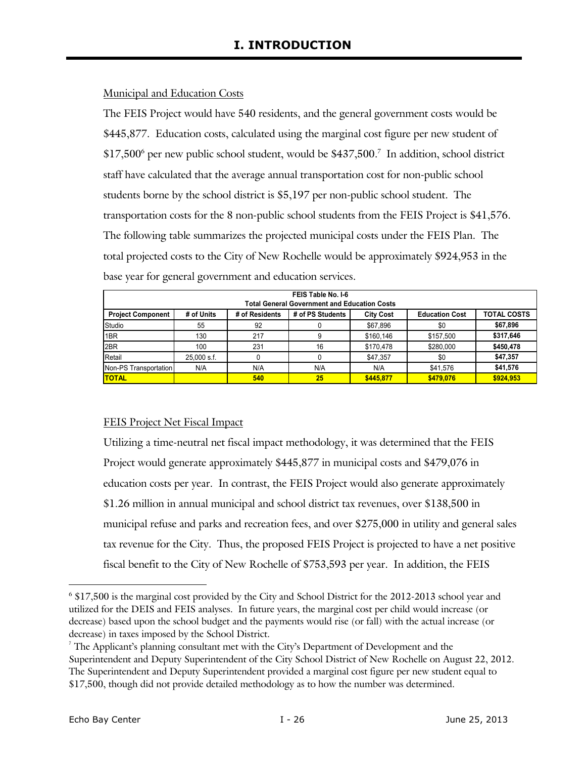# I. INTRODUCTION

Municipal and Education Costs

The FEIS Project would have 540 residents, and the general government costs would be $445,877. Education costs, calculated using the marginal cost figure per new student of $17,500[6] per new public school student, would be $437,500.[7] In addition, school district staff have calculated that the average annual transportation cost for non-public school students borne by the school district is $5,197 per non-public school student. The transportation costs for the 8 non-public school students from the FEIS Project is $41,576. The following table summarizes the projected municipal costs under the FEIS Plan. The total projected costs to the City of New Rochelle would be approximately $924,953 in the base year for general government and education services.

| FEIS Table No. I-6<br>Total General Government and Education Costs | | | | | | |
|---|---|---|---|---|---|---|
| **Project Component** | **# of Units** | **# of Residents** | **# of PS Students** | **City Cost** | **Education Cost** | **TOTAL COSTS** |
| Studio | 55 | 92 | 0 | $67,896 | $0 | **$67,896** |
| 1BR | 130 | 217 | 9 | $160,146 | $157,500 | **$317,646** |
| 2BR | 100 | 231 | 16 | $170,478 | $280,000 | **$450,478** |
| Retail | 25,000 s.f. | 0 | 0 | $47,357 | $0 | **$47,357** |
| Non-PS Transportation | N/A | N/A | N/A | N/A | $41,576 | **$41,576** |
| **TOTAL** | | **540** | **25** | **$445,877** | **$479,076** | **$924,953** |

FEIS Project Net Fiscal Impact

Utilizing a time-neutral net fiscal impact methodology, it was determined that the FEIS Project would generate approximately $445,877 in municipal costs and $479,076 in education costs per year. In contrast, the FEIS Project would also generate approximately $1.26 million in annual municipal and school district tax revenues, over $138,500 in municipal refuse and parks and recreation fees, and over $275,000 in utility and general sales tax revenue for the City. Thus, the proposed FEIS Project is projected to have a net positive fiscal benefit to the City of New Rochelle of $753,593 per year. In addition, the FEIS

---

[6] $17,500 is the marginal cost provided by the City and School District for the 2012-2013 school year and utilized for the DEIS and FEIS analyses. In future years, the marginal cost per child would increase (or decrease) based upon the school budget and the payments would rise (or fall) with the actual increase (or decrease) in taxes imposed by the School District.

[7] The Applicant's planning consultant met with the City's Department of Development and the Superintendent and Deputy Superintendent of the City School District of New Rochelle on August 22, 2012. The Superintendent and Deputy Superintendent provided a marginal cost figure per new student equal to $17,500, though did not provide detailed methodology as to how the number was determined.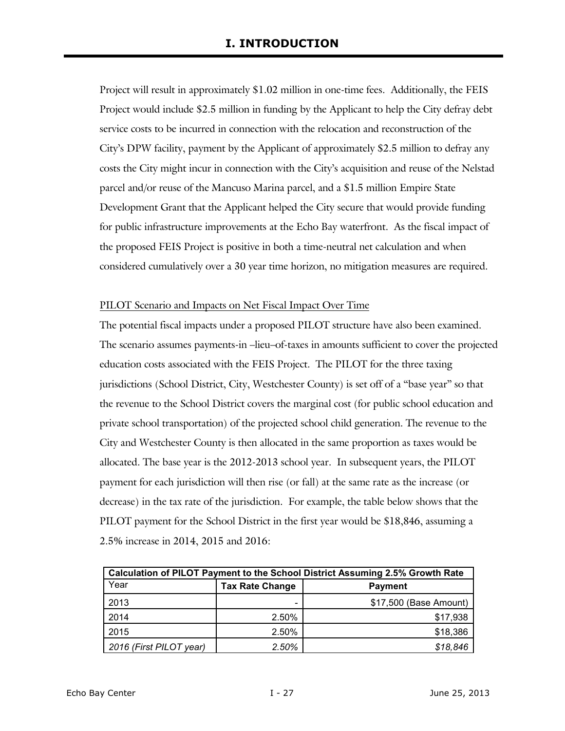Project will result in approximately $1.02 million in one-time fees. Additionally, the FEIS Project would include $2.5 million in funding by the Applicant to help the City defray debt service costs to be incurred in connection with the relocation and reconstruction of the City's DPW facility, payment by the Applicant of approximately $2.5 million to defray any costs the City might incur in connection with the City's acquisition and reuse of the Nelstad parcel and/or reuse of the Mancuso Marina parcel, and a $1.5 million Empire State Development Grant that the Applicant helped the City secure that would provide funding for public infrastructure improvements at the Echo Bay waterfront. As the fiscal impact of the proposed FEIS Project is positive in both a time-neutral net calculation and when considered cumulatively over a 30 year time horizon, no mitigation measures are required.

PILOT Scenario and Impacts on Net Fiscal Impact Over Time

The potential fiscal impacts under a proposed PILOT structure have also been examined. The scenario assumes payments-in –lieu–of-taxes in amounts sufficient to cover the projected education costs associated with the FEIS Project. The PILOT for the three taxing jurisdictions (School District, City, Westchester County) is set off of a "base year" so that the revenue to the School District covers the marginal cost (for public school education and private school transportation) of the projected school child generation. The revenue to the City and Westchester County is then allocated in the same proportion as taxes would be allocated. The base year is the 2012-2013 school year. In subsequent years, the PILOT payment for each jurisdiction will then rise (or fall) at the same rate as the increase (or decrease) in the tax rate of the jurisdiction. For example, the table below shows that the PILOT payment for the School District in the first year would be $18,846, assuming a 2.5% increase in 2014, 2015 and 2016:

| **Calculation of PILOT Payment to the School District Assuming 2.5% Growth Rate** | | |
|---|---|---|
| Year | **Tax Rate Change** | **Payment** |
| 2013 | - | $17,500 (Base Amount) |
| 2014 | 2.50% | $17,938 |
| 2015 | 2.50% | $18,386 |
| *2016 (First PILOT year)* | *2.50%* | *$18,846* |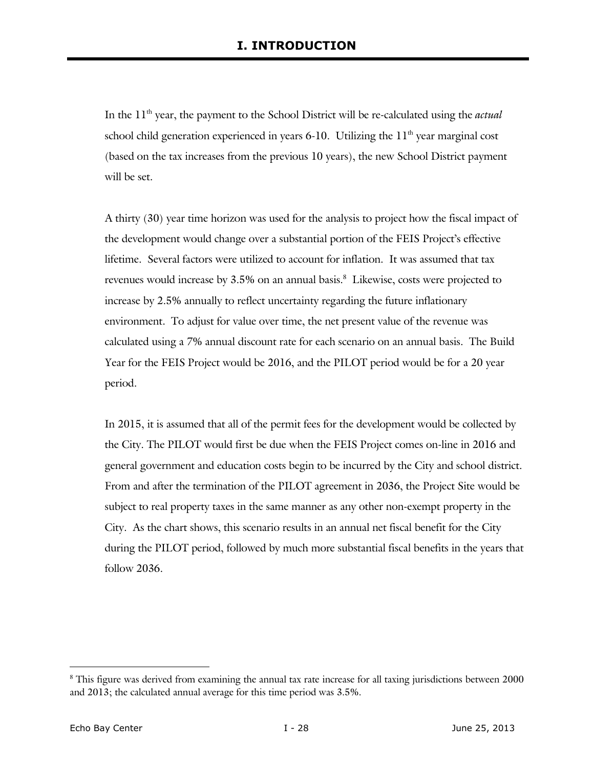# I. INTRODUCTION

In the 11th year, the payment to the School District will be re-calculated using the *actual* school child generation experienced in years 6-10. Utilizing the 11th year marginal cost (based on the tax increases from the previous 10 years), the new School District payment will be set.

A thirty (30) year time horizon was used for the analysis to project how the fiscal impact of the development would change over a substantial portion of the FEIS Project's effective lifetime. Several factors were utilized to account for inflation. It was assumed that tax revenues would increase by 3.5% on an annual basis.[8] Likewise, costs were projected to increase by 2.5% annually to reflect uncertainty regarding the future inflationary environment. To adjust for value over time, the net present value of the revenue was calculated using a 7% annual discount rate for each scenario on an annual basis. The Build Year for the FEIS Project would be 2016, and the PILOT period would be for a 20 year period.

In 2015, it is assumed that all of the permit fees for the development would be collected by the City. The PILOT would first be due when the FEIS Project comes on-line in 2016 and general government and education costs begin to be incurred by the City and school district. From and after the termination of the PILOT agreement in 2036, the Project Site would be subject to real property taxes in the same manner as any other non-exempt property in the City. As the chart shows, this scenario results in an annual net fiscal benefit for the City during the PILOT period, followed by much more substantial fiscal benefits in the years that follow 2036.

---

[8] This figure was derived from examining the annual tax rate increase for all taxing jurisdictions between 2000 and 2013; the calculated annual average for this time period was 3.5%.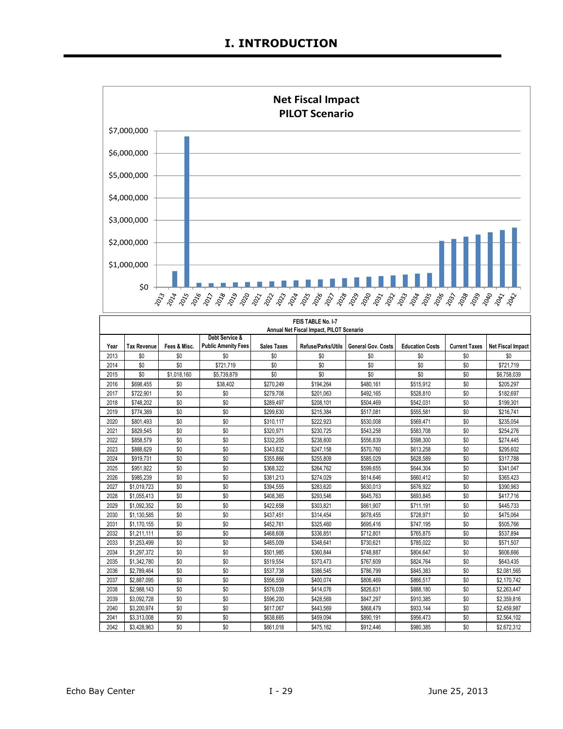# I. INTRODUCTION

**Net Fiscal Impact**
**PILOT Scenario**

| FEIS TABLE No. I-7 Annual Net Fiscal Impact, PILOT Scenario | | | | | | | | | |
|---|---|---|---|---|---|---|---|---|---|
| Year | Tax Revenue | Fees & Misc. | Debt Service & Public Amenity Fees | Sales Taxes | Refuse/Parks/Utils | General Gov. Costs | Education Costs | Current Taxes | Net Fiscal Impact |
| 2013 | $0 | $0 | $0 | $0 | $0 | $0 | $0 | $0 | $0 |
| 2014 | $0 | $0 | $721,719 | $0 | $0 | $0 | $0 | $0 | $721,719 |
| 2015 | $0 | $1,018,160 | $5,739,879 | $0 | $0 | $0 | $0 | $0 | $6,758,039 |
| 2016 | $698,455 | $0 | $38,402 | $270,249 | $194,264 | $480,161 | $515,912 | $0 | $205,297 |
| 2017 | $722,901 | $0 | $0 | $279,708 | $201,063 | $492,165 | $528,810 | $0 | $182,697 |
| 2018 | $748,202 | $0 | $0 | $289,497 | $208,101 | $504,469 | $542,031 | $0 | $199,301 |
| 2019 | $774,389 | $0 | $0 | $299,630 | $215,384 | $517,081 | $555,581 | $0 | $216,741 |
| 2020 | $801,493 | $0 | $0 | $310,117 | $222,923 | $530,008 | $569,471 | $0 | $235,054 |
| 2021 | $829,545 | $0 | $0 | $320,971 | $230,725 | $543,258 | $583,708 | $0 | $254,276 |
| 2022 | $858,579 | $0 | $0 | $332,205 | $238,800 | $556,839 | $598,300 | $0 | $274,445 |
| 2023 | $888,629 | $0 | $0 | $343,832 | $247,158 | $570,760 | $613,258 | $0 | $295,602 |
| 2024 | $919,731 | $0 | $0 | $355,866 | $255,809 | $585,029 | $628,589 | $0 | $317,788 |
| 2025 | $951,922 | $0 | $0 | $368,322 | $264,762 | $599,655 | $644,304 | $0 | $341,047 |
| 2026 | $985,239 | $0 | $0 | $381,213 | $274,029 | $614,646 | $660,412 | $0 | $365,423 |
| 2027 | $1,019,723 | $0 | $0 | $394,555 | $283,620 | $630,013 | $676,922 | $0 | $390,963 |
| 2028 | $1,055,413 | $0 | $0 | $408,365 | $293,546 | $645,763 | $693,845 | $0 | $417,716 |
| 2029 | $1,092,352 | $0 | $0 | $422,658 | $303,821 | $661,907 | $711,191 | $0 | $445,733 |
| 2030 | $1,130,585 | $0 | $0 | $437,451 | $314,454 | $678,455 | $728,971 | $0 | $475,064 |
| 2031 | $1,170,155 | $0 | $0 | $452,761 | $325,460 | $695,416 | $747,195 | $0 | $505,766 |
| 2032 | $1,211,111 | $0 | $0 | $468,608 | $336,851 | $712,801 | $765,875 | $0 | $537,894 |
| 2033 | $1,253,499 | $0 | $0 | $485,009 | $348,641 | $730,621 | $785,022 | $0 | $571,507 |
| 2034 | $1,297,372 | $0 | $0 | $501,985 | $360,844 | $748,887 | $804,647 | $0 | $606,666 |
| 2035 | $1,342,780 | $0 | $0 | $519,554 | $373,473 | $767,609 | $824,764 | $0 | $643,435 |
| 2036 | $2,789,464 | $0 | $0 | $537,738 | $386,545 | $786,799 | $845,383 | $0 | $2,081,565 |
| 2037 | $2,887,095 | $0 | $0 | $556,559 | $400,074 | $806,469 | $866,517 | $0 | $2,170,742 |
| 2038 | $2,988,143 | $0 | $0 | $576,039 | $414,076 | $826,631 | $888,180 | $0 | $2,263,447 |
| 2039 | $3,092,728 | $0 | $0 | $596,200 | $428,569 | $847,297 | $910,385 | $0 | $2,359,816 |
| 2040 | $3,200,974 | $0 | $0 | $617,067 | $443,569 | $868,479 | $933,144 | $0 | $2,459,987 |
| 2041 | $3,313,008 | $0 | $0 | $638,665 | $459,094 | $890,191 | $956,473 | $0 | $2,564,102 |
| 2042 | $3,428,963 | $0 | $0 | $661,018 | $475,162 | $912,446 | $980,385 | $0 | $2,672,312 |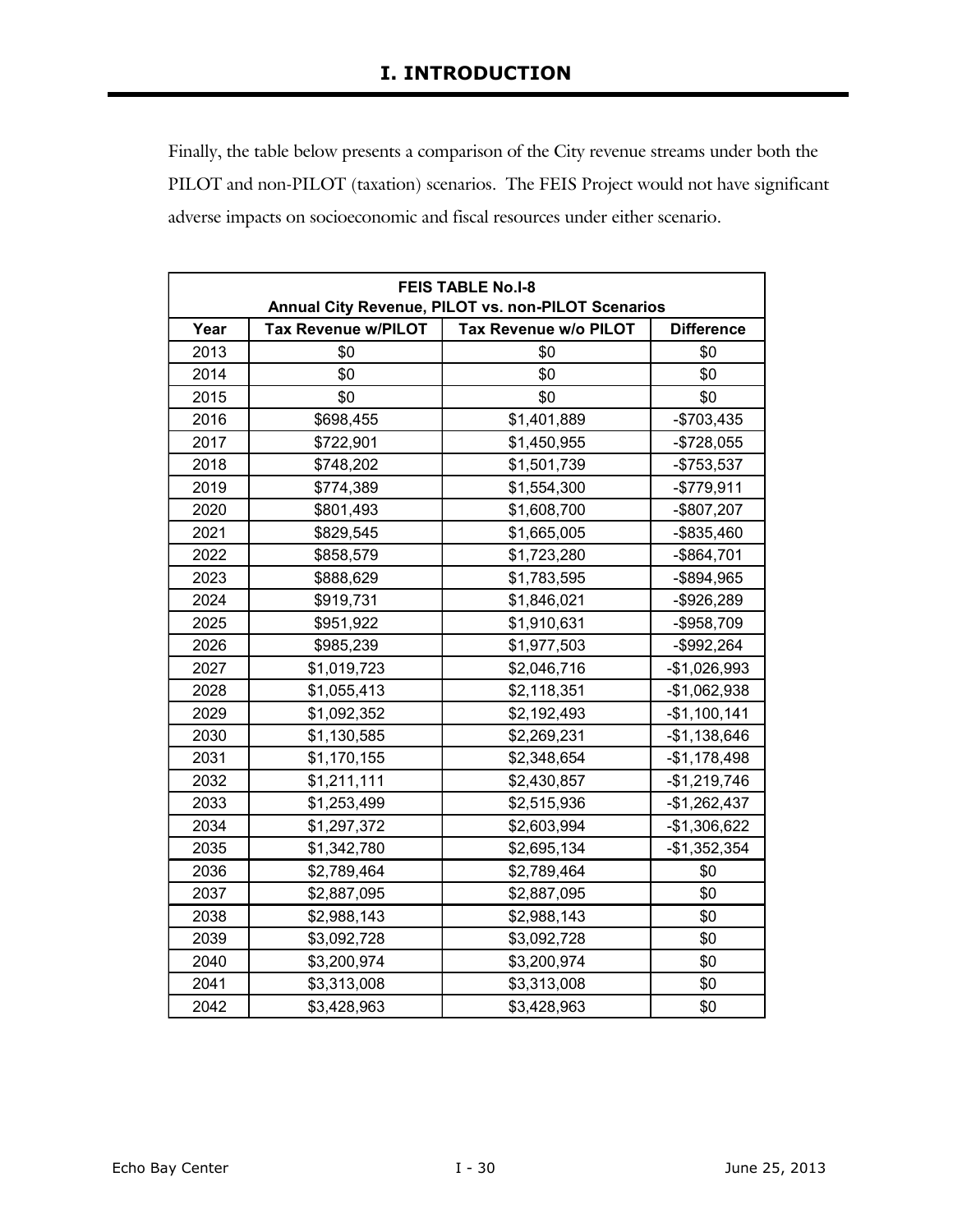# I. INTRODUCTION

Finally, the table below presents a comparison of the City revenue streams under both the PILOT and non-PILOT (taxation) scenarios. The FEIS Project would not have significant adverse impacts on socioeconomic and fiscal resources under either scenario.

| FEIS TABLE No.I-8<br>Annual City Revenue, PILOT vs. non-PILOT Scenarios | | | |
|---|---|---|---|
| **Year** | **Tax Revenue w/PILOT** | **Tax Revenue w/o PILOT** | **Difference** |
| 2013 | $0 | $0 | $0 |
| 2014 | $0 | $0 | $0 |
| 2015 | $0 | $0 | $0 |
| 2016 | $698,455 | $1,401,889 | -$703,435 |
| 2017 | $722,901 | $1,450,955 | -$728,055 |
| 2018 | $748,202 | $1,501,739 | -$753,537 |
| 2019 | $774,389 | $1,554,300 | -$779,911 |
| 2020 | $801,493 | $1,608,700 | -$807,207 |
| 2021 | $829,545 | $1,665,005 | -$835,460 |
| 2022 | $858,579 | $1,723,280 | -$864,701 |
| 2023 | $888,629 | $1,783,595 | -$894,965 |
| 2024 | $919,731 | $1,846,021 | -$926,289 |
| 2025 | $951,922 | $1,910,631 | -$958,709 |
| 2026 | $985,239 | $1,977,503 | -$992,264 |
| 2027 | $1,019,723 | $2,046,716 | -$1,026,993 |
| 2028 | $1,055,413 | $2,118,351 | -$1,062,938 |
| 2029 | $1,092,352 | $2,192,493 | -$1,100,141 |
| 2030 | $1,130,585 | $2,269,231 | -$1,138,646 |
| 2031 | $1,170,155 | $2,348,654 | -$1,178,498 |
| 2032 | $1,211,111 | $2,430,857 | -$1,219,746 |
| 2033 | $1,253,499 | $2,515,936 | -$1,262,437 |
| 2034 | $1,297,372 | $2,603,994 | -$1,306,622 |
| 2035 | $1,342,780 | $2,695,134 | -$1,352,354 |
| 2036 | $2,789,464 | $2,789,464 | $0 |
| 2037 | $2,887,095 | $2,887,095 | $0 |
| 2038 | $2,988,143 | $2,988,143 | $0 |
| 2039 | $3,092,728 | $3,092,728 | $0 |
| 2040 | $3,200,974 | $3,200,974 | $0 |
| 2041 | $3,313,008 | $3,313,008 | $0 |
| 2042 | $3,428,963 | $3,428,963 | $0 |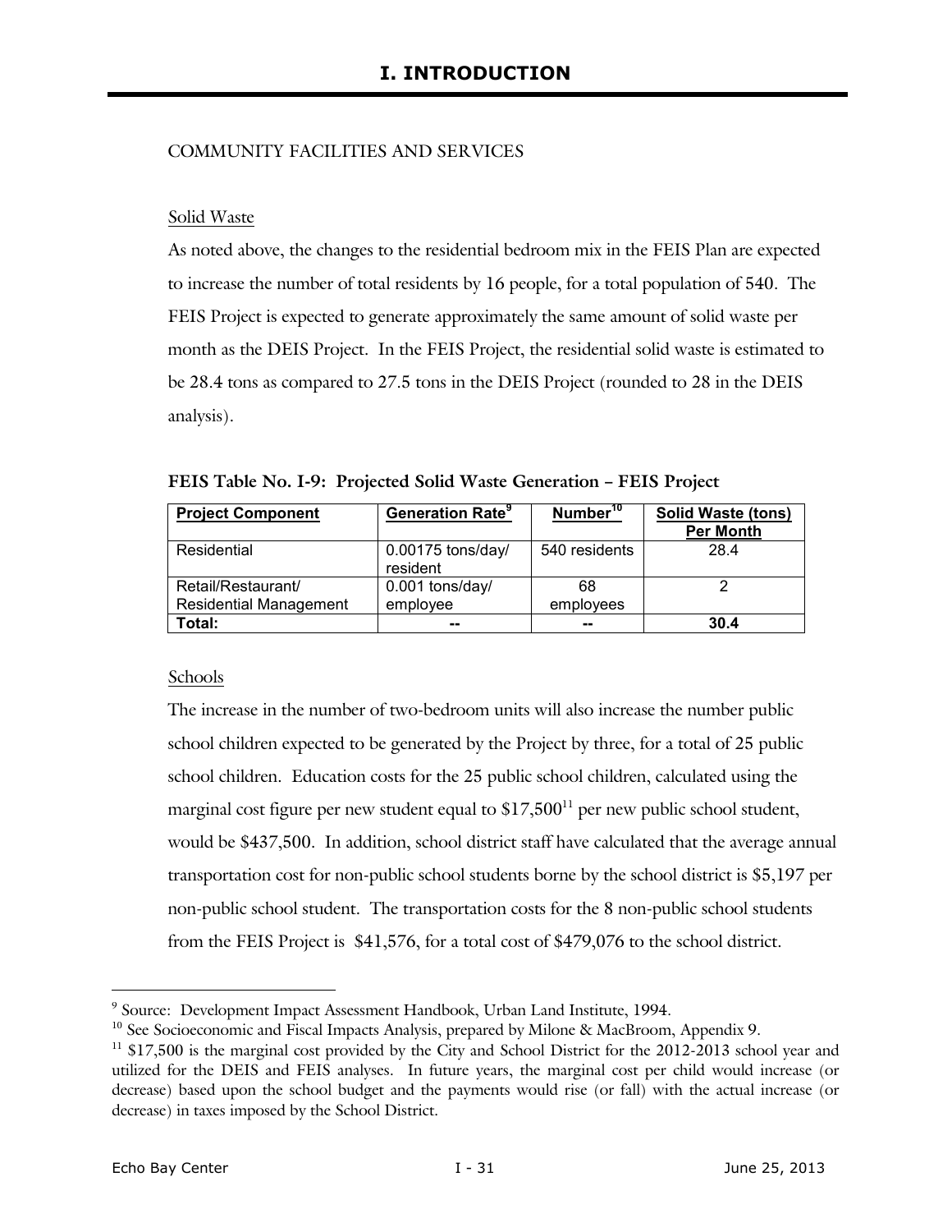# I. INTRODUCTION

COMMUNITY FACILITIES AND SERVICES

Solid Waste

As noted above, the changes to the residential bedroom mix in the FEIS Plan are expected to increase the number of total residents by 16 people, for a total population of 540. The FEIS Project is expected to generate approximately the same amount of solid waste per month as the DEIS Project. In the FEIS Project, the residential solid waste is estimated to be 28.4 tons as compared to 27.5 tons in the DEIS Project (rounded to 28 in the DEIS analysis).

**FEIS Table No. I-9: Projected Solid Waste Generation – FEIS Project**

| Project Component | Generation Rate[9] | Number[10] | Solid Waste (tons) Per Month |
|---|---|---|---|
| Residential | 0.00175 tons/day/ resident | 540 residents | 28.4 |
| Retail/Restaurant/ Residential Management | 0.001 tons/day/ employee | 68 employees | 2 |
| **Total:** | **--** | **--** | **30.4** |

Schools

The increase in the number of two-bedroom units will also increase the number public school children expected to be generated by the Project by three, for a total of 25 public school children. Education costs for the 25 public school children, calculated using the marginal cost figure per new student equal to $17,500[11] per new public school student, would be $437,500. In addition, school district staff have calculated that the average annual transportation cost for non-public school students borne by the school district is $5,197 per non-public school student. The transportation costs for the 8 non-public school students from the FEIS Project is $41,576, for a total cost of $479,076 to the school district.

[9] Source: Development Impact Assessment Handbook, Urban Land Institute, 1994.

[10] See Socioeconomic and Fiscal Impacts Analysis, prepared by Milone & MacBroom, Appendix 9.

[11] $17,500 is the marginal cost provided by the City and School District for the 2012-2013 school year and utilized for the DEIS and FEIS analyses. In future years, the marginal cost per child would increase (or decrease) based upon the school budget and the payments would rise (or fall) with the actual increase (or decrease) in taxes imposed by the School District.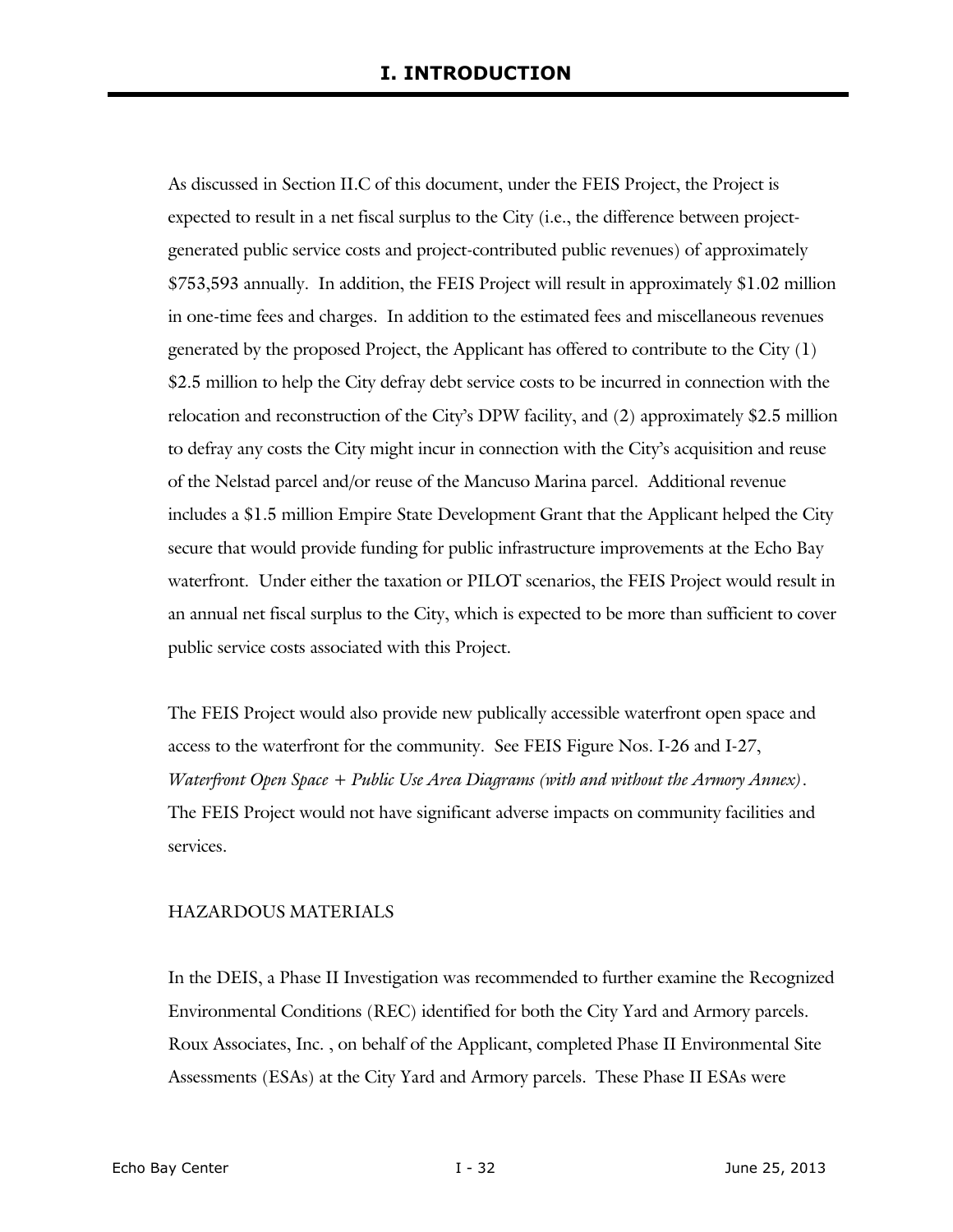As discussed in Section II.C of this document, under the FEIS Project, the Project is expected to result in a net fiscal surplus to the City (i.e., the difference between project-generated public service costs and project-contributed public revenues) of approximately \$753,593 annually. In addition, the FEIS Project will result in approximately \$1.02 million in one-time fees and charges. In addition to the estimated fees and miscellaneous revenues generated by the proposed Project, the Applicant has offered to contribute to the City (1) \$2.5 million to help the City defray debt service costs to be incurred in connection with the relocation and reconstruction of the City's DPW facility, and (2) approximately \$2.5 million to defray any costs the City might incur in connection with the City's acquisition and reuse of the Nelstad parcel and/or reuse of the Mancuso Marina parcel. Additional revenue includes a \$1.5 million Empire State Development Grant that the Applicant helped the City secure that would provide funding for public infrastructure improvements at the Echo Bay waterfront. Under either the taxation or PILOT scenarios, the FEIS Project would result in an annual net fiscal surplus to the City, which is expected to be more than sufficient to cover public service costs associated with this Project.

The FEIS Project would also provide new publically accessible waterfront open space and access to the waterfront for the community. See FEIS Figure Nos. I-26 and I-27, *Waterfront Open Space + Public Use Area Diagrams (with and without the Armory Annex)*. The FEIS Project would not have significant adverse impacts on community facilities and services.

HAZARDOUS MATERIALS

In the DEIS, a Phase II Investigation was recommended to further examine the Recognized Environmental Conditions (REC) identified for both the City Yard and Armory parcels. Roux Associates, Inc. , on behalf of the Applicant, completed Phase II Environmental Site Assessments (ESAs) at the City Yard and Armory parcels. These Phase II ESAs were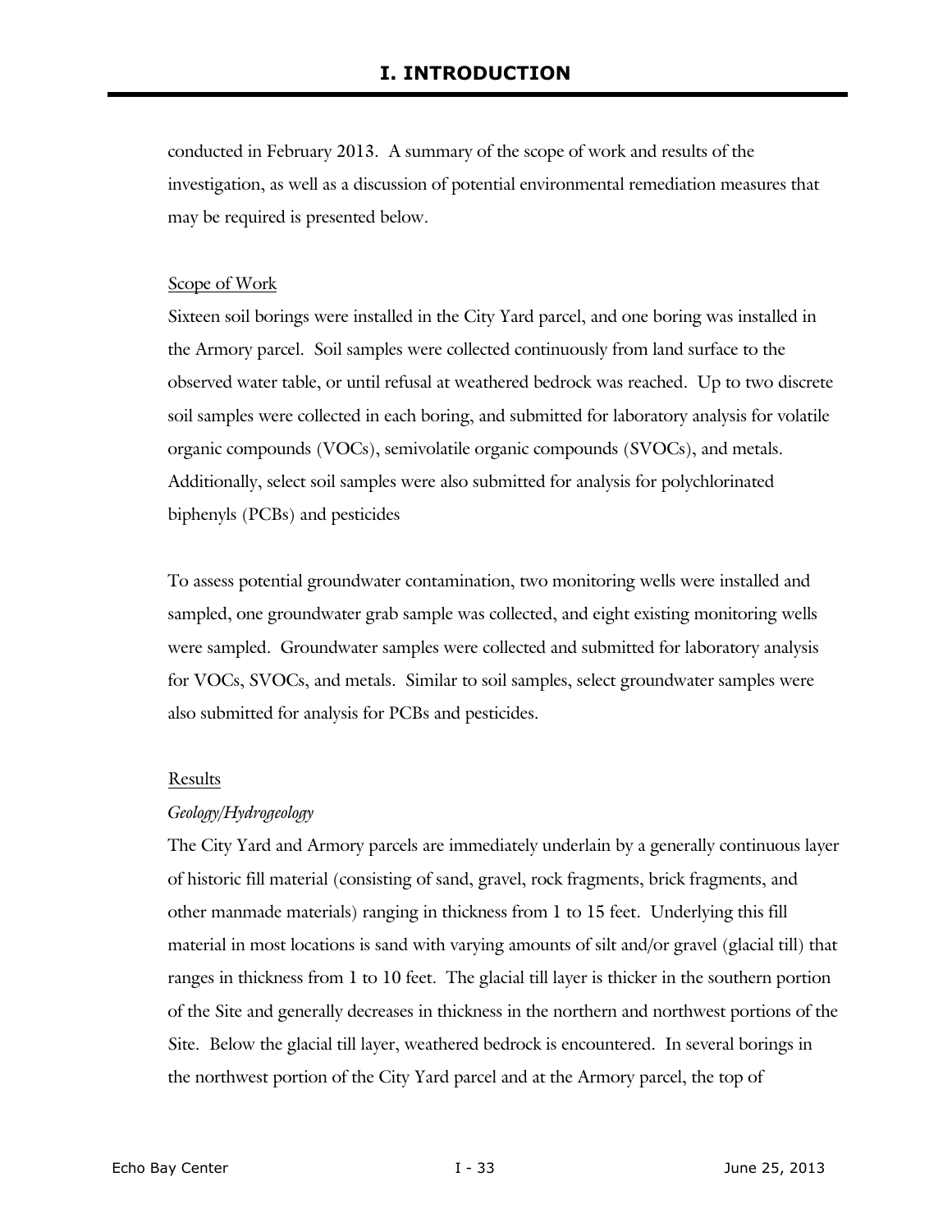conducted in February 2013. A summary of the scope of work and results of the investigation, as well as a discussion of potential environmental remediation measures that may be required is presented below.

Scope of Work

Sixteen soil borings were installed in the City Yard parcel, and one boring was installed in the Armory parcel. Soil samples were collected continuously from land surface to the observed water table, or until refusal at weathered bedrock was reached. Up to two discrete soil samples were collected in each boring, and submitted for laboratory analysis for volatile organic compounds (VOCs), semivolatile organic compounds (SVOCs), and metals. Additionally, select soil samples were also submitted for analysis for polychlorinated biphenyls (PCBs) and pesticides

To assess potential groundwater contamination, two monitoring wells were installed and sampled, one groundwater grab sample was collected, and eight existing monitoring wells were sampled. Groundwater samples were collected and submitted for laboratory analysis for VOCs, SVOCs, and metals. Similar to soil samples, select groundwater samples were also submitted for analysis for PCBs and pesticides.

Results

*Geology/Hydrogeology*

The City Yard and Armory parcels are immediately underlain by a generally continuous layer of historic fill material (consisting of sand, gravel, rock fragments, brick fragments, and other manmade materials) ranging in thickness from 1 to 15 feet. Underlying this fill material in most locations is sand with varying amounts of silt and/or gravel (glacial till) that ranges in thickness from 1 to 10 feet. The glacial till layer is thicker in the southern portion of the Site and generally decreases in thickness in the northern and northwest portions of the Site. Below the glacial till layer, weathered bedrock is encountered. In several borings in the northwest portion of the City Yard parcel and at the Armory parcel, the top of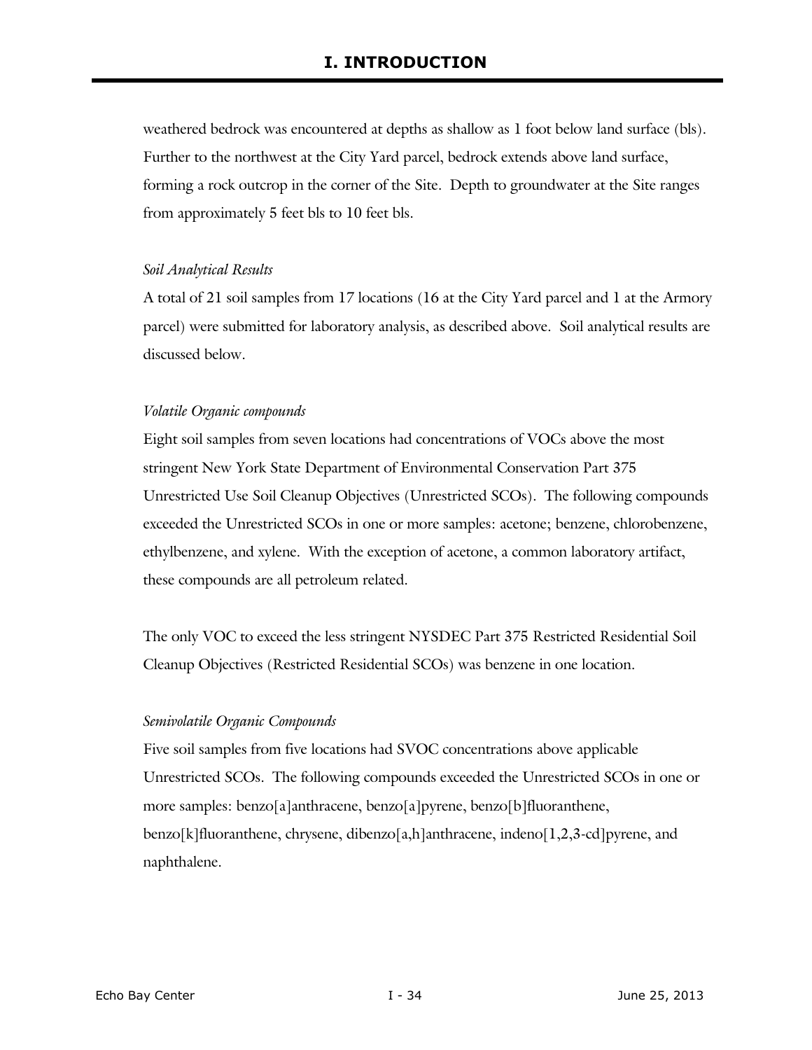weathered bedrock was encountered at depths as shallow as 1 foot below land surface (bls). Further to the northwest at the City Yard parcel, bedrock extends above land surface, forming a rock outcrop in the corner of the Site. Depth to groundwater at the Site ranges from approximately 5 feet bls to 10 feet bls.

*Soil Analytical Results*

A total of 21 soil samples from 17 locations (16 at the City Yard parcel and 1 at the Armory parcel) were submitted for laboratory analysis, as described above. Soil analytical results are discussed below.

*Volatile Organic compounds*

Eight soil samples from seven locations had concentrations of VOCs above the most stringent New York State Department of Environmental Conservation Part 375 Unrestricted Use Soil Cleanup Objectives (Unrestricted SCOs). The following compounds exceeded the Unrestricted SCOs in one or more samples: acetone; benzene, chlorobenzene, ethylbenzene, and xylene. With the exception of acetone, a common laboratory artifact, these compounds are all petroleum related.

The only VOC to exceed the less stringent NYSDEC Part 375 Restricted Residential Soil Cleanup Objectives (Restricted Residential SCOs) was benzene in one location.

*Semivolatile Organic Compounds*

Five soil samples from five locations had SVOC concentrations above applicable Unrestricted SCOs. The following compounds exceeded the Unrestricted SCOs in one or more samples: benzo[a]anthracene, benzo[a]pyrene, benzo[b]fluoranthene, benzo[k]fluoranthene, chrysene, dibenzo[a,h]anthracene, indeno[1,2,3-cd]pyrene, and naphthalene.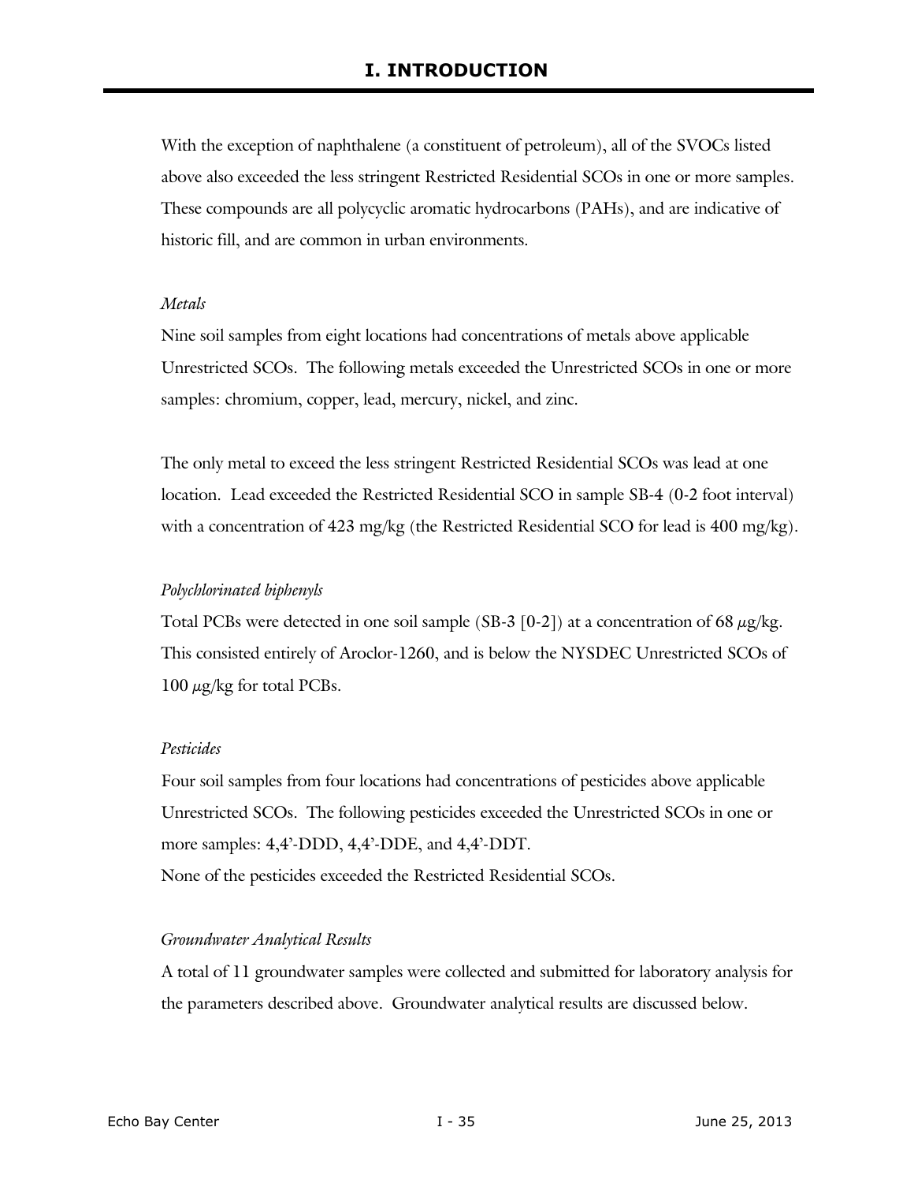With the exception of naphthalene (a constituent of petroleum), all of the SVOCs listed above also exceeded the less stringent Restricted Residential SCOs in one or more samples. These compounds are all polycyclic aromatic hydrocarbons (PAHs), and are indicative of historic fill, and are common in urban environments.

*Metals*

Nine soil samples from eight locations had concentrations of metals above applicable Unrestricted SCOs. The following metals exceeded the Unrestricted SCOs in one or more samples: chromium, copper, lead, mercury, nickel, and zinc.

The only metal to exceed the less stringent Restricted Residential SCOs was lead at one location. Lead exceeded the Restricted Residential SCO in sample SB-4 (0-2 foot interval) with a concentration of 423 mg/kg (the Restricted Residential SCO for lead is 400 mg/kg).

*Polychlorinated biphenyls*

Total PCBs were detected in one soil sample (SB-3 [0-2]) at a concentration of 68 $\mu$g/kg. This consisted entirely of Aroclor-1260, and is below the NYSDEC Unrestricted SCOs of 100 $\mu$g/kg for total PCBs.

*Pesticides*

Four soil samples from four locations had concentrations of pesticides above applicable Unrestricted SCOs. The following pesticides exceeded the Unrestricted SCOs in one or more samples: 4,4'-DDD, 4,4'-DDE, and 4,4'-DDT.
None of the pesticides exceeded the Restricted Residential SCOs.

*Groundwater Analytical Results*

A total of 11 groundwater samples were collected and submitted for laboratory analysis for the parameters described above. Groundwater analytical results are discussed below.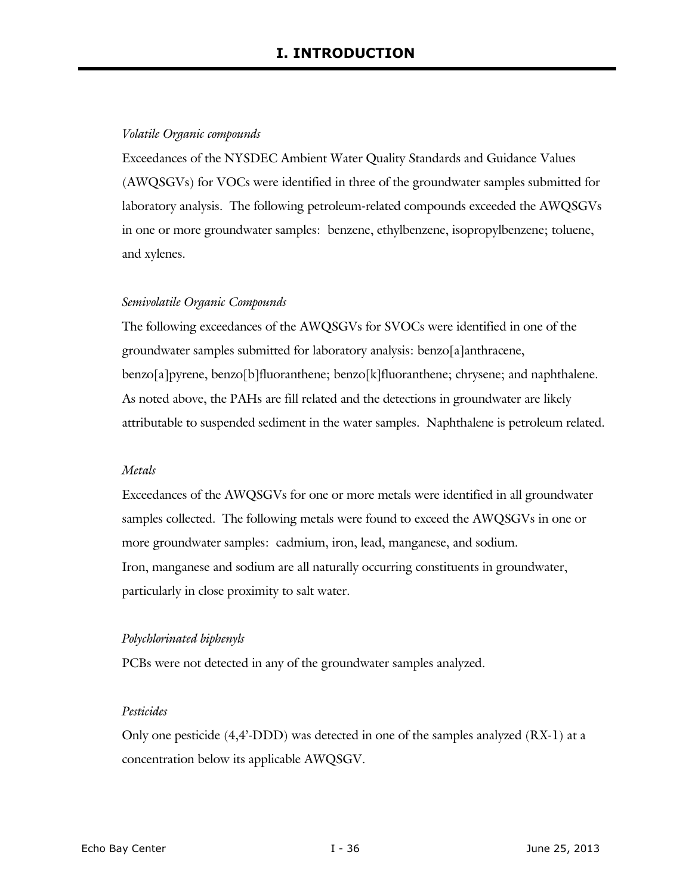*Volatile Organic compounds*

Exceedances of the NYSDEC Ambient Water Quality Standards and Guidance Values (AWQSGVs) for VOCs were identified in three of the groundwater samples submitted for laboratory analysis. The following petroleum-related compounds exceeded the AWQSGVs in one or more groundwater samples: benzene, ethylbenzene, isopropylbenzene; toluene, and xylenes.

*Semivolatile Organic Compounds*

The following exceedances of the AWQSGVs for SVOCs were identified in one of the groundwater samples submitted for laboratory analysis: benzo[a]anthracene, benzo[a]pyrene, benzo[b]fluoranthene; benzo[k]fluoranthene; chrysene; and naphthalene. As noted above, the PAHs are fill related and the detections in groundwater are likely attributable to suspended sediment in the water samples. Naphthalene is petroleum related.

*Metals*

Exceedances of the AWQSGVs for one or more metals were identified in all groundwater samples collected. The following metals were found to exceed the AWQSGVs in one or more groundwater samples: cadmium, iron, lead, manganese, and sodium. Iron, manganese and sodium are all naturally occurring constituents in groundwater, particularly in close proximity to salt water.

*Polychlorinated biphenyls*

PCBs were not detected in any of the groundwater samples analyzed.

*Pesticides*

Only one pesticide (4,4'-DDD) was detected in one of the samples analyzed (RX-1) at a concentration below its applicable AWQSGV.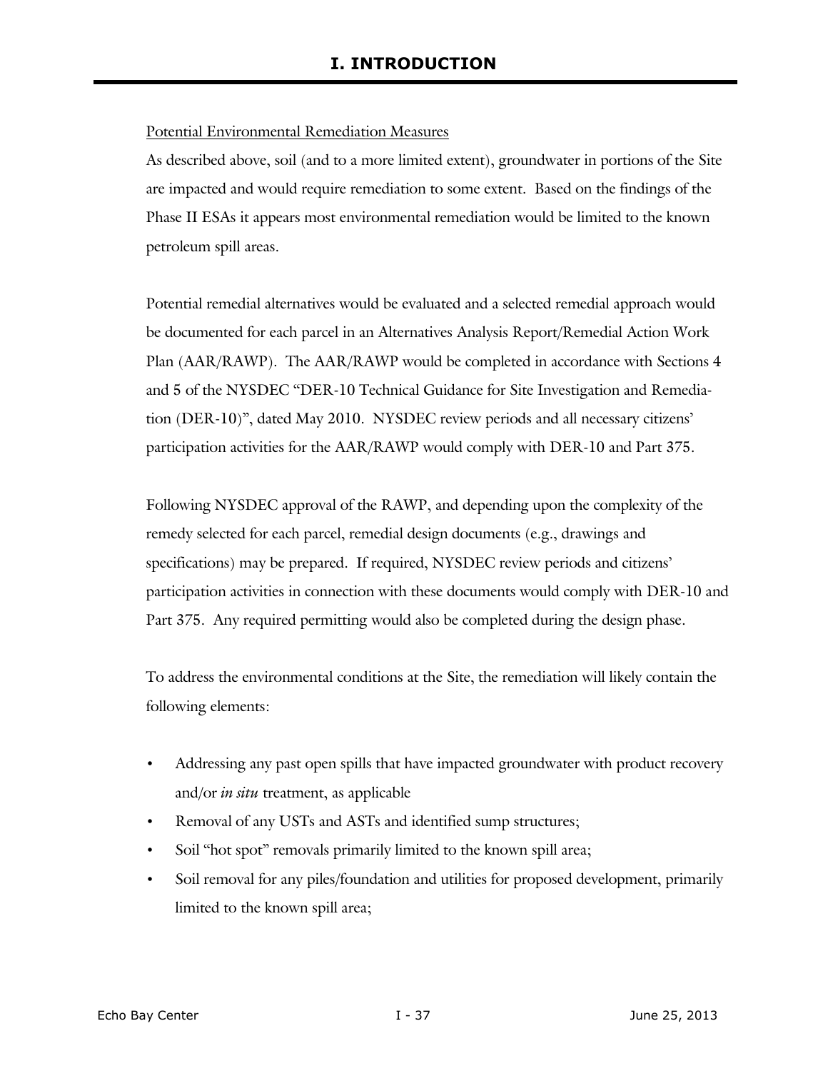Potential Environmental Remediation Measures

As described above, soil (and to a more limited extent), groundwater in portions of the Site are impacted and would require remediation to some extent. Based on the findings of the Phase II ESAs it appears most environmental remediation would be limited to the known petroleum spill areas.

Potential remedial alternatives would be evaluated and a selected remedial approach would be documented for each parcel in an Alternatives Analysis Report/Remedial Action Work Plan (AAR/RAWP). The AAR/RAWP would be completed in accordance with Sections 4 and 5 of the NYSDEC "DER-10 Technical Guidance for Site Investigation and Remediation (DER-10)", dated May 2010. NYSDEC review periods and all necessary citizens' participation activities for the AAR/RAWP would comply with DER-10 and Part 375.

Following NYSDEC approval of the RAWP, and depending upon the complexity of the remedy selected for each parcel, remedial design documents (e.g., drawings and specifications) may be prepared. If required, NYSDEC review periods and citizens' participation activities in connection with these documents would comply with DER-10 and Part 375. Any required permitting would also be completed during the design phase.

To address the environmental conditions at the Site, the remediation will likely contain the following elements:

- Addressing any past open spills that have impacted groundwater with product recovery and/or *in situ* treatment, as applicable
- Removal of any USTs and ASTs and identified sump structures;
- Soil "hot spot" removals primarily limited to the known spill area;
- Soil removal for any piles/foundation and utilities for proposed development, primarily limited to the known spill area;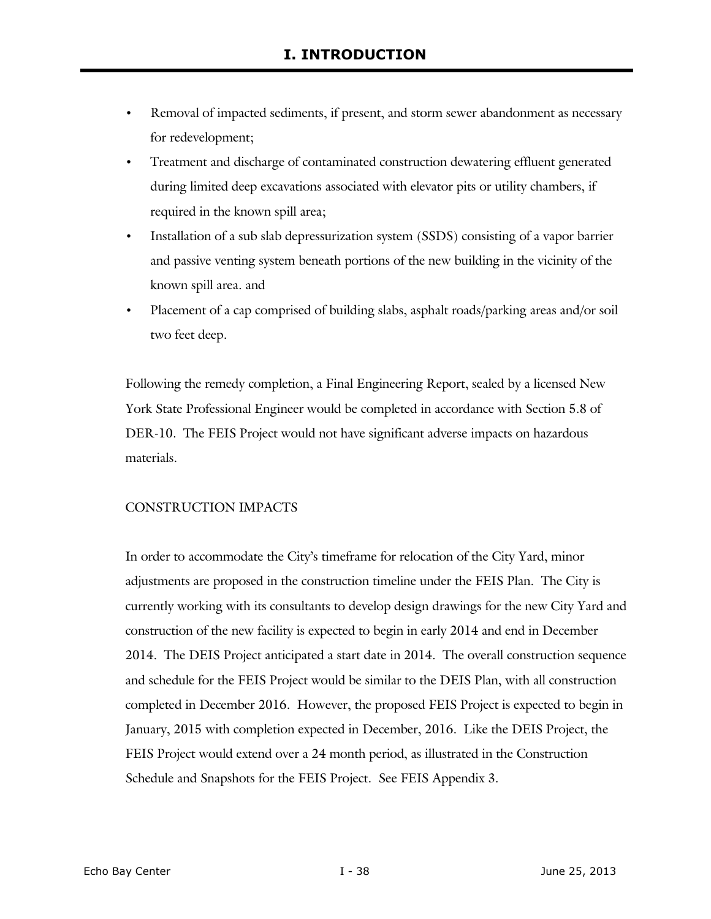- Removal of impacted sediments, if present, and storm sewer abandonment as necessary for redevelopment;
- Treatment and discharge of contaminated construction dewatering effluent generated during limited deep excavations associated with elevator pits or utility chambers, if required in the known spill area;
- Installation of a sub slab depressurization system (SSDS) consisting of a vapor barrier and passive venting system beneath portions of the new building in the vicinity of the known spill area. and
- Placement of a cap comprised of building slabs, asphalt roads/parking areas and/or soil two feet deep.

Following the remedy completion, a Final Engineering Report, sealed by a licensed New York State Professional Engineer would be completed in accordance with Section 5.8 of DER-10. The FEIS Project would not have significant adverse impacts on hazardous materials.

CONSTRUCTION IMPACTS

In order to accommodate the City's timeframe for relocation of the City Yard, minor adjustments are proposed in the construction timeline under the FEIS Plan. The City is currently working with its consultants to develop design drawings for the new City Yard and construction of the new facility is expected to begin in early 2014 and end in December 2014. The DEIS Project anticipated a start date in 2014. The overall construction sequence and schedule for the FEIS Project would be similar to the DEIS Plan, with all construction completed in December 2016. However, the proposed FEIS Project is expected to begin in January, 2015 with completion expected in December, 2016. Like the DEIS Project, the FEIS Project would extend over a 24 month period, as illustrated in the Construction Schedule and Snapshots for the FEIS Project. See FEIS Appendix 3.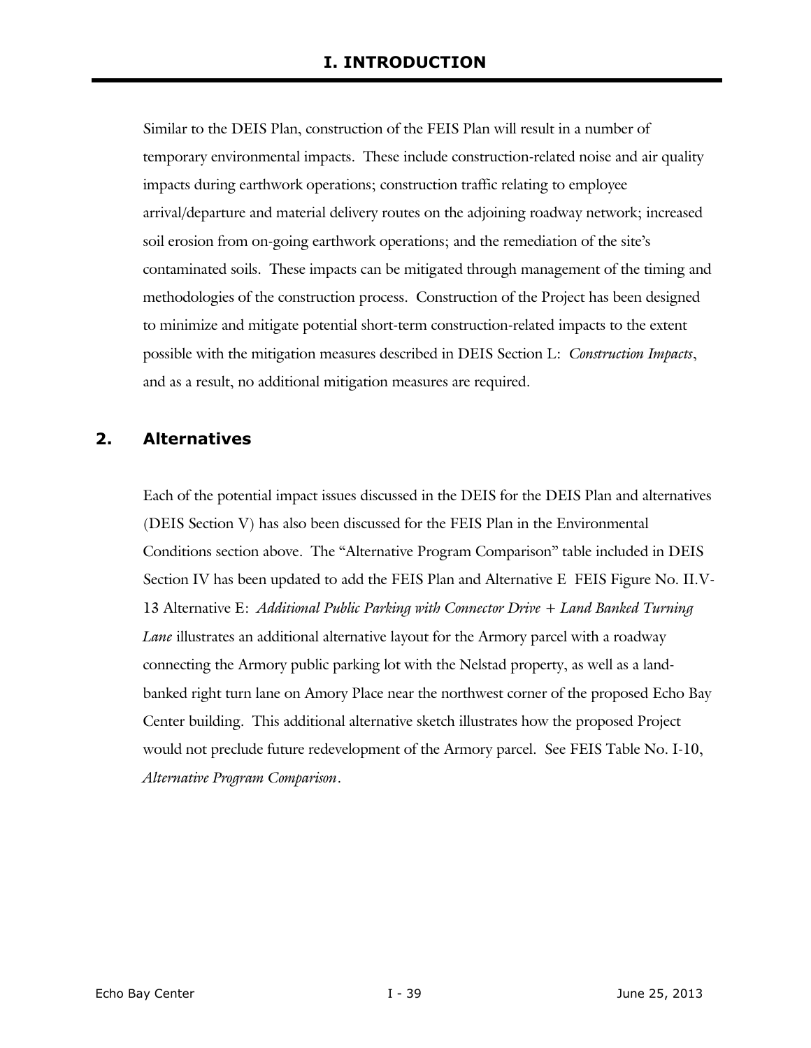Similar to the DEIS Plan, construction of the FEIS Plan will result in a number of temporary environmental impacts. These include construction-related noise and air quality impacts during earthwork operations; construction traffic relating to employee arrival/departure and material delivery routes on the adjoining roadway network; increased soil erosion from on-going earthwork operations; and the remediation of the site's contaminated soils. These impacts can be mitigated through management of the timing and methodologies of the construction process. Construction of the Project has been designed to minimize and mitigate potential short-term construction-related impacts to the extent possible with the mitigation measures described in DEIS Section L: *Construction Impacts*, and as a result, no additional mitigation measures are required.

## 2. Alternatives

Each of the potential impact issues discussed in the DEIS for the DEIS Plan and alternatives (DEIS Section V) has also been discussed for the FEIS Plan in the Environmental Conditions section above. The "Alternative Program Comparison" table included in DEIS Section IV has been updated to add the FEIS Plan and Alternative E FEIS Figure No. II.V-13 Alternative E: *Additional Public Parking with Connector Drive + Land Banked Turning Lane* illustrates an additional alternative layout for the Armory parcel with a roadway connecting the Armory public parking lot with the Nelstad property, as well as a land-banked right turn lane on Amory Place near the northwest corner of the proposed Echo Bay Center building. This additional alternative sketch illustrates how the proposed Project would not preclude future redevelopment of the Armory parcel. See FEIS Table No. I-10, *Alternative Program Comparison*.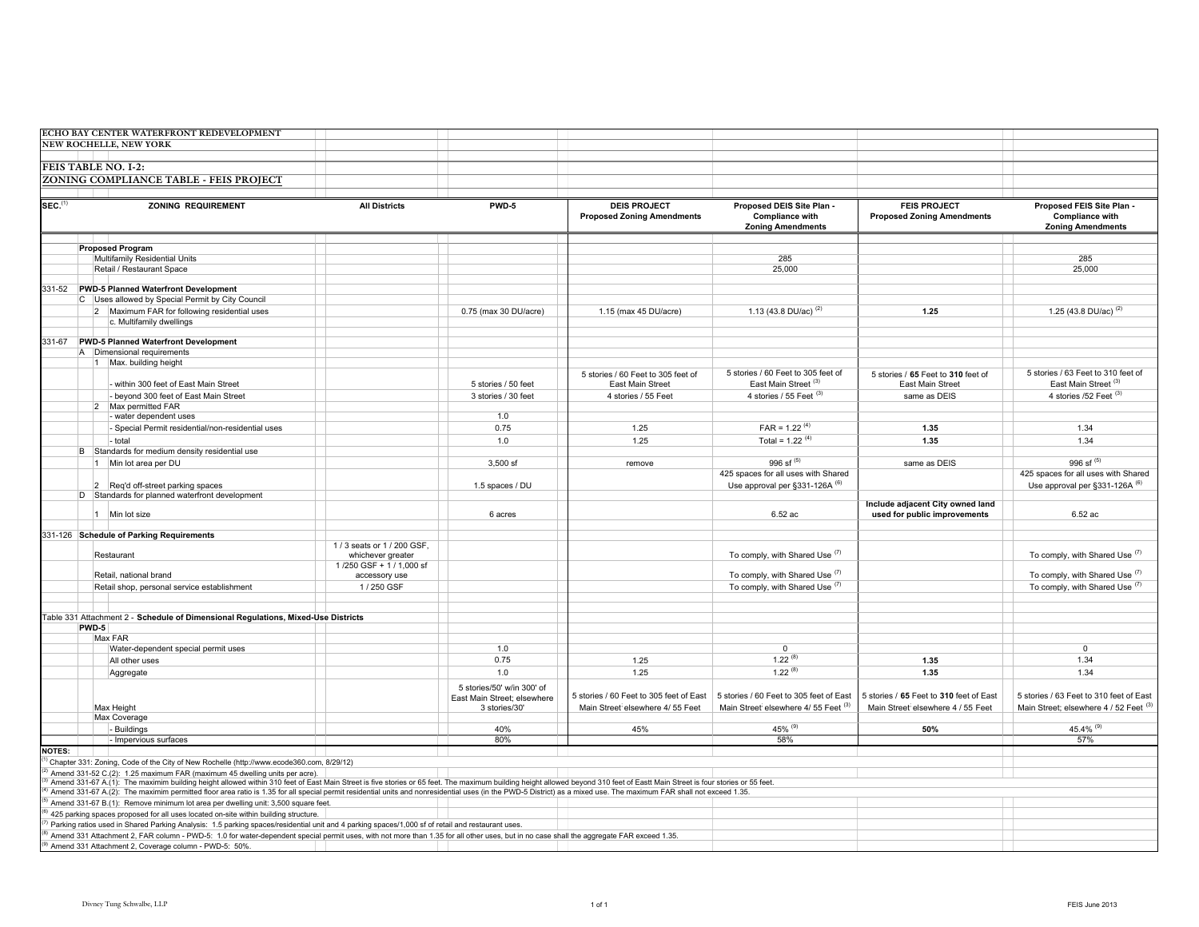**ECHO BAY CENTER WATERFRONT REDEVELOPMENT**
**NEW ROCHELLE, NEW YORK**

**FEIS TABLE NO. I-2:**
**ZONING COMPLIANCE TABLE - FEIS PROJECT**

| SEC.[1] | ZONING REQUIREMENT | All Districts | PWD-5 | DEIS PROJECT Proposed Zoning Amendments | Proposed DEIS Site Plan - Compliance with Zoning Amendments | FEIS PROJECT Proposed Zoning Amendments | Proposed FEIS Site Plan - Compliance with Zoning Amendments |
|---|---|---|---|---|---|---|---|
| | **Proposed Program** | | | | | | |
| | Multifamily Residential Units | | | | 285 | | 285 |
| | Retail / Restaurant Space | | | | 25,000 | | 25,000 |
| 331-52 | **PWD-5 Planned Waterfront Development** | | | | | | |
| | C Uses allowed by Special Permit by City Council | | | | | | |
| | 2 Maximum FAR for following residential uses | | 0.75 (max 30 DU/acre) | 1.15 (max 45 DU/acre) | 1.13 (43.8 DU/ac) [2] | **1.25** | 1.25 (43.8 DU/ac) [2] |
| | c. Multifamily dwellings | | | | | | |
| 331-67 | **PWD-5 Planned Waterfront Development** | | | | | | |
| | A Dimensional requirements | | | | | | |
| | 1 Max. building height | | | | | | |
| | - within 300 feet of East Main Street | | 5 stories / 50 feet | 5 stories / 60 Feet to 305 feet of East Main Street | 5 stories / 60 Feet to 305 feet of East Main Street [3] | 5 stories / **65** Feet to **310** feet of East Main Street | 5 stories / 63 Feet to 310 feet of East Main Street [3] |
| | - beyond 300 feet of East Main Street | | 3 stories / 30 feet | 4 stories / 55 Feet | 4 stories / 55 Feet [3] | same as DEIS | 4 stories /52 Feet [3] |
| | 2 Max permitted FAR | | | | | | |
| | - water dependent uses | | 1.0 | | | | |
| | - Special Permit residential/non-residential uses | | 0.75 | 1.25 | FAR = 1.22 [4] | **1.35** | 1.34 |
| | - total | | 1.0 | 1.25 | Total = 1.22 [4] | **1.35** | 1.34 |
| | B Standards for medium density residential use | | | | | | |
| | 1 Min lot area per DU | | 3,500 sf | remove | 996 sf [5] | same as DEIS | 996 sf [5] |
| | 2 Req'd off-street parking spaces | | 1.5 spaces / DU | | 425 spaces for all uses with Shared Use approval per §331-126A [6] | | 425 spaces for all uses with Shared Use approval per §331-126A [6] |
| | D Standards for planned waterfront development | | | | | | |
| | 1 Min lot size | | 6 acres | | 6.52 ac | **Include adjacent City owned land used for public improvements** | 6.52 ac |
| 331-126 | **Schedule of Parking Requirements** | | | | | | |
| | Restaurant | 1 / 3 seats or 1 / 200 GSF, whichever greater | | | To comply, with Shared Use [7] | | To comply, with Shared Use [7] |
| | Retail, national brand | 1 /250 GSF + 1 / 1,000 sf accessory use | | | To comply, with Shared Use [7] | | To comply, with Shared Use [7] |
| | Retail shop, personal service establishment | 1 / 250 GSF | | | To comply, with Shared Use [7] | | To comply, with Shared Use [7] |
| | Table 331 Attachment 2 - **Schedule of Dimensional Regulations, Mixed-Use Districts** | | | | | | |
| | **PWD-5** | | | | | | |
| | Max FAR | | | | | | |
| | Water-dependent special permit uses | | 1.0 | | 0 | | 0 |
| | All other uses | | 0.75 | 1.25 | 1.22 [8] | **1.35** | 1.34 |
| | Aggregate | | 1.0 | 1.25 | 1.22 [8] | **1.35** | 1.34 |
| | Max Height | | 5 stories/50' w/in 300' of East Main Street; elsewhere 3 stories/30' | 5 stories / 60 Feet to 305 feet of East Main Street' elsewhere 4/ 55 Feet | 5 stories / 60 Feet to 305 feet of East Main Street' elsewhere 4/ 55 Feet [3] | 5 stories / **65** Feet to **310** feet of East Main Street' elsewhere 4 / 55 Feet | 5 stories / 63 Feet to 310 feet of East Main Street; elsewhere 4 / 52 Feet [3] |
| | Max Coverage | | | | | | |
| | - Buildings | | 40% | 45% | 45% [9] | **50%** | 45.4% [9] |
| | - Impervious surfaces | | 80% | | 58% | | 57% |

**NOTES:**

[1] Chapter 331: Zoning, Code of the City of New Rochelle (http://www.ecode360.com, 8/29/12)

[2] Amend 331-52 C.(2): 1.25 maximum FAR (maximum 45 dwelling units per acre).

[3] Amend 331-67 A.(1): The maximim building height allowed within 310 feet of East Main Street is five stories or 65 feet. The maximum building height allowed beyond 310 feet of Eastt Main Street is four stories or 55 feet.

[4] Amend 331-67 A.(2): The maximim permitted floor area ratio is 1.35 for all special permit residential units and nonresidential uses (in the PWD-5 District) as a mixed use. The maximum FAR shall not exceed 1.35.

[5] Amend 331-67 B.(1): Remove minimum lot area per dwelling unit: 3,500 square feet.

[6] 425 parking spaces proposed for all uses located on-site within building structure.

[7] Parking ratios used in Shared Parking Analysis: 1.5 parking spaces/residential unit and 4 parking spaces/1,000 sf of retail and restaurant uses.

[8] Amend 331 Attachment 2, FAR column - PWD-5: 1.0 for water-dependent special permit uses, with not more than 1.35 for all other uses, but in no case shall the aggregate FAR exceed 1.35.

[9] Amend 331 Attachment 2, Coverage column - PWD-5: 50%.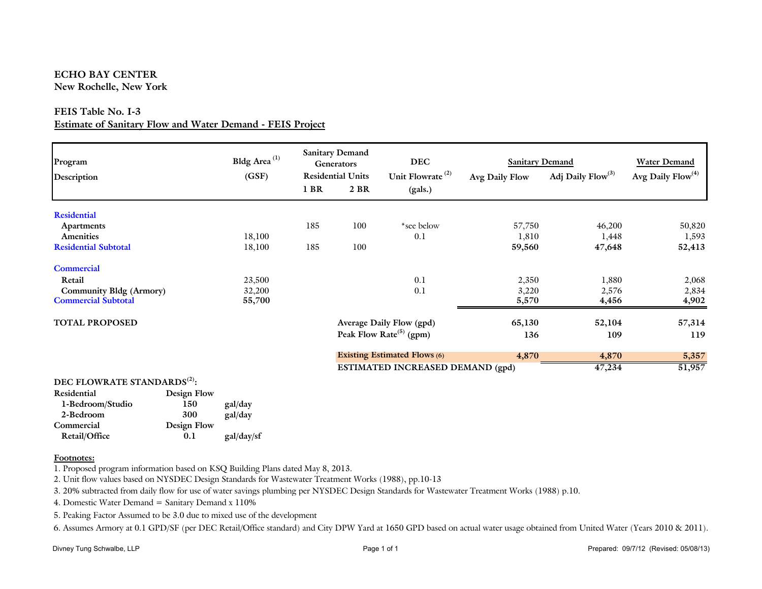**ECHO BAY CENTER**
**New Rochelle, New York**

**FEIS Table No. I-3**
**Estimate of Sanitary Flow and Water Demand - FEIS Project**

| Program Description | Bldg Area [1] (GSF) | Sanitary Demand Generators Residential Units 1 BR | 2 BR | DEC Unit Flowrate [2] (gals.) | Sanitary Demand Avg Daily Flow | Sanitary Demand Adj Daily Flow[3] | Water Demand Avg Daily Flow[4] |
|---|---|---|---|---|---|---|---|
| **Residential** | | | | | | | |
| Apartments | | 185 | 100 | *see below | 57,750 | 46,200 | 50,820 |
| Amenities | 18,100 | | | 0.1 | 1,810 | 1,448 | 1,593 |
| **Residential Subtotal** | 18,100 | 185 | 100 | | **59,560** | **47,648** | **52,413** |
| **Commercial** | | | | | | | |
| Retail | 23,500 | | | 0.1 | 2,350 | 1,880 | 2,068 |
| Community Bldg (Armory) | 32,200 | | | 0.1 | 3,220 | 2,576 | 2,834 |
| **Commercial Subtotal** | **55,700** | | | | **5,570** | **4,456** | **4,902** |
| **TOTAL PROPOSED** | | | **Average Daily Flow (gpd)** | | **65,130** | **52,104** | **57,314** |
| | | | **Peak Flow Rate[5] (gpm)** | | **136** | **109** | **119** |
| | | | **Existing Estimated Flows (6)** | | **4,870** | **4,870** | **5,357** |
| | | | **ESTIMATED INCREASED DEMAND (gpd)** | | | **47,234** | **51,957** |

**DEC FLOWRATE STANDARDS[2]:**

| Residential | Design Flow | |
|---|---|---|
| 1-Bedroom/Studio | 150 | gal/day |
| 2-Bedroom | 300 | gal/day |
| **Commercial** | **Design Flow** | |
| Retail/Office | 0.1 | gal/day/sf |

**Footnotes:**

1. Proposed program information based on KSQ Building Plans dated May 8, 2013.
2. Unit flow values based on NYSDEC Design Standards for Wastewater Treatment Works (1988), pp.10-13
3. 20% subtracted from daily flow for use of water savings plumbing per NYSDEC Design Standards for Wastewater Treatment Works (1988) p.10.
4. Domestic Water Demand = Sanitary Demand x 110%
5. Peaking Factor Assumed to be 3.0 due to mixed use of the development
6. Assumes Armory at 0.1 GPD/SF (per DEC Retail/Office standard) and City DPW Yard at 1650 GPD based on actual water usage obtained from United Water (Years 2010 & 2011).

Divney Tung Schwalbe, LLP Prepared: 09/7/12 (Revised: 05/08/13)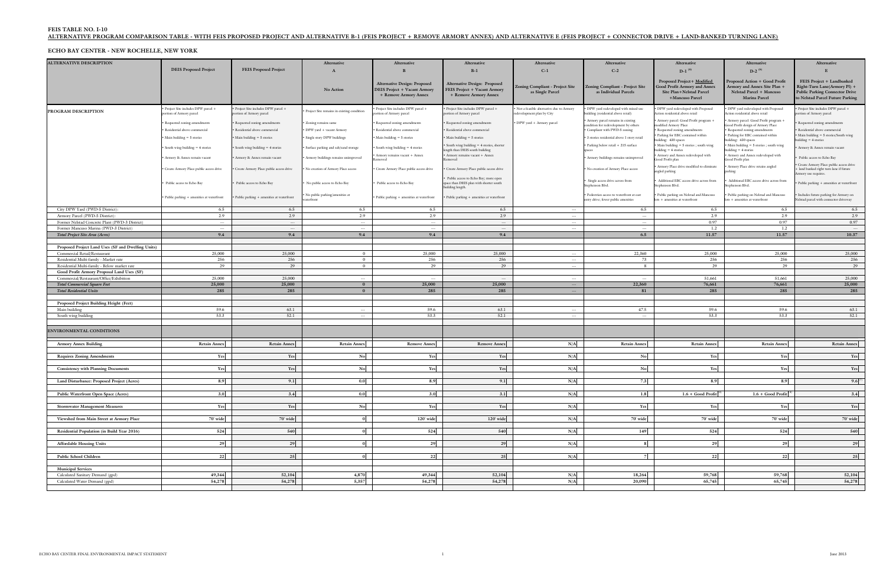**FEIS TABLE NO. I-10**

**ALTERNATIVE PROGRAM COMPARISON TABLE - WITH FEIS PROPOSED PROJECT AND ALTERNATIVE B-1 (FEIS PROJECT + REMOVE ARMORY ANNEX) AND ALTERNATIVE E (FEIS PROJECT + CONNECTOR DRIVE + LAND-BANKED TURNING LANE)**

**ECHO BAY CENTER - NEW ROCHELLE, NEW YORK**

| ALTERNATIVE DESCRIPTION | DEIS Proposed Project | FEIS Proposed Project | Alternative A | Alternative B | Alternative B-1 | Alternative C-1 | Alternative C-2 | Alternative D-1 [(8)] | Alternative D-2 [(8)] | Alternative E |
|---|---|---|---|---|---|---|---|---|---|---|
| | | | No Action | Alternative Design: Proposed DEIS Project + Vacant Armory + Remove Armory Annex | Alternative Design: Proposed FEIS Project + Vacant Armory + Remove Armory Annex | Zoning Compliant - Project Site as Single Parcel | Zoning Compliant - Project Site as Individual Parcels | Proposed Project + Modified Good Profit Armory and Annex Site Plan + Nelstad Parcel + Mancuso Parcel | Proposed Action + Good Profit Armory and Annex Site Plan + Nelstad Parcel + Mancuso Marina Parcel | FEIS Project + Landbanked Right-Turn Lane(Armory Pl) + Public Parking Connector Drive to Nelstad Parcel Future Parking |
| **PROGRAM DESCRIPTION** | • Project Site includes DPW parcel + portion of Armory parcel<br>• Requested zoning amendments<br>• Residential above commercial<br>• Main building = 5 stories<br>• South wing building = 4 stories<br>• Armory & Annex remain vacant<br>• Create Armory Place public access drive<br>• Public access to Echo Bay<br>• Public parking + amenities at waterfront | • Project Site includes DPW parcel + portion of Armory parcel<br>• Requested zoning amendments<br>• Residential above commercial<br>• Main building = 5 stories<br>• South wing building = 4 stories<br>• Armory & Annex remain vacant<br>• Create Armory Place public access drive<br>• Public access to Echo Bay<br>• Public parking + amenities at waterfront | • Project Site remains in existing condition<br>• Zoning remains same<br>• DPW yard + vacant Armory<br>• Single story DPW buildings<br>• Surface parking and salt/sand storage<br>• Armory buildings remains unimproved<br>• No creation of Armory Place access<br>• No public access to Echo Bay<br>• No public parking/amenities at waterfront | • Project Site includes DPW parcel + portion of Armory parcel<br>• Requested zoning amendments<br>• Residential above commercial<br>• Main building = 5 stories<br>• South wing building = 4 stories<br>• Armory remains vacant + Annex Removed<br>• Create Armory Place public access drive<br>• Public access to Echo Bay<br>• Public parking + amenities at waterfront | • Project Site includes DPW parcel + portion of Armory parcel<br>• Requested zoning amendments<br>• Residential above commercial<br>• Main building = 5 stories<br>• South wing building = 4 stories, shorter length than DEIS south building<br>• Armory remains vacant + Annex Removed<br>• Create Armory Place public access drive<br>• Public access to Echo Bay; more open space than DEIS plan with shorter south building length.<br>• Public parking + amenities at waterfront | • Not a feasible alternative due to Armory redevelopment plan by City<br>• DPW yard + Armory parcel | • DPW yard redeveloped with mixed use building (residential above retail)<br>• Armory parcel remains in existing condition for redevelopment by others<br>• Compliant with PWD-5 zoning<br>• 3 stories residential above 1 story retail<br>• Parking below retail + 215 surface spaces<br>• Armory buildings remains unimproved<br>• No creation of Armory Place access<br>• Single access drive across from Stephenson Blvd.<br>• Pedestrian access to waterfront at east entry drive; fewer public amenities | • DPW yard redeveloped with Proposed Action residential above retail<br>• Armory parcel: Good Profit program + modified Armory Place<br>• Requested zoning amendments<br>• Parking for EBC contained within building: 430 spaces<br>• Main building = 5 stories ; south wing building = 4 stories<br>• Armory and Annex redeveloped with Good Profit plan<br>• Armory Place drive modified to eliminate angled parking<br>• Additional EBC access drive across from Stephenson Blvd.<br>• Public parking on Nelstad and Mancuso lots + amenities at waterfront | • DPW yard redeveloped with Proposed Action residential above retail<br>• Armory parcel: Good Profit program + Good Profit design of Armory Place<br>• Requested zoning amendments<br>• Parking for EBC contained within building: 430 spaces<br>• Main building = 5 stories ; south wing building = 4 stories<br>• Armory and Annex redeveloped with Good Profit plan<br>• Armory Place drive retains angled parking<br>• Additional EBC access drive across from Stephenson Blvd.<br>• Public parking on Nelstad and Mancuso lots + amenities at waterfront | • Project Site includes DPW parcel + portion of Armory parcel<br>• Requested zoning amendments<br>• Residential above commercial<br>• Main building = 5 stories/South wing building = 4 stories<br>• Armory & Annex remain vacant<br>• Public access to Echo Bay<br>• Create Armory Place public access drive + land banked right turn lane if future Armory use requires.<br>• Public parking + amenities at waterfront<br>• Includes future parking for Armory on Nelstad parcel with connector driveway |
| City DPW Yard (PWD-5 District): | 6.5 | 6.5 | 6.5 | 6.5 | 6.5 | --- | 6.5 | 6.5 | 6.5 | 6.5 |
| Armory Parcel (PWD-5 District): | 2.9 | 2.9 | 2.9 | 2.9 | 2.9 | --- | --- | 2.9 | 2.9 | 2.9 |
| Former Nelstad Concrete Plant (PWD-3 District) | --- | --- | --- | --- | --- | --- | --- | 0.97 | 0.97 | 0.97 |
| Former Mancuso Marina (PWD-3 District) | --- | --- | --- | --- | --- | --- | --- | 1.2 | 1.2 | --- |
| ***Total Project Site Area (Acres)*** | **9.4** | **9.4** | **9.4** | **9.4** | **9.4** | | **6.5** | **11.57** | **11.57** | **10.37** |
| | | | | | | | | | | |
| **Proposed Project Land Uses (SF and Dwelling Units)** | | | | | | | | | | |
| Commercial Retail/Restaurant | 25,000 | 25,000 | 0 | 25,000 | 25,000 | --- | 22,360 | 25,000 | 25,000 | 25,000 |
| Residential Multi-family - Market rate | 256 | 256 | 0 | 256 | 256 | --- | 73 | 256 | 256 | 256 |
| Residential Multi-family - Below market rate | 29 | 29 | 0 | 29 | 29 | --- | 8 | 29 | 29 | 29 |
| **Good Profit Armory Proposal Land Uses (SF)** | | | | | | | | | | |
| Commercial/Restaurant/Office/Exhibition | 25,000 | 25,000 | --- | --- | --- | --- | --- | 51,661 | 51,661 | 25,000 |
| ***Total Commercial Square Feet*** | **25,000** | **25,000** | **0** | **25,000** | **25,000** | --- | **22,360** | **76,661** | **76,661** | **25,000** |
| ***Total Residential Units*** | **285** | **285** | **0** | **285** | **285** | --- | **81** | **285** | **285** | **285** |
| | | | | | | | | | | |
| **Proposed Project Building Height (Feet)** | | | | | | | | | | |
| Main building | 59.6 | 63.1 | --- | 59.6 | 63.1 | --- | 47.5 | 59.6 | 59.6 | 63.1 |
| South wing building | 53.3 | 52.1 | --- | 53.3 | 52.1 | --- | --- | 53.3 | 53.3 | 52.1 |
| | | | | | | | | | | |
| **ENVIRONMENTAL CONDITIONS** | | | | | | | | | | |
| **Armory Annex Building** | **Retain Annex** | **Retain Annex** | **Retain Annex** | **Remove Annex** | **Remove Annex** | **N/A** | **Retain Annex** | **Retain Annex** | **Retain Annex** | **Retain Annex** |
| **Requires Zoning Amendments** | **Yes** | **Yes** | **No** | **Yes** | **Yes** | **N/A** | **No** | **Yes** | **Yes** | **Yes** |
| **Consistency with Planning Documents** | **Yes** | **Yes** | **No** | **Yes** | **Yes** | **N/A** | **No** | **Yes** | **Yes** | **Yes** |
| **Land Disturbance: Proposed Project (Acres)** | **8.9** | **9.1** | **0.0** | **8.9** | **9.1** | **N/A** | **7.3** | **8.9** | **8.9** | **9.6** [(7)] |
| **Public Waterfront Open Space (Acres)** | **3.0** | **3.4** | **0.0** | **3.0** | **3.1** | **N/A** | **1.8** | **1.6 + Good Profit** [(4)] | **1.6 + Good Profit** [(4)] | **3.4** |
| **Stormwater Management Measures** | **Yes** | **Yes** | **No** | **Yes** | **Yes** | **N/A** | **Yes** | **Yes** | **Yes** | **Yes** |
| **Viewshed from Main Street at Armory Place** | **70' wide** | **70' wide** | **0** | **120' wide** | **120' wide** | **N/A** | **70' wide** | **70' wide** | **70' wide** | **70' wide** |
| **Residential Population (in Build Year 2016)** | **524** | **540** | **0** | **524** | **540** | **N/A** | **149** | **524** | **524** | **540** |
| **Affordable Housing Units** | **29** | **29** | **0** | **29** | **29** | **N/A** | **8** | **29** | **29** | **29** |
| **Public School Children** | **22** | **25** | **0** | **22** | **25** | **N/A** | **7** | **22** | **22** | **25** |
| **Municipal Services** | | | | | | | | | | |
| Calculated Sanitary Demand (gpd) | **49,344** | **52,104** | **4,870** | **49,344** | **52,104** | **N/A** | **18,264** | **59,768** | **59,768** | **52,104** |
| Calculated Water Demand (gpd) | **54,278** | **54,278** | **5,357** | **54,278** | **54,278** | **N/A** | **20,090** | **65,745** | **65,745** | **54,278** |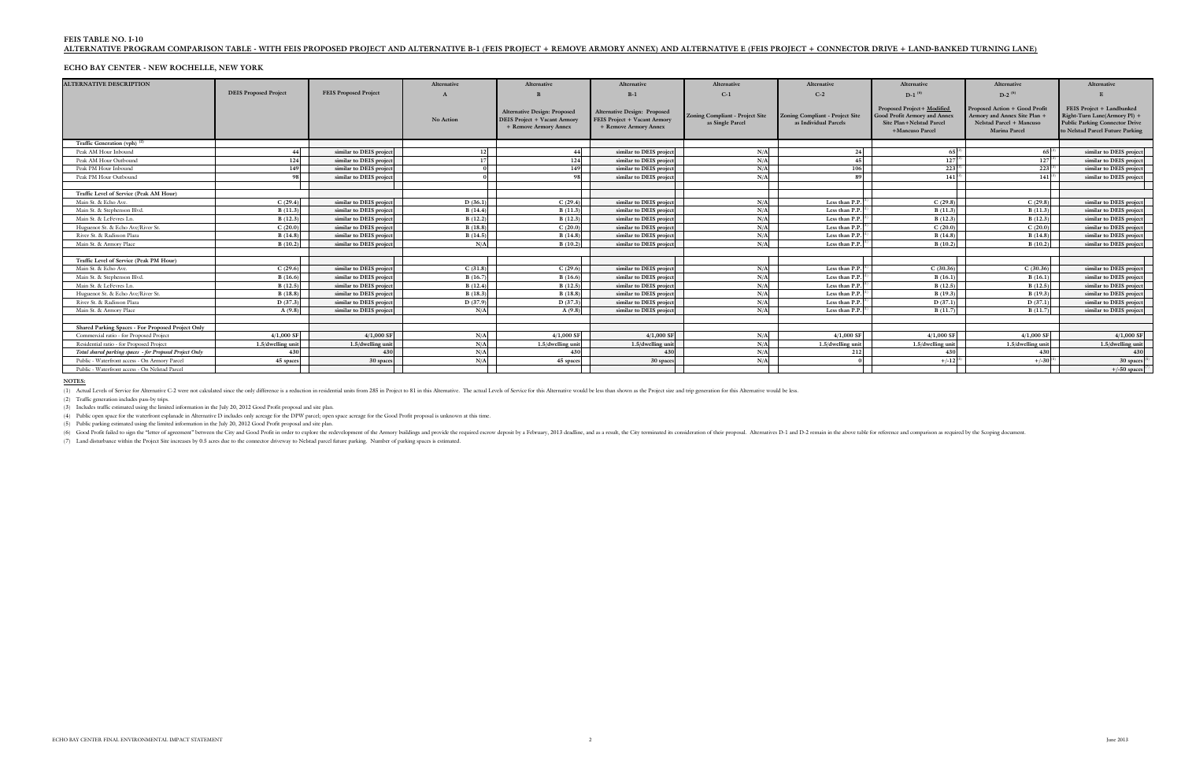**FEIS TABLE NO. I-10**

**ALTERNATIVE PROGRAM COMPARISON TABLE - WITH FEIS PROPOSED PROJECT AND ALTERNATIVE B-1 (FEIS PROJECT + REMOVE ARMORY ANNEX) AND ALTERNATIVE E (FEIS PROJECT + CONNECTOR DRIVE + LAND-BANKED TURNING LANE)**

**ECHO BAY CENTER - NEW ROCHELLE, NEW YORK**

| ALTERNATIVE DESCRIPTION | DEIS Proposed Project | FEIS Proposed Project | Alternative A | Alternative B | Alternative B-1 | Alternative C-1 | Alternative C-2 | Alternative D-1 [(6)] | Alternative D-2 [(6)] | Alternative E |
|---|---|---|---|---|---|---|---|---|---|---|
| | | | No Action | Alternative Design: Proposed DEIS Project + Vacant Armory + Remove Armory Annex | Alternative Design: Proposed FEIS Project + Vacant Armory + Remove Armory Annex | Zoning Compliant - Project Site as Single Parcel | Zoning Compliant - Project Site as Individual Parcels | Proposed Project + Modified Good Profit Armory and Annex Site Plan+Nelstad Parcel +Mancuso Parcel | Proposed Action + Good Profit Armory and Annex Site Plan + Nelstad Parcel + Mancuso Marina Parcel | FEIS Project + Landbanked Right-Turn Lane(Armory Pl) + Public Parking Connector Drive to Nelstad Parcel Future Parking |
| **Traffic Generation (vph) [(2)]** | | | | | | | | | | |
| Peak AM Hour Inbound | 44 | similar to DEIS project | 12 | 44 | similar to DEIS project | N/A | 24 | 65 [(3)] | 65 [(3)] | similar to DEIS project |
| Peak AM Hour Outbound | 124 | similar to DEIS project | 17 | 124 | similar to DEIS project | N/A | 45 | 127 [(3)] | 127 [(3)] | similar to DEIS project |
| Peak PM Hour Inbound | 149 | similar to DEIS project | 0 | 149 | similar to DEIS project | N/A | 106 | 223 [(3)] | 223 [(3)] | similar to DEIS project |
| Peak PM Hour Outbound | 98 | similar to DEIS project | 0 | 98 | similar to DEIS project | N/A | 89 | 141 [(3)] | 141 [(3)] | similar to DEIS project |
| **Traffic Level of Service (Peak AM Hour)** | | | | | | | | | | |
| Main St. & Echo Ave. | C (29.4) | similar to DEIS project | D (36.1) | C (29.4) | similar to DEIS project | N/A | Less than P.P. [(1)] | C (29.8) | C (29.8) | similar to DEIS project |
| Main St. & Stephenson Blvd. | B (11.3) | similar to DEIS project | B (14.4) | B (11.3) | similar to DEIS project | N/A | Less than P.P. [(1)] | B (11.3) | B (11.3) | similar to DEIS project |
| Main St. & LeFevres Ln. | B (12.3) | similar to DEIS project | B (12.2) | B (12.3) | similar to DEIS project | N/A | Less than P.P. [(1)] | B (12.3) | B (12.3) | similar to DEIS project |
| Huguenot St. & Echo Ave/River St. | C (20.0) | similar to DEIS project | B (18.8) | C (20.0) | similar to DEIS project | N/A | Less than P.P. [(1)] | C (20.0) | C (20.0) | similar to DEIS project |
| River St. & Radisson Plaza | B (14.8) | similar to DEIS project | B (14.5) | B (14.8) | similar to DEIS project | N/A | Less than P.P. [(1)] | B (14.8) | B (14.8) | similar to DEIS project |
| Main St. & Armory Place | B (10.2) | similar to DEIS project | N/A | B (10.2) | similar to DEIS project | N/A | Less than P.P. [(1)] | B (10.2) | B (10.2) | similar to DEIS project |
| **Traffic Level of Service (Peak PM Hour)** | | | | | | | | | | |
| Main St. & Echo Ave. | C (29.6) | similar to DEIS project | C (31.8) | C (29.6) | similar to DEIS project | N/A | Less than P.P. [(1)] | C (30.36) | C (30.36) | similar to DEIS project |
| Main St. & Stephenson Blvd. | B (16.6) | similar to DEIS project | B (16.7) | B (16.6) | similar to DEIS project | N/A | Less than P.P. [(1)] | B (16.1) | B (16.1) | similar to DEIS project |
| Main St. & LeFevres Ln. | B (12.5) | similar to DEIS project | B (12.4) | B (12.5) | similar to DEIS project | N/A | Less than P.P. [(1)] | B (12.5) | B (12.5) | similar to DEIS project |
| Huguenot St. & Echo Ave/River St. | B (18.8) | similar to DEIS project | B (18.3) | B (18.8) | similar to DEIS project | N/A | Less than P.P. [(1)] | B (19.3) | B (19.3) | similar to DEIS project |
| River St. & Radisson Plaza | D (37.3) | similar to DEIS project | D (37.9) | D (37.3) | similar to DEIS project | N/A | Less than P.P. [(1)] | D (37.1) | D (37.1) | similar to DEIS project |
| Main St. & Armory Place | A (9.8) | similar to DEIS project | N/A | A (9.8) | similar to DEIS project | N/A | Less than P.P. [(1)] | B (11.7) | B (11.7) | similar to DEIS project |
| **Shared Parking Spaces - For Proposed Project Only** | | | | | | | | | | |
| Commercial ratio - for Proposed Project | 4/1,000 SF | 4/1,000 SF | N/A | 4/1,000 SF | 4/1,000 SF | N/A | 4/1,000 SF | 4/1,000 SF | 4/1,000 SF | 4/1,000 SF |
| Residential ratio - for Proposed Project | 1.5/dwelling unit | 1.5/dwelling unit | N/A | 1.5/dwelling unit | 1.5/dwelling unit | N/A | 1.5/dwelling unit | 1.5/dwelling unit | 1.5/dwelling unit | 1.5/dwelling unit |
| *Total shared parking spaces - for Proposed Project Only* | 430 | 430 | N/A | 430 | 430 | N/A | 212 | 430 | 430 | 430 |
| Public - Waterfront access - On Armory Parcel | 45 spaces | 30 spaces | N/A | 45 spaces | 30 spaces | N/A | 0 | +/-12 [(5)] | +/-30 [(5)] | 30 spaces [(5)] |
| Public - Waterfront access - On Nelstad Parcel | | | | | | | | | | +/-50 spaces [(7)] |

**NOTES:**

(1) Actual Levels of Service for Alternative C-2 were not calculated since the only difference is a reduction in residential units from 285 in Project to 81 in this Alternative. The actual Levels of Service for this Alternative would be less than shown as the Project size and trip generation for this Alternative would be less.

(2) Traffic generation includes pass-by trips.

(3) Includes traffic estimated using the limited information in the July 20, 2012 Good Profit proposal and site plan.

(4) Public open space for the waterfront esplanade in Alternative D includes only acreage for the DPW parcel; open space acreage for the Good Profit proposal is unknown at this time.

(5) Public parking estimated using the limited information in the July 20, 2012 Good Profit proposal and site plan.

(6) Good Profit failed to sign the "letter of agreement" between the City and Good Profit in order to explore the redevelopment of the Armory buildings and provide the required escrow deposit by a February, 2013 deadline, and as a result, the City terminated its consideration of their proposal. Alternatives D-1 and D-2 remain in the above table for reference and comparison as required by the Scoping document.

(7) Land disturbance within the Project Site increases by 0.5 acres due to the connector driveway to Nelstad parcel future parking. Number of parking spaces is estimated.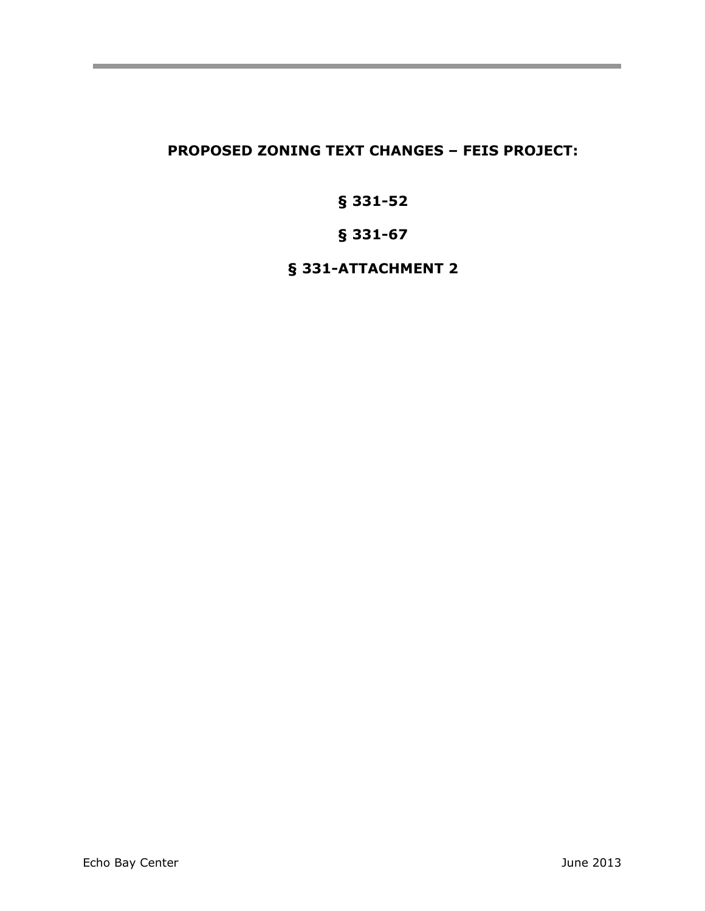# PROPOSED ZONING TEXT CHANGES – FEIS PROJECT:

## § 331-52

## § 331-67

## § 331-ATTACHMENT 2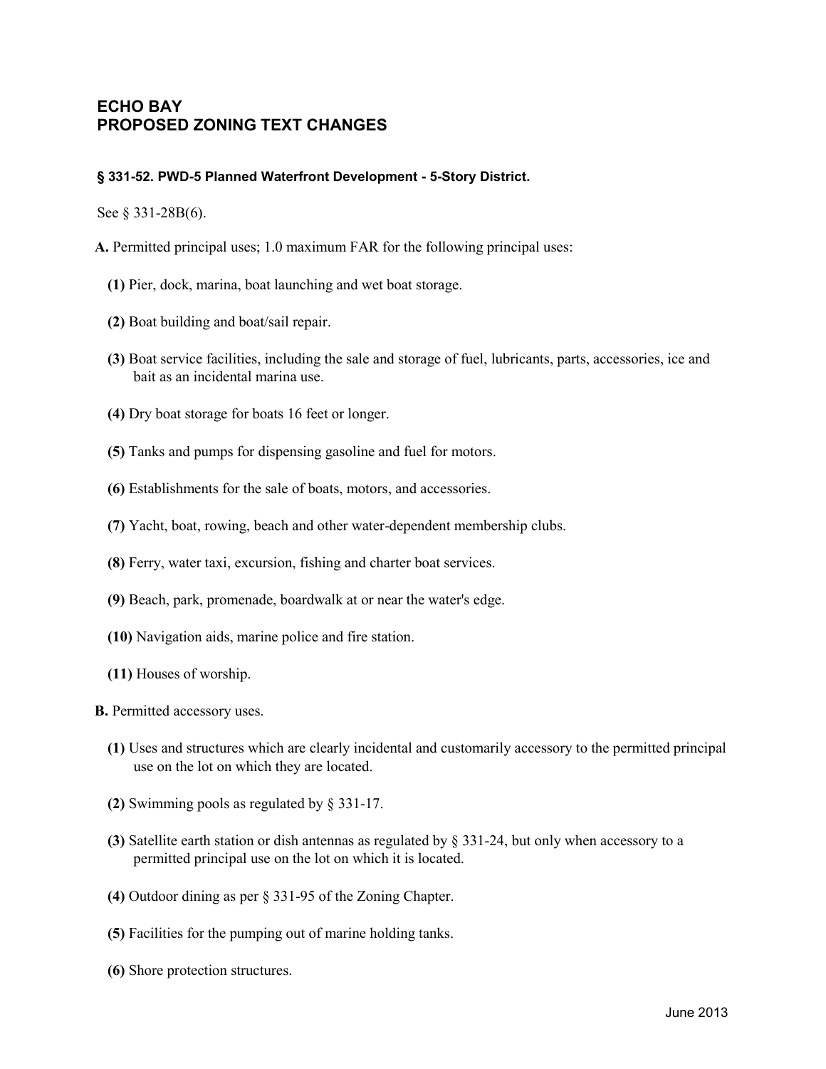# ECHO BAY
# PROPOSED ZONING TEXT CHANGES

### § 331-52. PWD-5 Planned Waterfront Development - 5-Story District.

See § 331-28B(6).

**A.** Permitted principal uses; 1.0 maximum FAR for the following principal uses:

**(1)** Pier, dock, marina, boat launching and wet boat storage.

**(2)** Boat building and boat/sail repair.

**(3)** Boat service facilities, including the sale and storage of fuel, lubricants, parts, accessories, ice and bait as an incidental marina use.

**(4)** Dry boat storage for boats 16 feet or longer.

**(5)** Tanks and pumps for dispensing gasoline and fuel for motors.

**(6)** Establishments for the sale of boats, motors, and accessories.

**(7)** Yacht, boat, rowing, beach and other water-dependent membership clubs.

**(8)** Ferry, water taxi, excursion, fishing and charter boat services.

**(9)** Beach, park, promenade, boardwalk at or near the water's edge.

**(10)** Navigation aids, marine police and fire station.

**(11)** Houses of worship.

**B.** Permitted accessory uses.

**(1)** Uses and structures which are clearly incidental and customarily accessory to the permitted principal use on the lot on which they are located.

**(2)** Swimming pools as regulated by § 331-17.

**(3)** Satellite earth station or dish antennas as regulated by § 331-24, but only when accessory to a permitted principal use on the lot on which it is located.

**(4)** Outdoor dining as per § 331-95 of the Zoning Chapter.

**(5)** Facilities for the pumping out of marine holding tanks.

**(6)** Shore protection structures.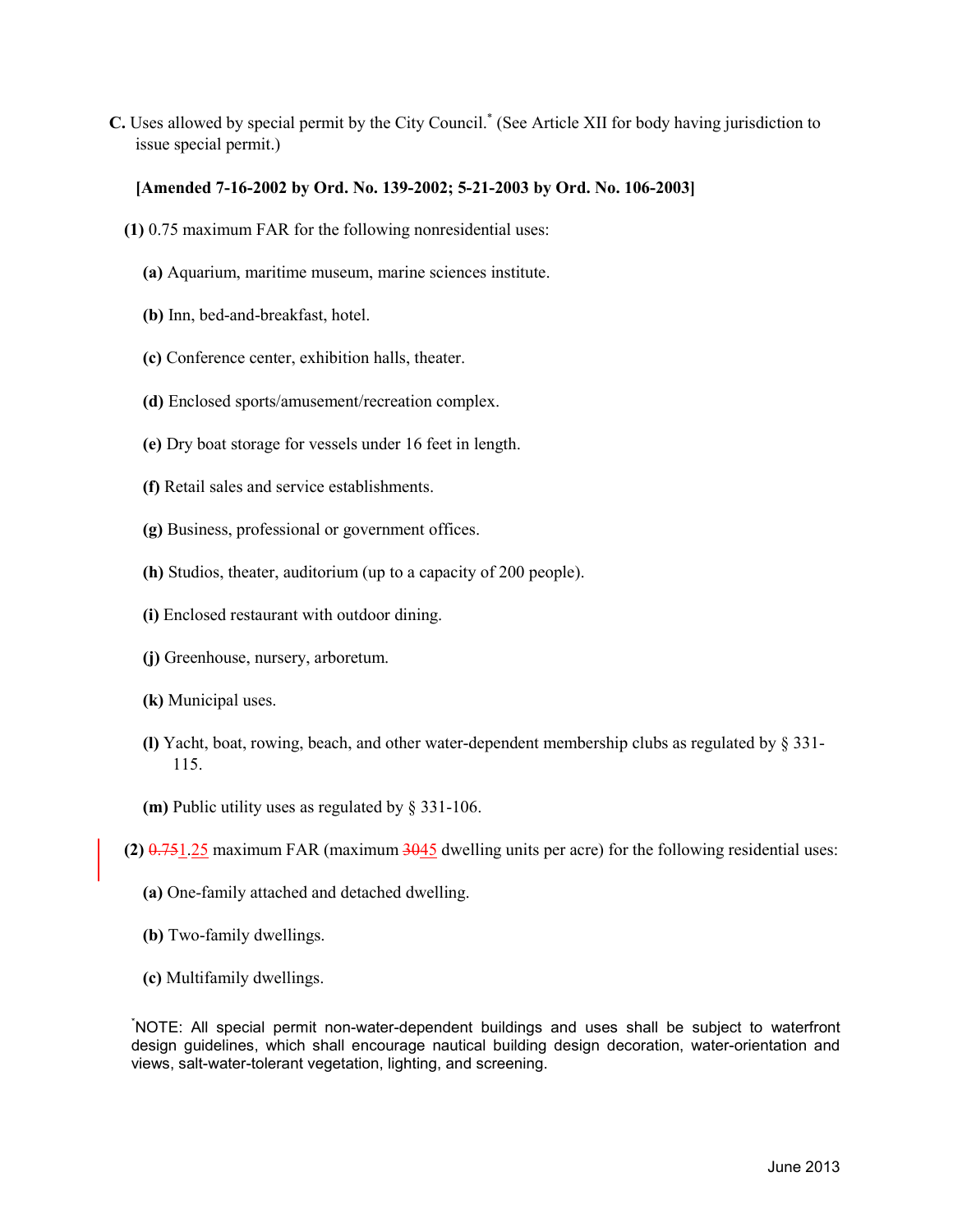**C.** Uses allowed by special permit by the City Council.[*] (See Article XII for body having jurisdiction to issue special permit.)

**[Amended 7-16-2002 by Ord. No. 139-2002; 5-21-2003 by Ord. No. 106-2003]**

**(1)** 0.75 maximum FAR for the following nonresidential uses:

**(a)** Aquarium, maritime museum, marine sciences institute.

**(b)** Inn, bed-and-breakfast, hotel.

**(c)** Conference center, exhibition halls, theater.

**(d)** Enclosed sports/amusement/recreation complex.

**(e)** Dry boat storage for vessels under 16 feet in length.

**(f)** Retail sales and service establishments.

**(g)** Business, professional or government offices.

**(h)** Studios, theater, auditorium (up to a capacity of 200 people).

**(i)** Enclosed restaurant with outdoor dining.

**(j)** Greenhouse, nursery, arboretum.

**(k)** Municipal uses.

**(l)** Yacht, boat, rowing, beach, and other water-dependent membership clubs as regulated by § 331-115.

**(m)** Public utility uses as regulated by § 331-106.

**(2)** ~~0.75~~1.25 maximum FAR (maximum ~~30~~45 dwelling units per acre) for the following residential uses:

**(a)** One-family attached and detached dwelling.

**(b)** Two-family dwellings.

**(c)** Multifamily dwellings.

[*]NOTE: All special permit non-water-dependent buildings and uses shall be subject to waterfront design guidelines, which shall encourage nautical building design decoration, water-orientation and views, salt-water-tolerant vegetation, lighting, and screening.

June 2013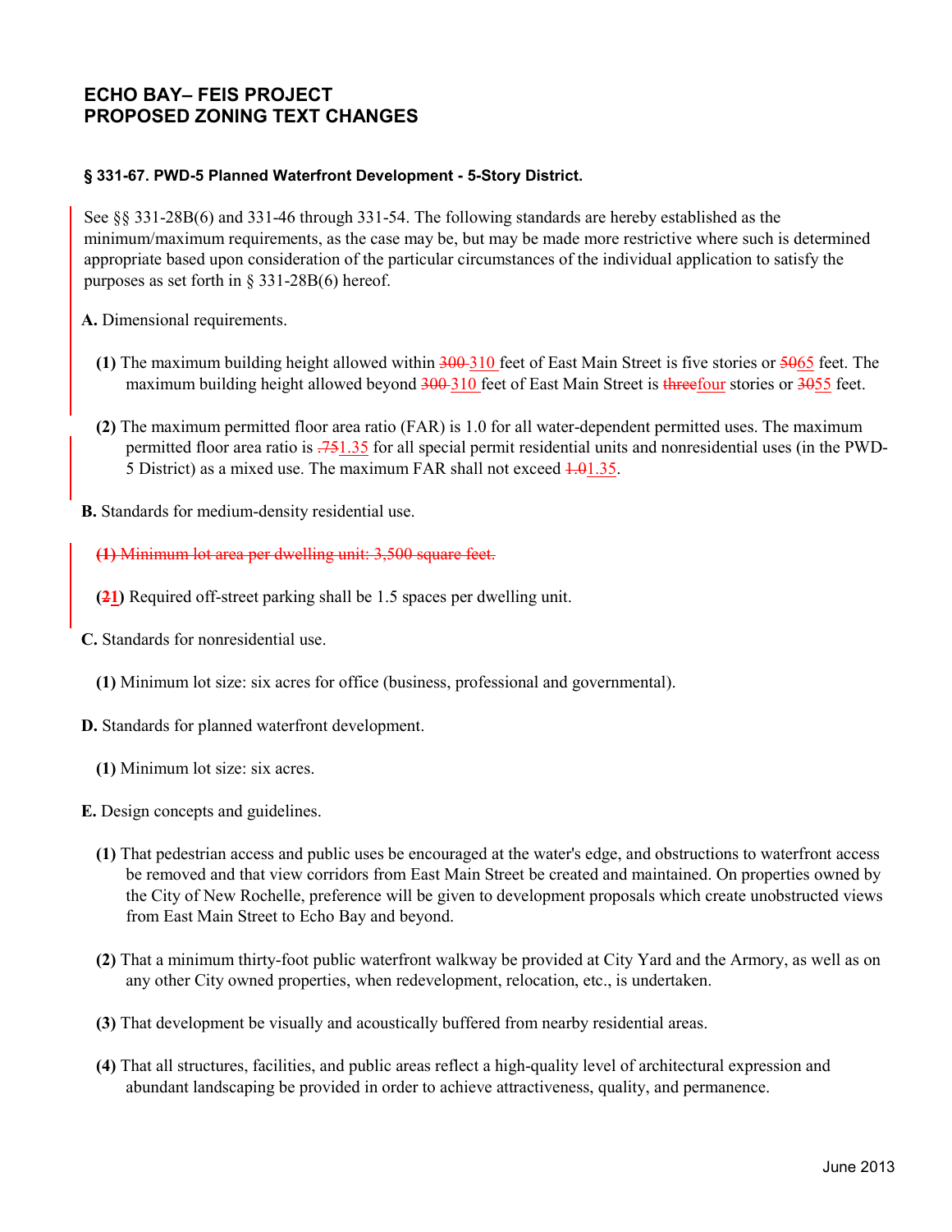# ECHO BAY– FEIS PROJECT
# PROPOSED ZONING TEXT CHANGES

### § 331-67. PWD-5 Planned Waterfront Development - 5-Story District.

See §§ 331-28B(6) and 331-46 through 331-54. The following standards are hereby established as the minimum/maximum requirements, as the case may be, but may be made more restrictive where such is determined appropriate based upon consideration of the particular circumstances of the individual application to satisfy the purposes as set forth in § 331-28B(6) hereof.

**A.** Dimensional requirements.

**(1)** The maximum building height allowed within ~~300~~ <u>310</u> feet of East Main Street is five stories or ~~50~~<u>65</u> feet. The maximum building height allowed beyond ~~300~~ <u>310</u> feet of East Main Street is ~~three~~<u>four</u> stories or ~~30~~<u>55</u> feet.

**(2)** The maximum permitted floor area ratio (FAR) is 1.0 for all water-dependent permitted uses. The maximum permitted floor area ratio is ~~.75~~<u>1.35</u> for all special permit residential units and nonresidential uses (in the PWD-5 District) as a mixed use. The maximum FAR shall not exceed ~~1.0~~<u>1.35</u>.

**B.** Standards for medium-density residential use.

~~**(1)** Minimum lot area per dwelling unit: 3,500 square feet.~~

**(~~2~~<u>1</u>)** Required off-street parking shall be 1.5 spaces per dwelling unit.

**C.** Standards for nonresidential use.

**(1)** Minimum lot size: six acres for office (business, professional and governmental).

**D.** Standards for planned waterfront development.

**(1)** Minimum lot size: six acres.

**E.** Design concepts and guidelines.

**(1)** That pedestrian access and public uses be encouraged at the water's edge, and obstructions to waterfront access be removed and that view corridors from East Main Street be created and maintained. On properties owned by the City of New Rochelle, preference will be given to development proposals which create unobstructed views from East Main Street to Echo Bay and beyond.

**(2)** That a minimum thirty-foot public waterfront walkway be provided at City Yard and the Armory, as well as on any other City owned properties, when redevelopment, relocation, etc., is undertaken.

**(3)** That development be visually and acoustically buffered from nearby residential areas.

**(4)** That all structures, facilities, and public areas reflect a high-quality level of architectural expression and abundant landscaping be provided in order to achieve attractiveness, quality, and permanence.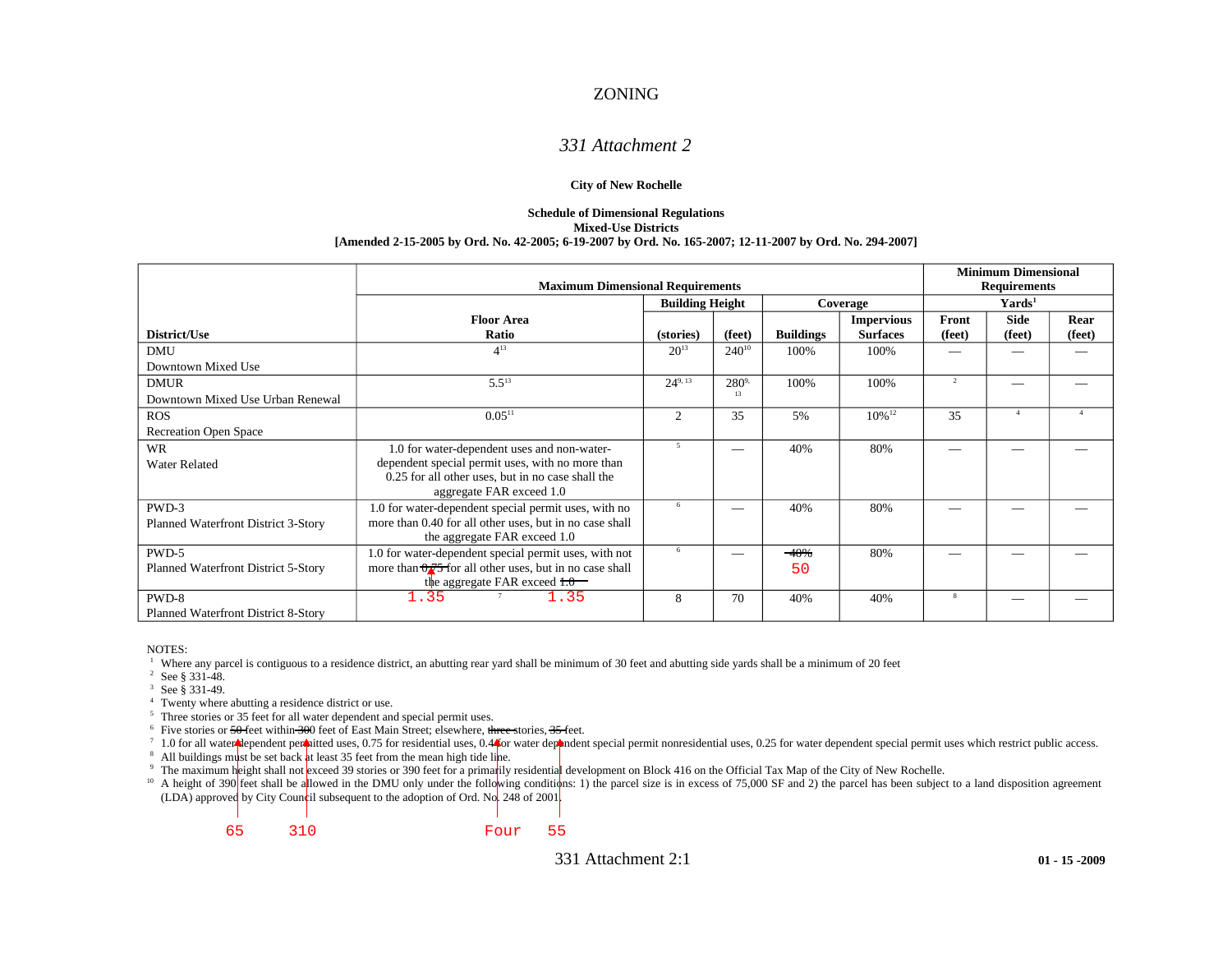# ZONING

## *331 Attachment 2*

**City of New Rochelle**

**Schedule of Dimensional Regulations**
**Mixed-Use Districts**
**[Amended 2-15-2005 by Ord. No. 42-2005; 6-19-2007 by Ord. No. 165-2007; 12-11-2007 by Ord. No. 294-2007]**

| District/Use | Maximum Dimensional Requirements | | | | | Minimum Dimensional Requirements | | |
|---|---|---|---|---|---|---|---|---|
| | | Building Height | | Coverage | | Yards[1] | | |
| | Floor Area Ratio | (stories) | (feet) | Buildings | Impervious Surfaces | Front (feet) | Side (feet) | Rear (feet) |
| DMU Downtown Mixed Use | 4[13] | 20[13] | 240[10] | 100% | 100% | — | — | — |
| DMUR Downtown Mixed Use Urban Renewal | 5.5[13] | 24[9, 13] | 280[9, 13] | 100% | 100% | [2] | — | — |
| ROS Recreation Open Space | 0.05[11] | 2 | 35 | 5% | 10%[12] | 35 | [4] | [4] |
| WR Water Related | 1.0 for water-dependent uses and non-water-dependent special permit uses, with no more than 0.25 for all other uses, but in no case shall the aggregate FAR exceed 1.0 | [5] | — | 40% | 80% | — | — | — |
| PWD-3 Planned Waterfront District 3-Story | 1.0 for water-dependent special permit uses, with no more than 0.40 for all other uses, but in no case shall the aggregate FAR exceed 1.0 | [6] | — | 40% | 80% | — | — | — |
| PWD-5 Planned Waterfront District 5-Story | 1.0 for water-dependent special permit uses, with not more than ~~0.75~~ 1.35 for all other uses, but in no case shall the aggregate FAR exceed ~~1.0~~ 1.35 | [6] | — | ~~40%~~ 50 | 80% | — | — | — |
| PWD-8 Planned Waterfront District 8-Story | [7] | 8 | 70 | 40% | 40% | [8] | — | — |

NOTES:

[1] Where any parcel is contiguous to a residence district, an abutting rear yard shall be minimum of 30 feet and abutting side yards shall be a minimum of 20 feet

[2] See § 331-48.

[3] See § 331-49.

[4] Twenty where abutting a residence district or use.

[5] Three stories or 35 feet for all water dependent and special permit uses.

[6] Five stories or ~~50~~ 65 feet within ~~300~~ 310 feet of East Main Street; elsewhere, ~~three~~ Four stories, ~~35~~ 55 feet.

[7] 1.0 for all water dependent permitted uses, 0.75 for residential uses, 0.4 for water dependent special permit nonresidential uses, 0.25 for water dependent special permit uses which restrict public access.

[8] All buildings must be set back at least 35 feet from the mean high tide line.

[9] The maximum height shall not exceed 39 stories or 390 feet for a primarily residential development on Block 416 on the Official Tax Map of the City of New Rochelle.

[10] A height of 390 feet shall be allowed in the DMU only under the following conditions: 1) the parcel size is in excess of 75,000 SF and 2) the parcel has been subject to a land disposition agreement (LDA) approved by City Council subsequent to the adoption of Ord. No. 248 of 2001.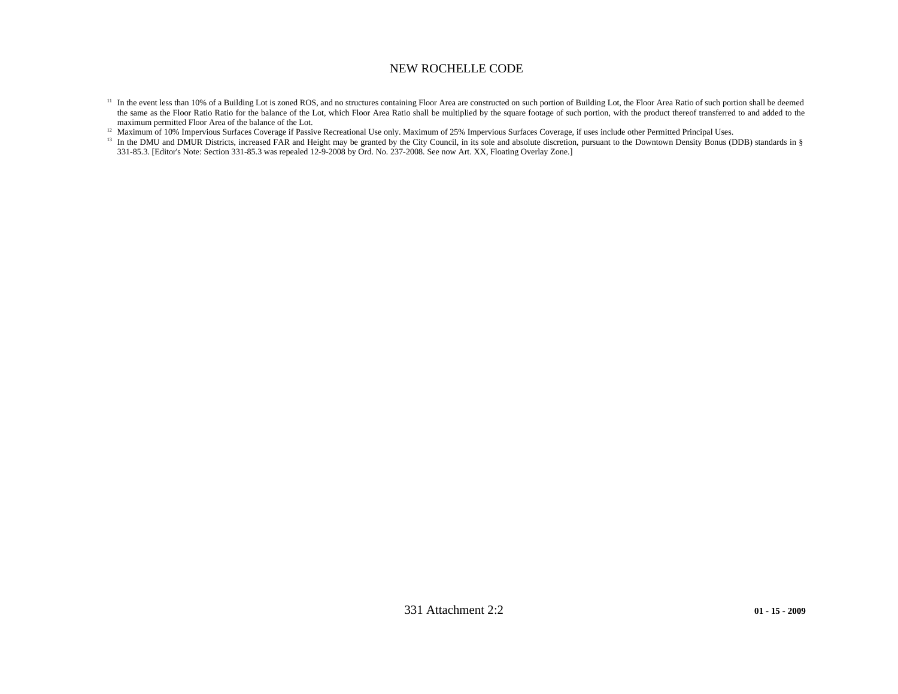[11] In the event less than 10% of a Building Lot is zoned ROS, and no structures containing Floor Area are constructed on such portion of Building Lot, the Floor Area Ratio of such portion shall be deemed the same as the Floor Ratio Ratio for the balance of the Lot, which Floor Area Ratio shall be multiplied by the square footage of such portion, with the product thereof transferred to and added to the maximum permitted Floor Area of the balance of the Lot.

[12] Maximum of 10% Impervious Surfaces Coverage if Passive Recreational Use only. Maximum of 25% Impervious Surfaces Coverage, if uses include other Permitted Principal Uses.

[13] In the DMU and DMUR Districts, increased FAR and Height may be granted by the City Council, in its sole and absolute discretion, pursuant to the Downtown Density Bonus (DDB) standards in § 331-85.3. [Editor's Note: Section 331-85.3 was repealed 12-9-2008 by Ord. No. 237-2008. See now Art. XX, Floating Overlay Zone.]